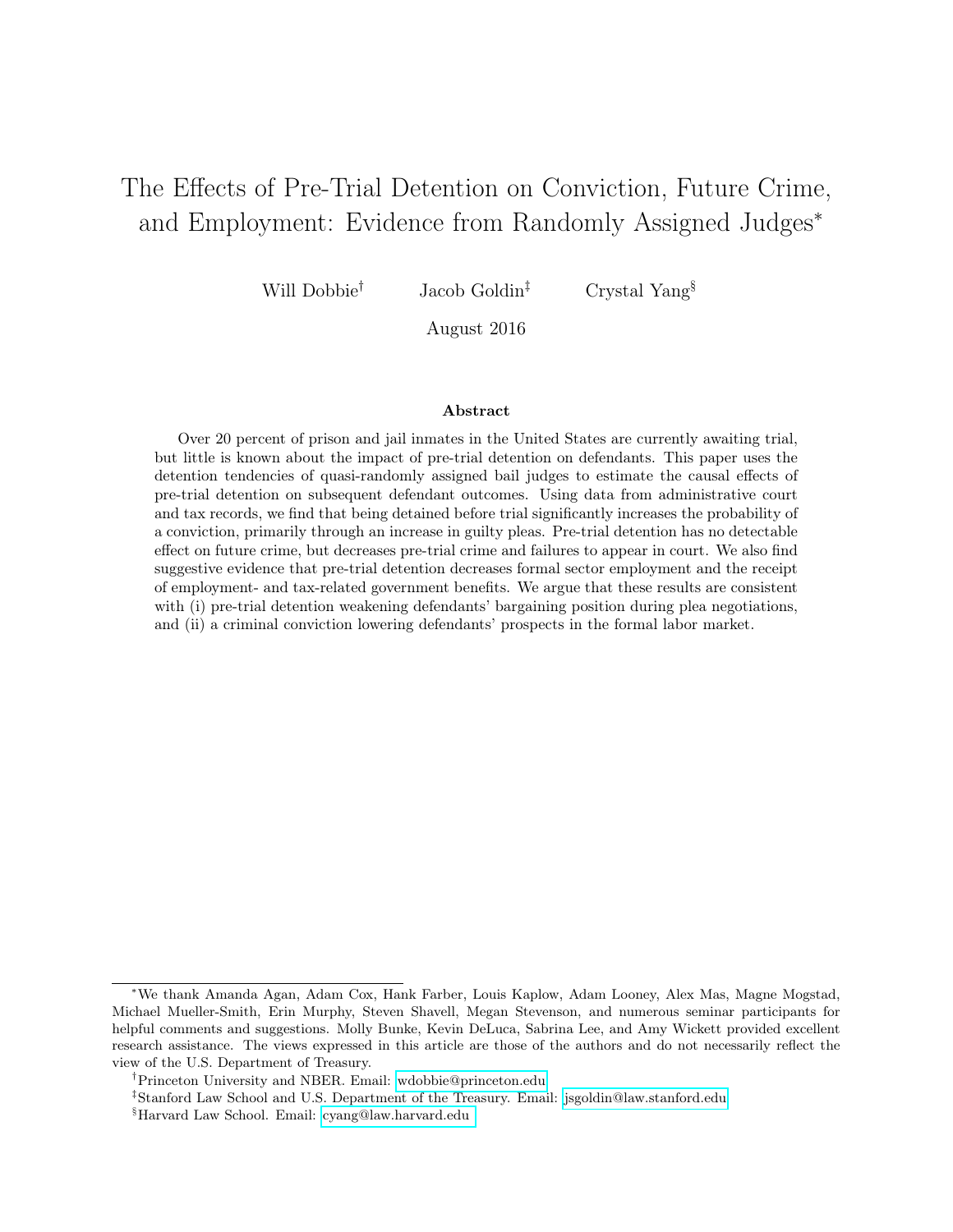# The Effects of Pre-Trial Detention on Conviction, Future Crime, and Employment: Evidence from Randomly Assigned Judges[*]

Will Dobbie[†] Jacob Goldin[‡] Crystal Yang[§]

August 2016

### Abstract

Over 20 percent of prison and jail inmates in the United States are currently awaiting trial, but little is known about the impact of pre-trial detention on defendants. This paper uses the detention tendencies of quasi-randomly assigned bail judges to estimate the causal effects of pre-trial detention on subsequent defendant outcomes. Using data from administrative court and tax records, we find that being detained before trial significantly increases the probability of a conviction, primarily through an increase in guilty pleas. Pre-trial detention has no detectable effect on future crime, but decreases pre-trial crime and failures to appear in court. We also find suggestive evidence that pre-trial detention decreases formal sector employment and the receipt of employment- and tax-related government benefits. We argue that these results are consistent with (i) pre-trial detention weakening defendants' bargaining position during plea negotiations, and (ii) a criminal conviction lowering defendants' prospects in the formal labor market.

---

[*] We thank Amanda Agan, Adam Cox, Hank Farber, Louis Kaplow, Adam Looney, Alex Mas, Magne Mogstad, Michael Mueller-Smith, Erin Murphy, Steven Shavell, Megan Stevenson, and numerous seminar participants for helpful comments and suggestions. Molly Bunke, Kevin DeLuca, Sabrina Lee, and Amy Wickett provided excellent research assistance. The views expressed in this article are those of the authors and do not necessarily reflect the view of the U.S. Department of Treasury.

[†] Princeton University and NBER. Email: wdobbie@princeton.edu

[‡] Stanford Law School and U.S. Department of the Treasury. Email: jsgoldin@law.stanford.edu

[§] Harvard Law School. Email: cyang@law.harvard.edu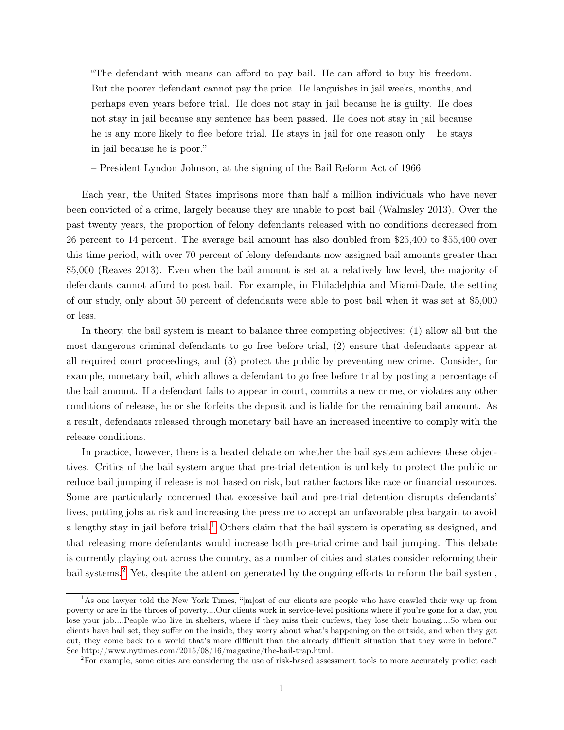> "The defendant with means can afford to pay bail. He can afford to buy his freedom. But the poorer defendant cannot pay the price. He languishes in jail weeks, months, and perhaps even years before trial. He does not stay in jail because he is guilty. He does not stay in jail because any sentence has been passed. He does not stay in jail because he is any more likely to flee before trial. He stays in jail for one reason only – he stays in jail because he is poor."
>
> – President Lyndon Johnson, at the signing of the Bail Reform Act of 1966

Each year, the United States imprisons more than half a million individuals who have never been convicted of a crime, largely because they are unable to post bail (Walmsley 2013). Over the past twenty years, the proportion of felony defendants released with no conditions decreased from 26 percent to 14 percent. The average bail amount has also doubled from $25,400 to $55,400 over this time period, with over 70 percent of felony defendants now assigned bail amounts greater than $5,000 (Reaves 2013). Even when the bail amount is set at a relatively low level, the majority of defendants cannot afford to post bail. For example, in Philadelphia and Miami-Dade, the setting of our study, only about 50 percent of defendants were able to post bail when it was set at $5,000 or less.

In theory, the bail system is meant to balance three competing objectives: (1) allow all but the most dangerous criminal defendants to go free before trial, (2) ensure that defendants appear at all required court proceedings, and (3) protect the public by preventing new crime. Consider, for example, monetary bail, which allows a defendant to go free before trial by posting a percentage of the bail amount. If a defendant fails to appear in court, commits a new crime, or violates any other conditions of release, he or she forfeits the deposit and is liable for the remaining bail amount. As a result, defendants released through monetary bail have an increased incentive to comply with the release conditions.

In practice, however, there is a heated debate on whether the bail system achieves these objectives. Critics of the bail system argue that pre-trial detention is unlikely to protect the public or reduce bail jumping if release is not based on risk, but rather factors like race or financial resources. Some are particularly concerned that excessive bail and pre-trial detention disrupts defendants' lives, putting jobs at risk and increasing the pressure to accept an unfavorable plea bargain to avoid a lengthy stay in jail before trial.[1] Others claim that the bail system is operating as designed, and that releasing more defendants would increase both pre-trial crime and bail jumping. This debate is currently playing out across the country, as a number of cities and states consider reforming their bail systems.[2] Yet, despite the attention generated by the ongoing efforts to reform the bail system,

[1] As one lawyer told the New York Times, "[m]ost of our clients are people who have crawled their way up from poverty or are in the throes of poverty....Our clients work in service-level positions where if you're gone for a day, you lose your job....People who live in shelters, where if they miss their curfews, they lose their housing....So when our clients have bail set, they suffer on the inside, they worry about what's happening on the outside, and when they get out, they come back to a world that's more difficult than the already difficult situation that they were in before." See http://www.nytimes.com/2015/08/16/magazine/the-bail-trap.html.

[2] For example, some cities are considering the use of risk-based assessment tools to more accurately predict each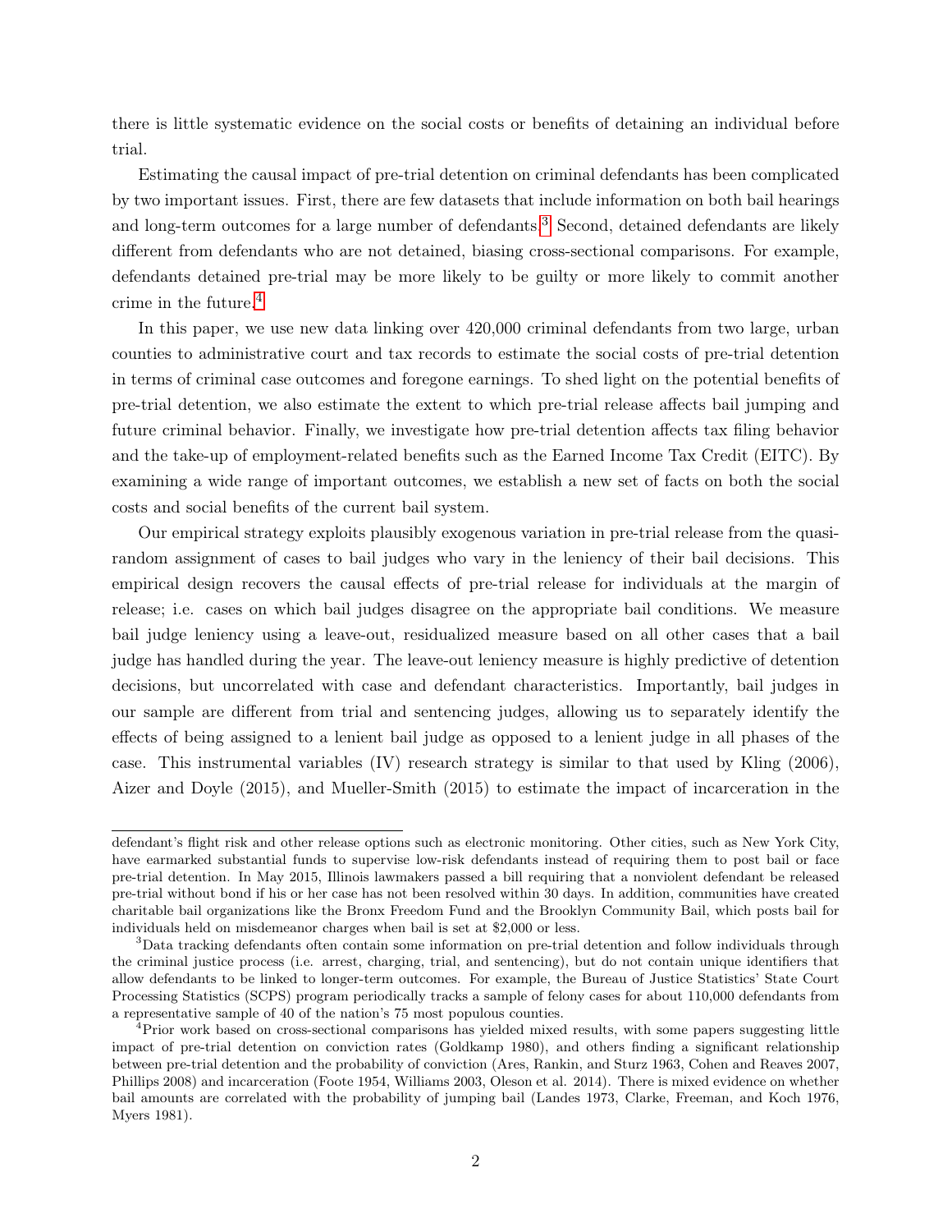there is little systematic evidence on the social costs or benefits of detaining an individual before trial.

Estimating the causal impact of pre-trial detention on criminal defendants has been complicated by two important issues. First, there are few datasets that include information on both bail hearings and long-term outcomes for a large number of defendants.[3] Second, detained defendants are likely different from defendants who are not detained, biasing cross-sectional comparisons. For example, defendants detained pre-trial may be more likely to be guilty or more likely to commit another crime in the future.[4]

In this paper, we use new data linking over 420,000 criminal defendants from two large, urban counties to administrative court and tax records to estimate the social costs of pre-trial detention in terms of criminal case outcomes and foregone earnings. To shed light on the potential benefits of pre-trial detention, we also estimate the extent to which pre-trial release affects bail jumping and future criminal behavior. Finally, we investigate how pre-trial detention affects tax filing behavior and the take-up of employment-related benefits such as the Earned Income Tax Credit (EITC). By examining a wide range of important outcomes, we establish a new set of facts on both the social costs and social benefits of the current bail system.

Our empirical strategy exploits plausibly exogenous variation in pre-trial release from the quasi-random assignment of cases to bail judges who vary in the leniency of their bail decisions. This empirical design recovers the causal effects of pre-trial release for individuals at the margin of release; i.e. cases on which bail judges disagree on the appropriate bail conditions. We measure bail judge leniency using a leave-out, residualized measure based on all other cases that a bail judge has handled during the year. The leave-out leniency measure is highly predictive of detention decisions, but uncorrelated with case and defendant characteristics. Importantly, bail judges in our sample are different from trial and sentencing judges, allowing us to separately identify the effects of being assigned to a lenient bail judge as opposed to a lenient judge in all phases of the case. This instrumental variables (IV) research strategy is similar to that used by Kling (2006), Aizer and Doyle (2015), and Mueller-Smith (2015) to estimate the impact of incarceration in the

defendant's flight risk and other release options such as electronic monitoring. Other cities, such as New York City, have earmarked substantial funds to supervise low-risk defendants instead of requiring them to post bail or face pre-trial detention. In May 2015, Illinois lawmakers passed a bill requiring that a nonviolent defendant be released pre-trial without bond if his or her case has not been resolved within 30 days. In addition, communities have created charitable bail organizations like the Bronx Freedom Fund and the Brooklyn Community Bail, which posts bail for individuals held on misdemeanor charges when bail is set at $2,000 or less.

[3] Data tracking defendants often contain some information on pre-trial detention and follow individuals through the criminal justice process (i.e. arrest, charging, trial, and sentencing), but do not contain unique identifiers that allow defendants to be linked to longer-term outcomes. For example, the Bureau of Justice Statistics' State Court Processing Statistics (SCPS) program periodically tracks a sample of felony cases for about 110,000 defendants from a representative sample of 40 of the nation's 75 most populous counties.

[4] Prior work based on cross-sectional comparisons has yielded mixed results, with some papers suggesting little impact of pre-trial detention on conviction rates (Goldkamp 1980), and others finding a significant relationship between pre-trial detention and the probability of conviction (Ares, Rankin, and Sturz 1963, Cohen and Reaves 2007, Phillips 2008) and incarceration (Foote 1954, Williams 2003, Oleson et al. 2014). There is mixed evidence on whether bail amounts are correlated with the probability of jumping bail (Landes 1973, Clarke, Freeman, and Koch 1976, Myers 1981).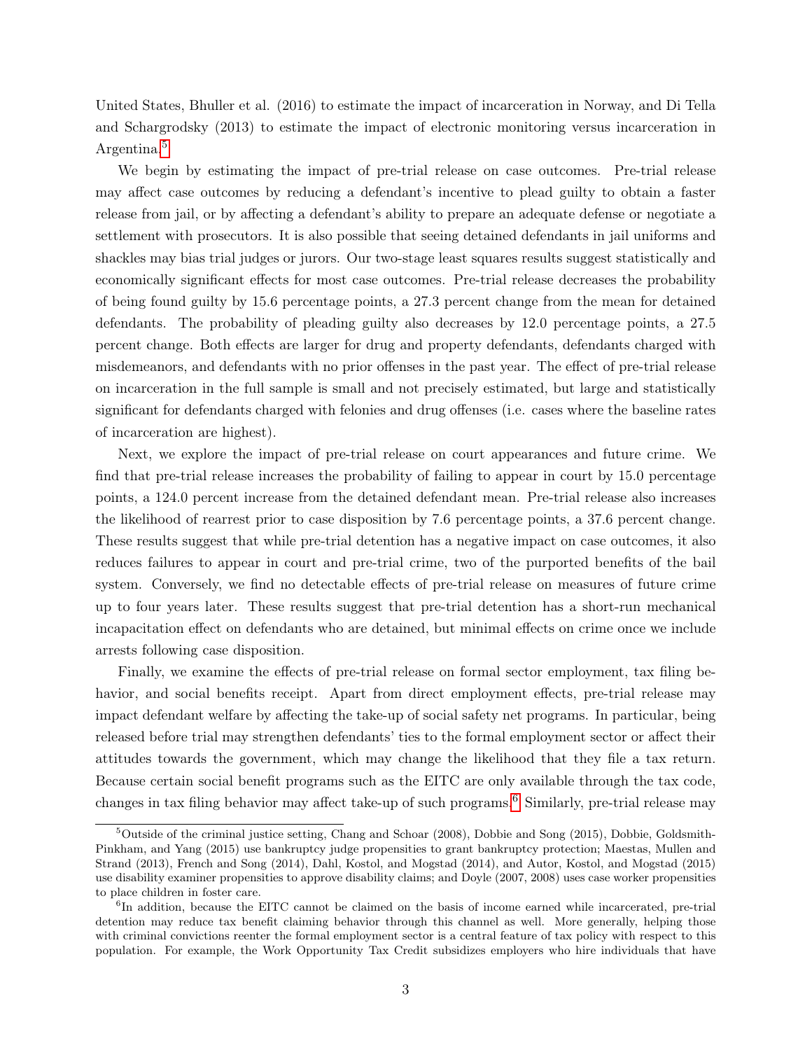United States, Bhuller et al. (2016) to estimate the impact of incarceration in Norway, and Di Tella and Schargrodsky (2013) to estimate the impact of electronic monitoring versus incarceration in Argentina.[5]

We begin by estimating the impact of pre-trial release on case outcomes. Pre-trial release may affect case outcomes by reducing a defendant's incentive to plead guilty to obtain a faster release from jail, or by affecting a defendant's ability to prepare an adequate defense or negotiate a settlement with prosecutors. It is also possible that seeing detained defendants in jail uniforms and shackles may bias trial judges or jurors. Our two-stage least squares results suggest statistically and economically significant effects for most case outcomes. Pre-trial release decreases the probability of being found guilty by 15.6 percentage points, a 27.3 percent change from the mean for detained defendants. The probability of pleading guilty also decreases by 12.0 percentage points, a 27.5 percent change. Both effects are larger for drug and property defendants, defendants charged with misdemeanors, and defendants with no prior offenses in the past year. The effect of pre-trial release on incarceration in the full sample is small and not precisely estimated, but large and statistically significant for defendants charged with felonies and drug offenses (i.e. cases where the baseline rates of incarceration are highest).

Next, we explore the impact of pre-trial release on court appearances and future crime. We find that pre-trial release increases the probability of failing to appear in court by 15.0 percentage points, a 124.0 percent increase from the detained defendant mean. Pre-trial release also increases the likelihood of rearrest prior to case disposition by 7.6 percentage points, a 37.6 percent change. These results suggest that while pre-trial detention has a negative impact on case outcomes, it also reduces failures to appear in court and pre-trial crime, two of the purported benefits of the bail system. Conversely, we find no detectable effects of pre-trial release on measures of future crime up to four years later. These results suggest that pre-trial detention has a short-run mechanical incapacitation effect on defendants who are detained, but minimal effects on crime once we include arrests following case disposition.

Finally, we examine the effects of pre-trial release on formal sector employment, tax filing behavior, and social benefits receipt. Apart from direct employment effects, pre-trial release may impact defendant welfare by affecting the take-up of social safety net programs. In particular, being released before trial may strengthen defendants' ties to the formal employment sector or affect their attitudes towards the government, which may change the likelihood that they file a tax return. Because certain social benefit programs such as the EITC are only available through the tax code, changes in tax filing behavior may affect take-up of such programs.[6] Similarly, pre-trial release may

[5] Outside of the criminal justice setting, Chang and Schoar (2008), Dobbie and Song (2015), Dobbie, Goldsmith-Pinkham, and Yang (2015) use bankruptcy judge propensities to grant bankruptcy protection; Maestas, Mullen and Strand (2013), French and Song (2014), Dahl, Kostol, and Mogstad (2014), and Autor, Kostol, and Mogstad (2015) use disability examiner propensities to approve disability claims; and Doyle (2007, 2008) uses case worker propensities to place children in foster care.

[6] In addition, because the EITC cannot be claimed on the basis of income earned while incarcerated, pre-trial detention may reduce tax benefit claiming behavior through this channel as well. More generally, helping those with criminal convictions reenter the formal employment sector is a central feature of tax policy with respect to this population. For example, the Work Opportunity Tax Credit subsidizes employers who hire individuals that have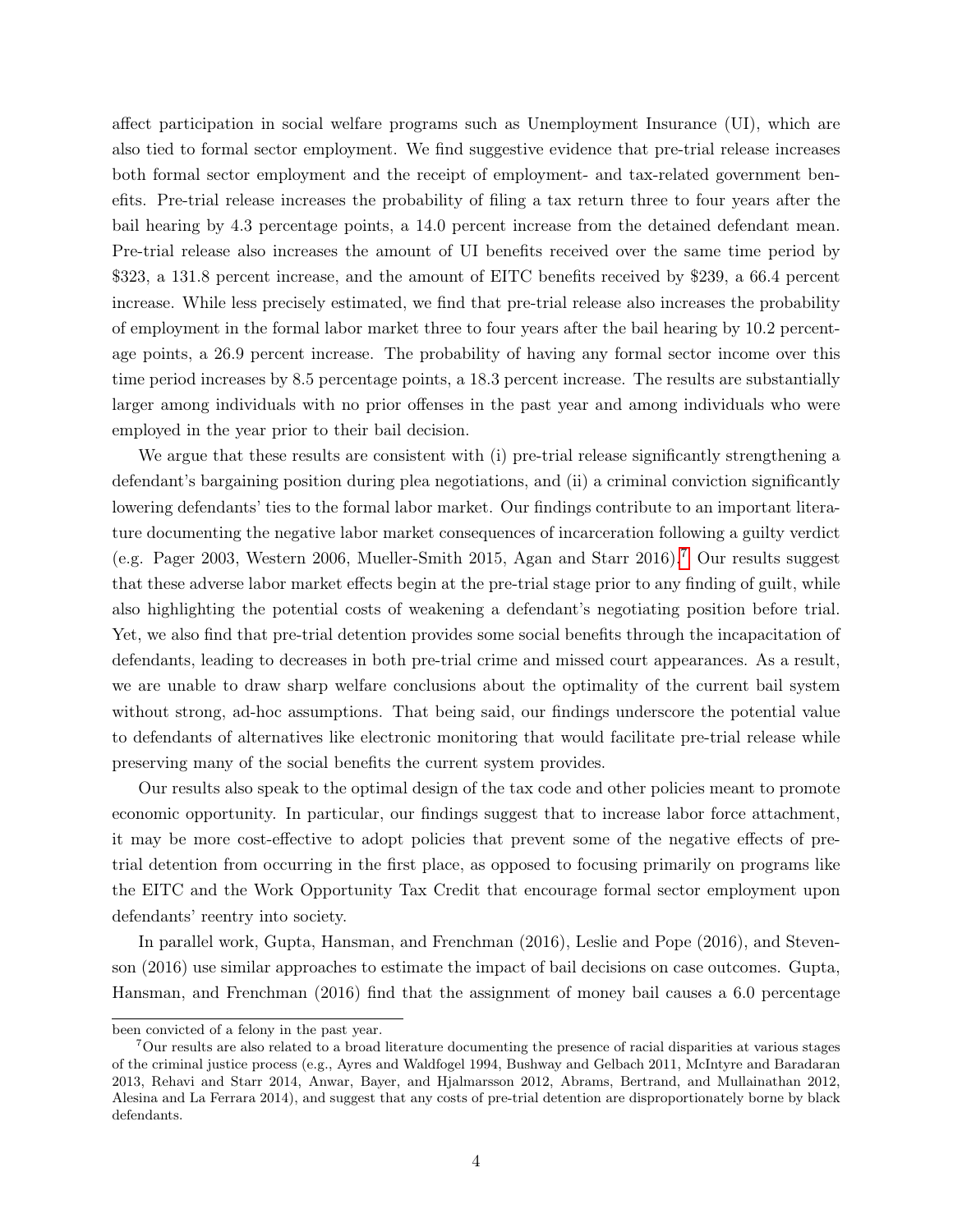affect participation in social welfare programs such as Unemployment Insurance (UI), which are also tied to formal sector employment. We find suggestive evidence that pre-trial release increases both formal sector employment and the receipt of employment- and tax-related government benefits. Pre-trial release increases the probability of filing a tax return three to four years after the bail hearing by 4.3 percentage points, a 14.0 percent increase from the detained defendant mean. Pre-trial release also increases the amount of UI benefits received over the same time period by $323, a 131.8 percent increase, and the amount of EITC benefits received by $239, a 66.4 percent increase. While less precisely estimated, we find that pre-trial release also increases the probability of employment in the formal labor market three to four years after the bail hearing by 10.2 percentage points, a 26.9 percent increase. The probability of having any formal sector income over this time period increases by 8.5 percentage points, a 18.3 percent increase. The results are substantially larger among individuals with no prior offenses in the past year and among individuals who were employed in the year prior to their bail decision.

We argue that these results are consistent with (i) pre-trial release significantly strengthening a defendant's bargaining position during plea negotiations, and (ii) a criminal conviction significantly lowering defendants' ties to the formal labor market. Our findings contribute to an important literature documenting the negative labor market consequences of incarceration following a guilty verdict (e.g. Pager 2003, Western 2006, Mueller-Smith 2015, Agan and Starr 2016).[7] Our results suggest that these adverse labor market effects begin at the pre-trial stage prior to any finding of guilt, while also highlighting the potential costs of weakening a defendant's negotiating position before trial. Yet, we also find that pre-trial detention provides some social benefits through the incapacitation of defendants, leading to decreases in both pre-trial crime and missed court appearances. As a result, we are unable to draw sharp welfare conclusions about the optimality of the current bail system without strong, ad-hoc assumptions. That being said, our findings underscore the potential value to defendants of alternatives like electronic monitoring that would facilitate pre-trial release while preserving many of the social benefits the current system provides.

Our results also speak to the optimal design of the tax code and other policies meant to promote economic opportunity. In particular, our findings suggest that to increase labor force attachment, it may be more cost-effective to adopt policies that prevent some of the negative effects of pre-trial detention from occurring in the first place, as opposed to focusing primarily on programs like the EITC and the Work Opportunity Tax Credit that encourage formal sector employment upon defendants' reentry into society.

In parallel work, Gupta, Hansman, and Frenchman (2016), Leslie and Pope (2016), and Stevenson (2016) use similar approaches to estimate the impact of bail decisions on case outcomes. Gupta, Hansman, and Frenchman (2016) find that the assignment of money bail causes a 6.0 percentage

---

been convicted of a felony in the past year.

[7] Our results are also related to a broad literature documenting the presence of racial disparities at various stages of the criminal justice process (e.g., Ayres and Waldfogel 1994, Bushway and Gelbach 2011, McIntyre and Baradaran 2013, Rehavi and Starr 2014, Anwar, Bayer, and Hjalmarsson 2012, Abrams, Bertrand, and Mullainathan 2012, Alesina and La Ferrara 2014), and suggest that any costs of pre-trial detention are disproportionately borne by black defendants.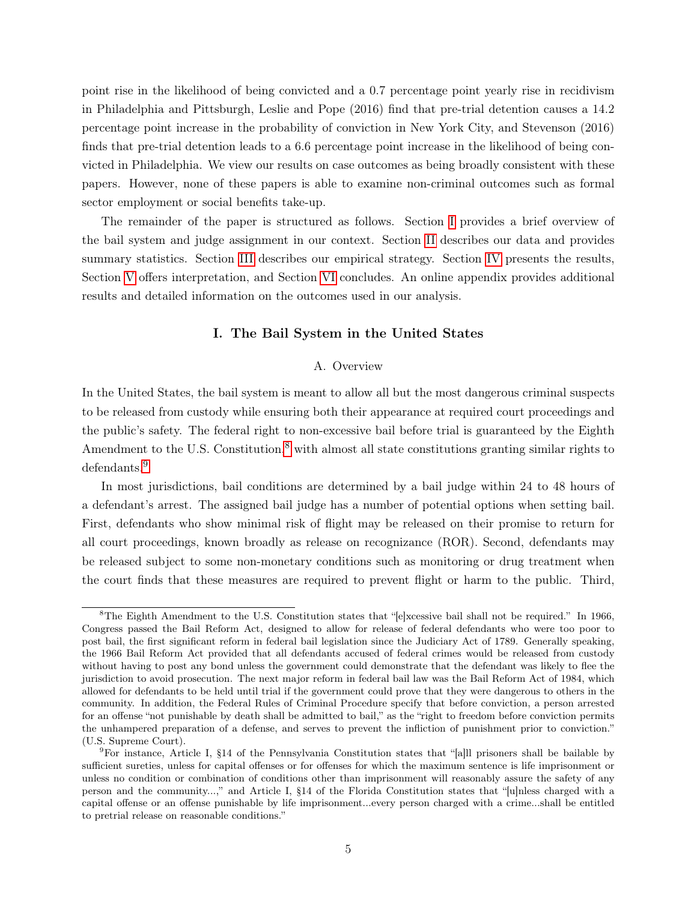point rise in the likelihood of being convicted and a 0.7 percentage point yearly rise in recidivism in Philadelphia and Pittsburgh, Leslie and Pope (2016) find that pre-trial detention causes a 14.2 percentage point increase in the probability of conviction in New York City, and Stevenson (2016) finds that pre-trial detention leads to a 6.6 percentage point increase in the likelihood of being convicted in Philadelphia. We view our results on case outcomes as being broadly consistent with these papers. However, none of these papers is able to examine non-criminal outcomes such as formal sector employment or social benefits take-up.

The remainder of the paper is structured as follows. Section I provides a brief overview of the bail system and judge assignment in our context. Section II describes our data and provides summary statistics. Section III describes our empirical strategy. Section IV presents the results, Section V offers interpretation, and Section VI concludes. An online appendix provides additional results and detailed information on the outcomes used in our analysis.

## I. The Bail System in the United States

### A. Overview

In the United States, the bail system is meant to allow all but the most dangerous criminal suspects to be released from custody while ensuring both their appearance at required court proceedings and the public's safety. The federal right to non-excessive bail before trial is guaranteed by the Eighth Amendment to the U.S. Constitution,[8] with almost all state constitutions granting similar rights to defendants.[9]

In most jurisdictions, bail conditions are determined by a bail judge within 24 to 48 hours of a defendant's arrest. The assigned bail judge has a number of potential options when setting bail. First, defendants who show minimal risk of flight may be released on their promise to return for all court proceedings, known broadly as release on recognizance (ROR). Second, defendants may be released subject to some non-monetary conditions such as monitoring or drug treatment when the court finds that these measures are required to prevent flight or harm to the public. Third,

[8] The Eighth Amendment to the U.S. Constitution states that "[e]xcessive bail shall not be required." In 1966, Congress passed the Bail Reform Act, designed to allow for release of federal defendants who were too poor to post bail, the first significant reform in federal bail legislation since the Judiciary Act of 1789. Generally speaking, the 1966 Bail Reform Act provided that all defendants accused of federal crimes would be released from custody without having to post any bond unless the government could demonstrate that the defendant was likely to flee the jurisdiction to avoid prosecution. The next major reform in federal bail law was the Bail Reform Act of 1984, which allowed for defendants to be held until trial if the government could prove that they were dangerous to others in the community. In addition, the Federal Rules of Criminal Procedure specify that before conviction, a person arrested for an offense "not punishable by death shall be admitted to bail," as the "right to freedom before conviction permits the unhampered preparation of a defense, and serves to prevent the infliction of punishment prior to conviction." (U.S. Supreme Court).

[9] For instance, Article I, §14 of the Pennsylvania Constitution states that "[a]ll prisoners shall be bailable by sufficient sureties, unless for capital offenses or for offenses for which the maximum sentence is life imprisonment or unless no condition or combination of conditions other than imprisonment will reasonably assure the safety of any person and the community...," and Article I, §14 of the Florida Constitution states that "[u]nless charged with a capital offense or an offense punishable by life imprisonment...every person charged with a crime...shall be entitled to pretrial release on reasonable conditions."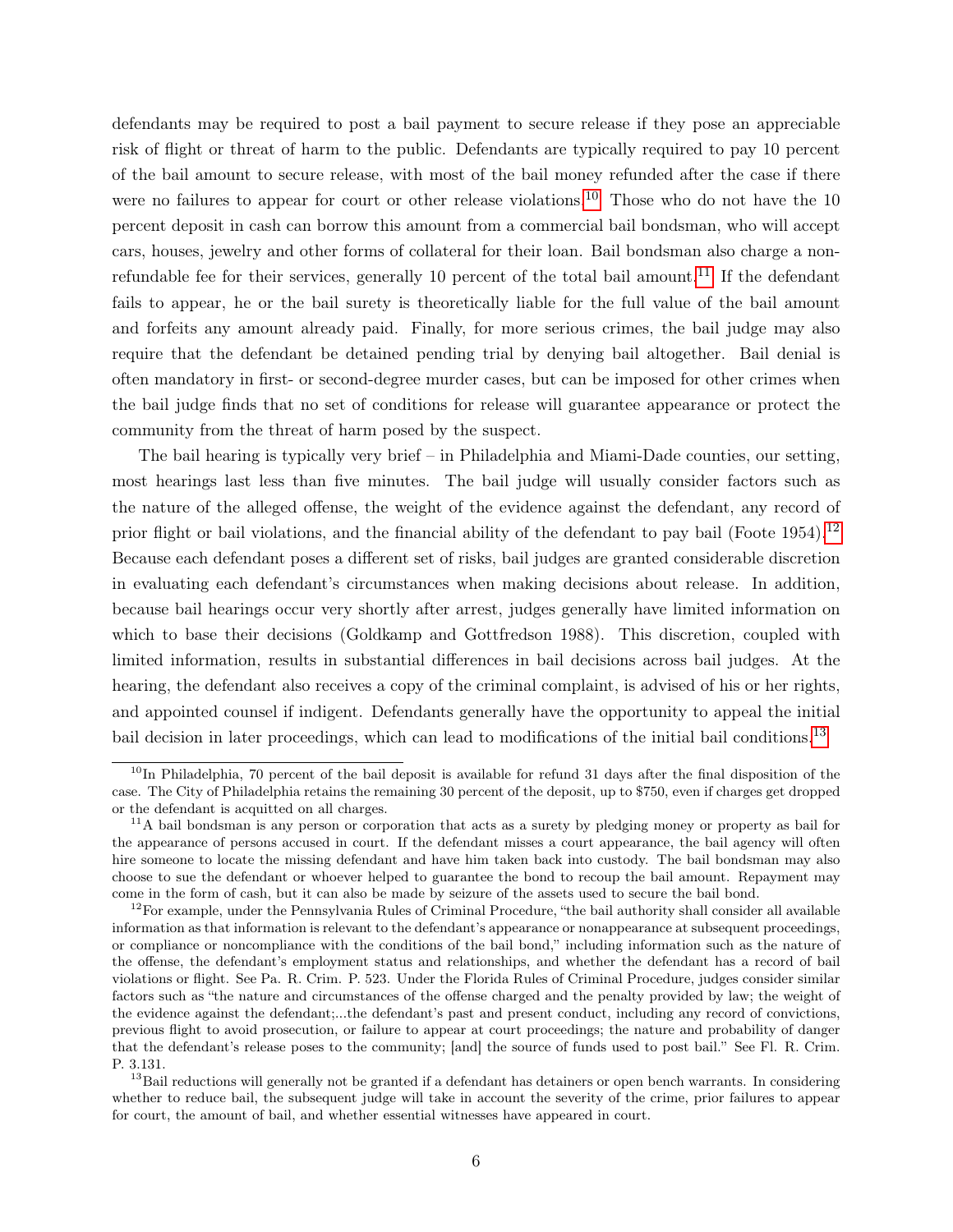defendants may be required to post a bail payment to secure release if they pose an appreciable risk of flight or threat of harm to the public. Defendants are typically required to pay 10 percent of the bail amount to secure release, with most of the bail money refunded after the case if there were no failures to appear for court or other release violations.[10] Those who do not have the 10 percent deposit in cash can borrow this amount from a commercial bail bondsman, who will accept cars, houses, jewelry and other forms of collateral for their loan. Bail bondsman also charge a non-refundable fee for their services, generally 10 percent of the total bail amount.[11] If the defendant fails to appear, he or the bail surety is theoretically liable for the full value of the bail amount and forfeits any amount already paid. Finally, for more serious crimes, the bail judge may also require that the defendant be detained pending trial by denying bail altogether. Bail denial is often mandatory in first- or second-degree murder cases, but can be imposed for other crimes when the bail judge finds that no set of conditions for release will guarantee appearance or protect the community from the threat of harm posed by the suspect.

The bail hearing is typically very brief – in Philadelphia and Miami-Dade counties, our setting, most hearings last less than five minutes. The bail judge will usually consider factors such as the nature of the alleged offense, the weight of the evidence against the defendant, any record of prior flight or bail violations, and the financial ability of the defendant to pay bail (Foote 1954).[12] Because each defendant poses a different set of risks, bail judges are granted considerable discretion in evaluating each defendant's circumstances when making decisions about release. In addition, because bail hearings occur very shortly after arrest, judges generally have limited information on which to base their decisions (Goldkamp and Gottfredson 1988). This discretion, coupled with limited information, results in substantial differences in bail decisions across bail judges. At the hearing, the defendant also receives a copy of the criminal complaint, is advised of his or her rights, and appointed counsel if indigent. Defendants generally have the opportunity to appeal the initial bail decision in later proceedings, which can lead to modifications of the initial bail conditions.[13]

[10] In Philadelphia, 70 percent of the bail deposit is available for refund 31 days after the final disposition of the case. The City of Philadelphia retains the remaining 30 percent of the deposit, up to $750, even if charges get dropped or the defendant is acquitted on all charges.

[11] A bail bondsman is any person or corporation that acts as a surety by pledging money or property as bail for the appearance of persons accused in court. If the defendant misses a court appearance, the bail agency will often hire someone to locate the missing defendant and have him taken back into custody. The bail bondsman may also choose to sue the defendant or whoever helped to guarantee the bond to recoup the bail amount. Repayment may come in the form of cash, but it can also be made by seizure of the assets used to secure the bail bond.

[12] For example, under the Pennsylvania Rules of Criminal Procedure, "the bail authority shall consider all available information as that information is relevant to the defendant's appearance or nonappearance at subsequent proceedings, or compliance or noncompliance with the conditions of the bail bond," including information such as the nature of the offense, the defendant's employment status and relationships, and whether the defendant has a record of bail violations or flight. See Pa. R. Crim. P. 523. Under the Florida Rules of Criminal Procedure, judges consider similar factors such as "the nature and circumstances of the offense charged and the penalty provided by law; the weight of the evidence against the defendant;...the defendant's past and present conduct, including any record of convictions, previous flight to avoid prosecution, or failure to appear at court proceedings; the nature and probability of danger that the defendant's release poses to the community; [and] the source of funds used to post bail." See Fl. R. Crim. P. 3.131.

[13] Bail reductions will generally not be granted if a defendant has detainers or open bench warrants. In considering whether to reduce bail, the subsequent judge will take in account the severity of the crime, prior failures to appear for court, the amount of bail, and whether essential witnesses have appeared in court.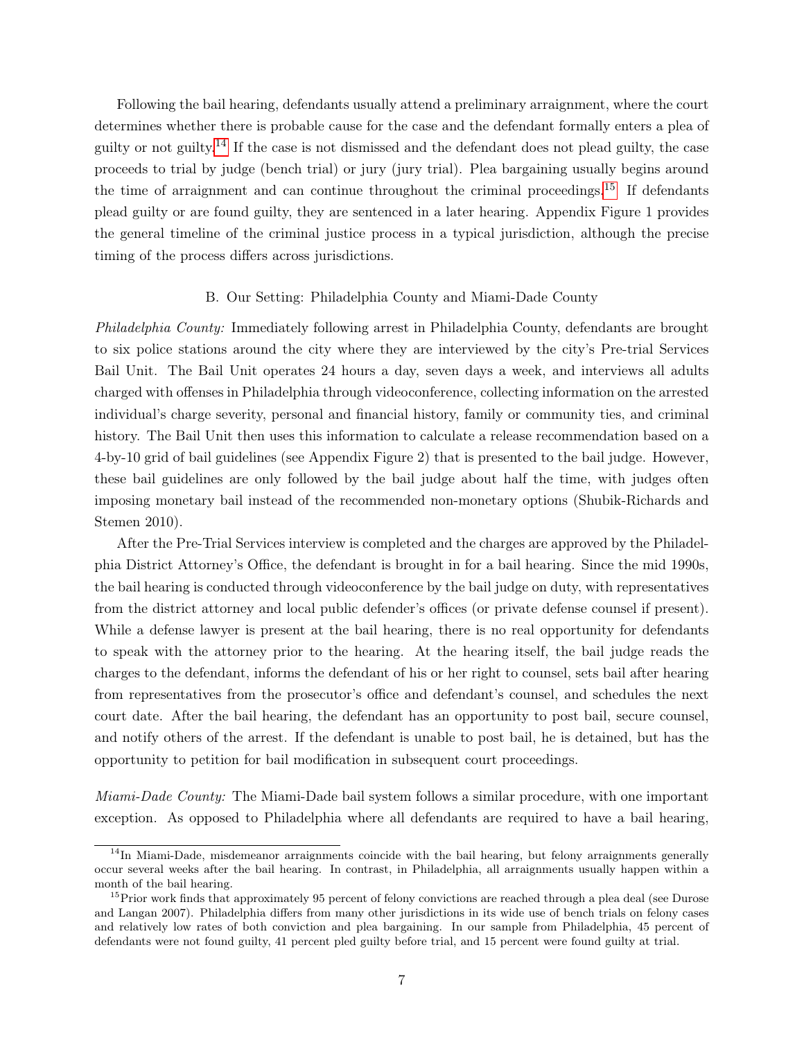Following the bail hearing, defendants usually attend a preliminary arraignment, where the court determines whether there is probable cause for the case and the defendant formally enters a plea of guilty or not guilty.[14] If the case is not dismissed and the defendant does not plead guilty, the case proceeds to trial by judge (bench trial) or jury (jury trial). Plea bargaining usually begins around the time of arraignment and can continue throughout the criminal proceedings.[15] If defendants plead guilty or are found guilty, they are sentenced in a later hearing. Appendix Figure 1 provides the general timeline of the criminal justice process in a typical jurisdiction, although the precise timing of the process differs across jurisdictions.

### B. Our Setting: Philadelphia County and Miami-Dade County

*Philadelphia County:* Immediately following arrest in Philadelphia County, defendants are brought to six police stations around the city where they are interviewed by the city's Pre-trial Services Bail Unit. The Bail Unit operates 24 hours a day, seven days a week, and interviews all adults charged with offenses in Philadelphia through videoconference, collecting information on the arrested individual's charge severity, personal and financial history, family or community ties, and criminal history. The Bail Unit then uses this information to calculate a release recommendation based on a 4-by-10 grid of bail guidelines (see Appendix Figure 2) that is presented to the bail judge. However, these bail guidelines are only followed by the bail judge about half the time, with judges often imposing monetary bail instead of the recommended non-monetary options (Shubik-Richards and Stemen 2010).

After the Pre-Trial Services interview is completed and the charges are approved by the Philadelphia District Attorney's Office, the defendant is brought in for a bail hearing. Since the mid 1990s, the bail hearing is conducted through videoconference by the bail judge on duty, with representatives from the district attorney and local public defender's offices (or private defense counsel if present). While a defense lawyer is present at the bail hearing, there is no real opportunity for defendants to speak with the attorney prior to the hearing. At the hearing itself, the bail judge reads the charges to the defendant, informs the defendant of his or her right to counsel, sets bail after hearing from representatives from the prosecutor's office and defendant's counsel, and schedules the next court date. After the bail hearing, the defendant has an opportunity to post bail, secure counsel, and notify others of the arrest. If the defendant is unable to post bail, he is detained, but has the opportunity to petition for bail modification in subsequent court proceedings.

*Miami-Dade County:* The Miami-Dade bail system follows a similar procedure, with one important exception. As opposed to Philadelphia where all defendants are required to have a bail hearing,

---

[14] In Miami-Dade, misdemeanor arraignments coincide with the bail hearing, but felony arraignments generally occur several weeks after the bail hearing. In contrast, in Philadelphia, all arraignments usually happen within a month of the bail hearing.

[15] Prior work finds that approximately 95 percent of felony convictions are reached through a plea deal (see Durose and Langan 2007). Philadelphia differs from many other jurisdictions in its wide use of bench trials on felony cases and relatively low rates of both conviction and plea bargaining. In our sample from Philadelphia, 45 percent of defendants were not found guilty, 41 percent pled guilty before trial, and 15 percent were found guilty at trial.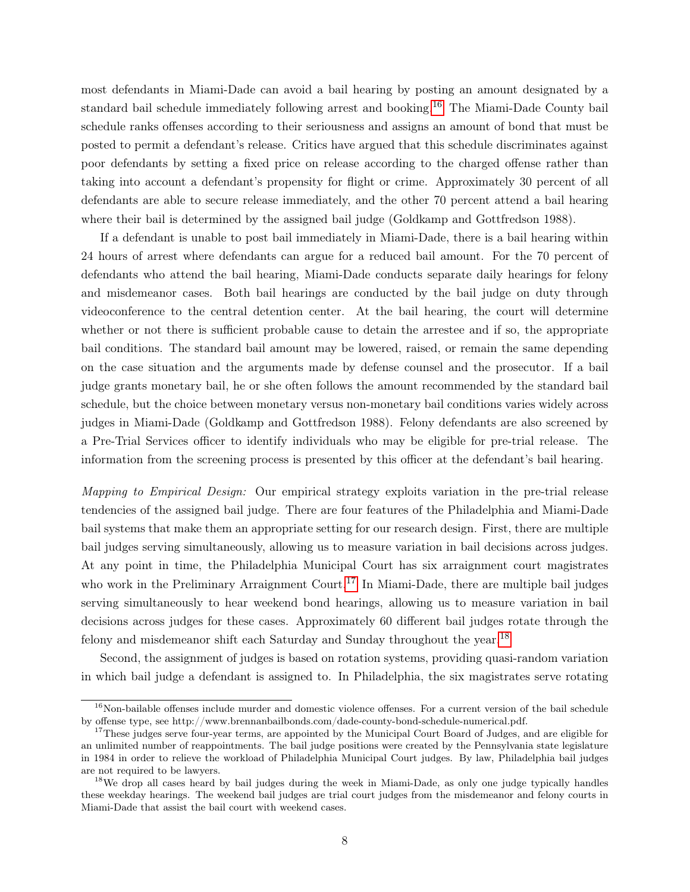most defendants in Miami-Dade can avoid a bail hearing by posting an amount designated by a standard bail schedule immediately following arrest and booking.[16] The Miami-Dade County bail schedule ranks offenses according to their seriousness and assigns an amount of bond that must be posted to permit a defendant's release. Critics have argued that this schedule discriminates against poor defendants by setting a fixed price on release according to the charged offense rather than taking into account a defendant's propensity for flight or crime. Approximately 30 percent of all defendants are able to secure release immediately, and the other 70 percent attend a bail hearing where their bail is determined by the assigned bail judge (Goldkamp and Gottfredson 1988).

If a defendant is unable to post bail immediately in Miami-Dade, there is a bail hearing within 24 hours of arrest where defendants can argue for a reduced bail amount. For the 70 percent of defendants who attend the bail hearing, Miami-Dade conducts separate daily hearings for felony and misdemeanor cases. Both bail hearings are conducted by the bail judge on duty through videoconference to the central detention center. At the bail hearing, the court will determine whether or not there is sufficient probable cause to detain the arrestee and if so, the appropriate bail conditions. The standard bail amount may be lowered, raised, or remain the same depending on the case situation and the arguments made by defense counsel and the prosecutor. If a bail judge grants monetary bail, he or she often follows the amount recommended by the standard bail schedule, but the choice between monetary versus non-monetary bail conditions varies widely across judges in Miami-Dade (Goldkamp and Gottfredson 1988). Felony defendants are also screened by a Pre-Trial Services officer to identify individuals who may be eligible for pre-trial release. The information from the screening process is presented by this officer at the defendant's bail hearing.

*Mapping to Empirical Design:* Our empirical strategy exploits variation in the pre-trial release tendencies of the assigned bail judge. There are four features of the Philadelphia and Miami-Dade bail systems that make them an appropriate setting for our research design. First, there are multiple bail judges serving simultaneously, allowing us to measure variation in bail decisions across judges. At any point in time, the Philadelphia Municipal Court has six arraignment court magistrates who work in the Preliminary Arraignment Court.[17] In Miami-Dade, there are multiple bail judges serving simultaneously to hear weekend bond hearings, allowing us to measure variation in bail decisions across judges for these cases. Approximately 60 different bail judges rotate through the felony and misdemeanor shift each Saturday and Sunday throughout the year.[18]

Second, the assignment of judges is based on rotation systems, providing quasi-random variation in which bail judge a defendant is assigned to. In Philadelphia, the six magistrates serve rotating

---

[16] Non-bailable offenses include murder and domestic violence offenses. For a current version of the bail schedule by offense type, see http://www.brennanbailbonds.com/dade-county-bond-schedule-numerical.pdf.

[17] These judges serve four-year terms, are appointed by the Municipal Court Board of Judges, and are eligible for an unlimited number of reappointments. The bail judge positions were created by the Pennsylvania state legislature in 1984 in order to relieve the workload of Philadelphia Municipal Court judges. By law, Philadelphia bail judges are not required to be lawyers.

[18] We drop all cases heard by bail judges during the week in Miami-Dade, as only one judge typically handles these weekday hearings. The weekend bail judges are trial court judges from the misdemeanor and felony courts in Miami-Dade that assist the bail court with weekend cases.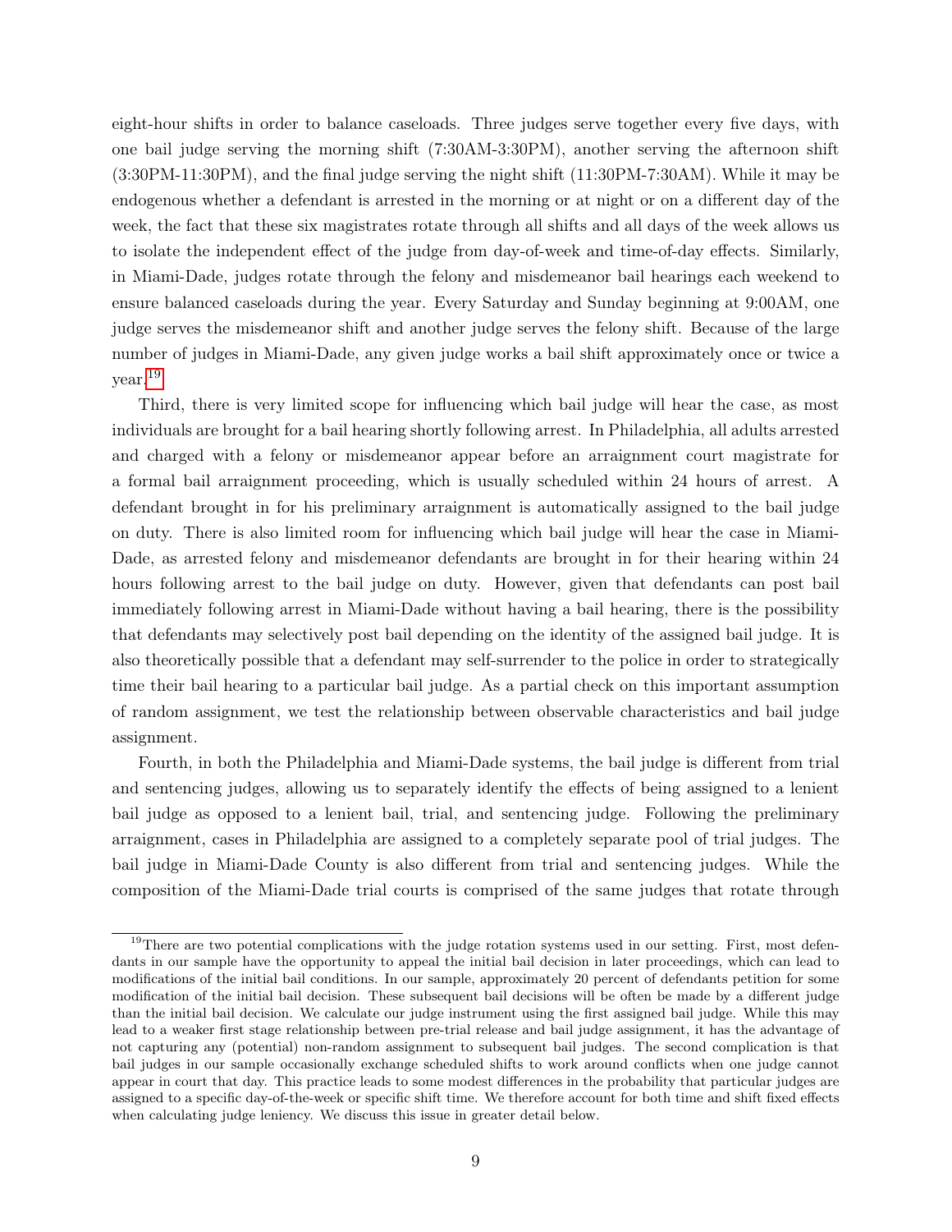eight-hour shifts in order to balance caseloads. Three judges serve together every five days, with one bail judge serving the morning shift (7:30AM-3:30PM), another serving the afternoon shift (3:30PM-11:30PM), and the final judge serving the night shift (11:30PM-7:30AM). While it may be endogenous whether a defendant is arrested in the morning or at night or on a different day of the week, the fact that these six magistrates rotate through all shifts and all days of the week allows us to isolate the independent effect of the judge from day-of-week and time-of-day effects. Similarly, in Miami-Dade, judges rotate through the felony and misdemeanor bail hearings each weekend to ensure balanced caseloads during the year. Every Saturday and Sunday beginning at 9:00AM, one judge serves the misdemeanor shift and another judge serves the felony shift. Because of the large number of judges in Miami-Dade, any given judge works a bail shift approximately once or twice a year.[19]

Third, there is very limited scope for influencing which bail judge will hear the case, as most individuals are brought for a bail hearing shortly following arrest. In Philadelphia, all adults arrested and charged with a felony or misdemeanor appear before an arraignment court magistrate for a formal bail arraignment proceeding, which is usually scheduled within 24 hours of arrest. A defendant brought in for his preliminary arraignment is automatically assigned to the bail judge on duty. There is also limited room for influencing which bail judge will hear the case in Miami-Dade, as arrested felony and misdemeanor defendants are brought in for their hearing within 24 hours following arrest to the bail judge on duty. However, given that defendants can post bail immediately following arrest in Miami-Dade without having a bail hearing, there is the possibility that defendants may selectively post bail depending on the identity of the assigned bail judge. It is also theoretically possible that a defendant may self-surrender to the police in order to strategically time their bail hearing to a particular bail judge. As a partial check on this important assumption of random assignment, we test the relationship between observable characteristics and bail judge assignment.

Fourth, in both the Philadelphia and Miami-Dade systems, the bail judge is different from trial and sentencing judges, allowing us to separately identify the effects of being assigned to a lenient bail judge as opposed to a lenient bail, trial, and sentencing judge. Following the preliminary arraignment, cases in Philadelphia are assigned to a completely separate pool of trial judges. The bail judge in Miami-Dade County is also different from trial and sentencing judges. While the composition of the Miami-Dade trial courts is comprised of the same judges that rotate through

[19] There are two potential complications with the judge rotation systems used in our setting. First, most defendants in our sample have the opportunity to appeal the initial bail decision in later proceedings, which can lead to modifications of the initial bail conditions. In our sample, approximately 20 percent of defendants petition for some modification of the initial bail decision. These subsequent bail decisions will be often be made by a different judge than the initial bail decision. We calculate our judge instrument using the first assigned bail judge. While this may lead to a weaker first stage relationship between pre-trial release and bail judge assignment, it has the advantage of not capturing any (potential) non-random assignment to subsequent bail judges. The second complication is that bail judges in our sample occasionally exchange scheduled shifts to work around conflicts when one judge cannot appear in court that day. This practice leads to some modest differences in the probability that particular judges are assigned to a specific day-of-the-week or specific shift time. We therefore account for both time and shift fixed effects when calculating judge leniency. We discuss this issue in greater detail below.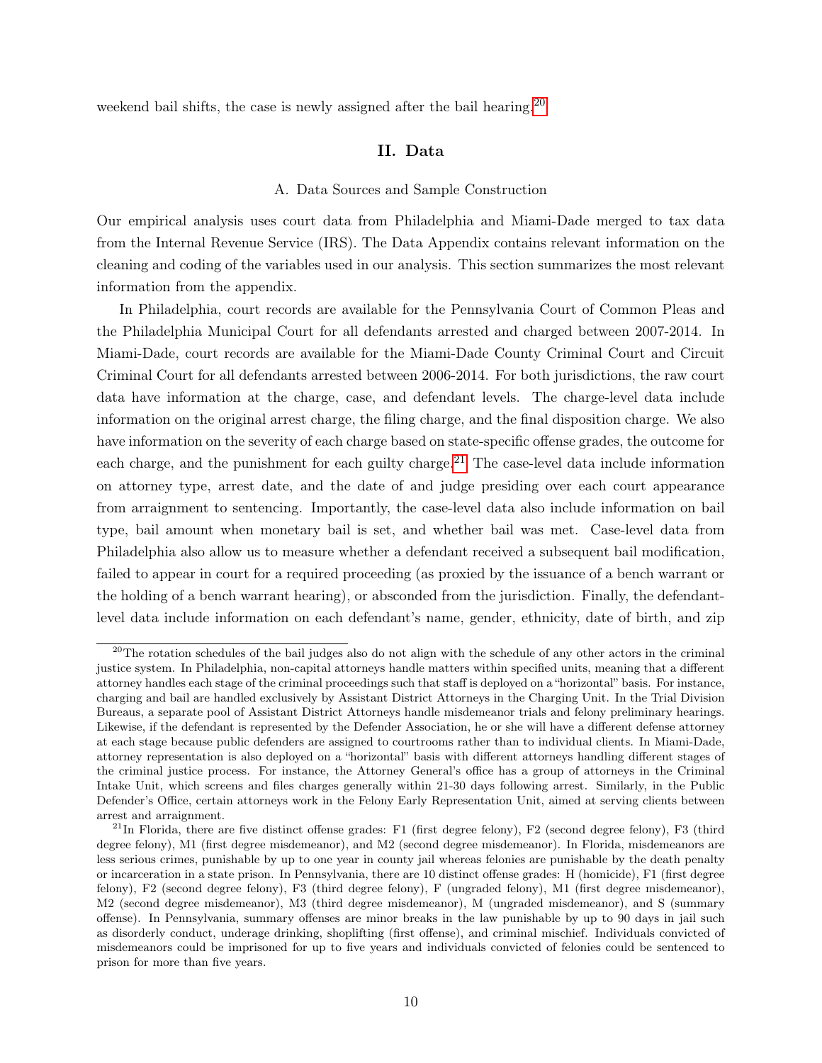weekend bail shifts, the case is newly assigned after the bail hearing.[20]

## II. Data

### A. Data Sources and Sample Construction

Our empirical analysis uses court data from Philadelphia and Miami-Dade merged to tax data from the Internal Revenue Service (IRS). The Data Appendix contains relevant information on the cleaning and coding of the variables used in our analysis. This section summarizes the most relevant information from the appendix.

In Philadelphia, court records are available for the Pennsylvania Court of Common Pleas and the Philadelphia Municipal Court for all defendants arrested and charged between 2007-2014. In Miami-Dade, court records are available for the Miami-Dade County Criminal Court and Circuit Criminal Court for all defendants arrested between 2006-2014. For both jurisdictions, the raw court data have information at the charge, case, and defendant levels. The charge-level data include information on the original arrest charge, the filing charge, and the final disposition charge. We also have information on the severity of each charge based on state-specific offense grades, the outcome for each charge, and the punishment for each guilty charge.[21] The case-level data include information on attorney type, arrest date, and the date of and judge presiding over each court appearance from arraignment to sentencing. Importantly, the case-level data also include information on bail type, bail amount when monetary bail is set, and whether bail was met. Case-level data from Philadelphia also allow us to measure whether a defendant received a subsequent bail modification, failed to appear in court for a required proceeding (as proxied by the issuance of a bench warrant or the holding of a bench warrant hearing), or absconded from the jurisdiction. Finally, the defendant-level data include information on each defendant's name, gender, ethnicity, date of birth, and zip

---

[20] The rotation schedules of the bail judges also do not align with the schedule of any other actors in the criminal justice system. In Philadelphia, non-capital attorneys handle matters within specified units, meaning that a different attorney handles each stage of the criminal proceedings such that staff is deployed on a "horizontal" basis. For instance, charging and bail are handled exclusively by Assistant District Attorneys in the Charging Unit. In the Trial Division Bureaus, a separate pool of Assistant District Attorneys handle misdemeanor trials and felony preliminary hearings. Likewise, if the defendant is represented by the Defender Association, he or she will have a different defense attorney at each stage because public defenders are assigned to courtrooms rather than to individual clients. In Miami-Dade, attorney representation is also deployed on a "horizontal" basis with different attorneys handling different stages of the criminal justice process. For instance, the Attorney General's office has a group of attorneys in the Criminal Intake Unit, which screens and files charges generally within 21-30 days following arrest. Similarly, in the Public Defender's Office, certain attorneys work in the Felony Early Representation Unit, aimed at serving clients between arrest and arraignment.

[21] In Florida, there are five distinct offense grades: F1 (first degree felony), F2 (second degree felony), F3 (third degree felony), M1 (first degree misdemeanor), and M2 (second degree misdemeanor). In Florida, misdemeanors are less serious crimes, punishable by up to one year in county jail whereas felonies are punishable by the death penalty or incarceration in a state prison. In Pennsylvania, there are 10 distinct offense grades: H (homicide), F1 (first degree felony), F2 (second degree felony), F3 (third degree felony), F (ungraded felony), M1 (first degree misdemeanor), M2 (second degree misdemeanor), M3 (third degree misdemeanor), M (ungraded misdemeanor), and S (summary offense). In Pennsylvania, summary offenses are minor breaks in the law punishable by up to 90 days in jail such as disorderly conduct, underage drinking, shoplifting (first offense), and criminal mischief. Individuals convicted of misdemeanors could be imprisoned for up to five years and individuals convicted of felonies could be sentenced to prison for more than five years.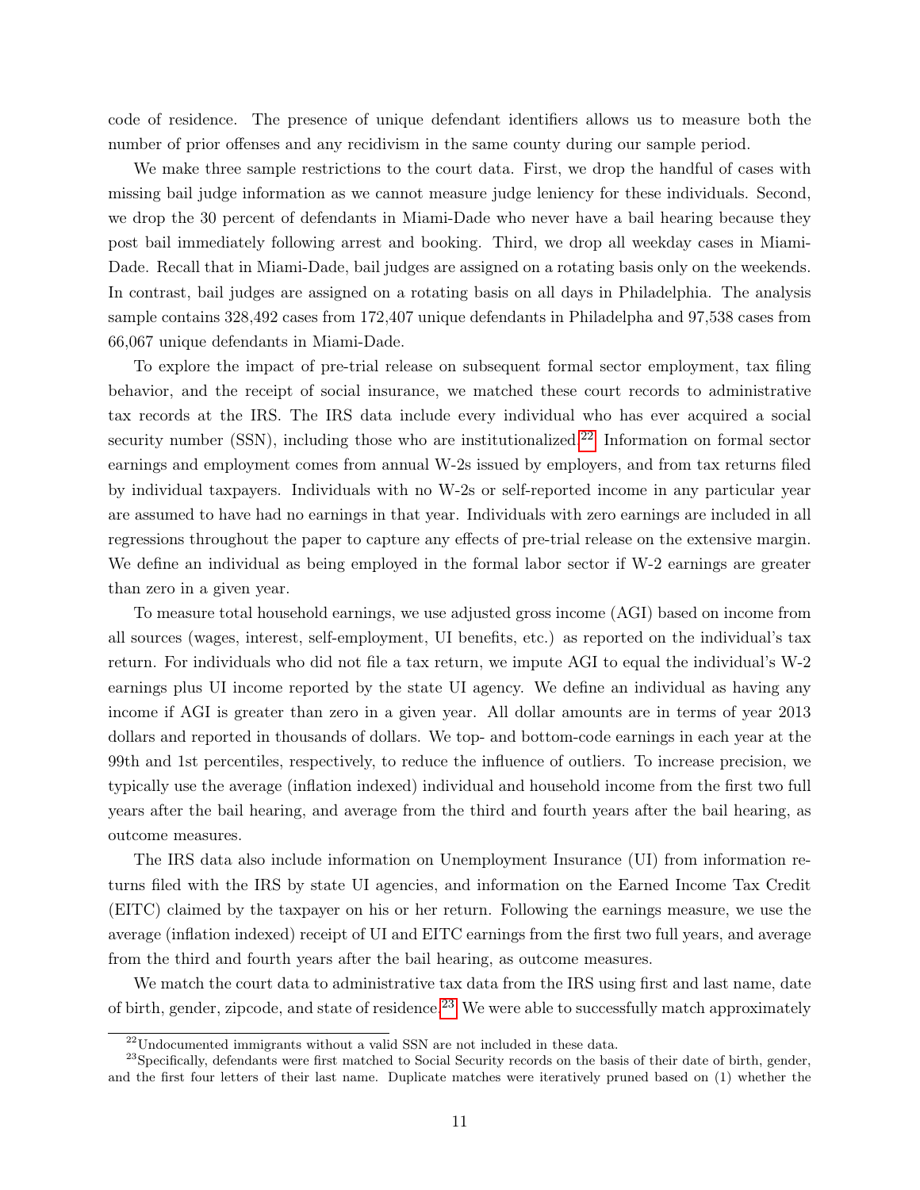code of residence. The presence of unique defendant identifiers allows us to measure both the number of prior offenses and any recidivism in the same county during our sample period.

We make three sample restrictions to the court data. First, we drop the handful of cases with missing bail judge information as we cannot measure judge leniency for these individuals. Second, we drop the 30 percent of defendants in Miami-Dade who never have a bail hearing because they post bail immediately following arrest and booking. Third, we drop all weekday cases in Miami-Dade. Recall that in Miami-Dade, bail judges are assigned on a rotating basis only on the weekends. In contrast, bail judges are assigned on a rotating basis on all days in Philadelphia. The analysis sample contains 328,492 cases from 172,407 unique defendants in Philadelpha and 97,538 cases from 66,067 unique defendants in Miami-Dade.

To explore the impact of pre-trial release on subsequent formal sector employment, tax filing behavior, and the receipt of social insurance, we matched these court records to administrative tax records at the IRS. The IRS data include every individual who has ever acquired a social security number (SSN), including those who are institutionalized.[22] Information on formal sector earnings and employment comes from annual W-2s issued by employers, and from tax returns filed by individual taxpayers. Individuals with no W-2s or self-reported income in any particular year are assumed to have had no earnings in that year. Individuals with zero earnings are included in all regressions throughout the paper to capture any effects of pre-trial release on the extensive margin. We define an individual as being employed in the formal labor sector if W-2 earnings are greater than zero in a given year.

To measure total household earnings, we use adjusted gross income (AGI) based on income from all sources (wages, interest, self-employment, UI benefits, etc.) as reported on the individual's tax return. For individuals who did not file a tax return, we impute AGI to equal the individual's W-2 earnings plus UI income reported by the state UI agency. We define an individual as having any income if AGI is greater than zero in a given year. All dollar amounts are in terms of year 2013 dollars and reported in thousands of dollars. We top- and bottom-code earnings in each year at the 99th and 1st percentiles, respectively, to reduce the influence of outliers. To increase precision, we typically use the average (inflation indexed) individual and household income from the first two full years after the bail hearing, and average from the third and fourth years after the bail hearing, as outcome measures.

The IRS data also include information on Unemployment Insurance (UI) from information returns filed with the IRS by state UI agencies, and information on the Earned Income Tax Credit (EITC) claimed by the taxpayer on his or her return. Following the earnings measure, we use the average (inflation indexed) receipt of UI and EITC earnings from the first two full years, and average from the third and fourth years after the bail hearing, as outcome measures.

We match the court data to administrative tax data from the IRS using first and last name, date of birth, gender, zipcode, and state of residence.[23] We were able to successfully match approximately

[22] Undocumented immigrants without a valid SSN are not included in these data.

[23] Specifically, defendants were first matched to Social Security records on the basis of their date of birth, gender, and the first four letters of their last name. Duplicate matches were iteratively pruned based on (1) whether the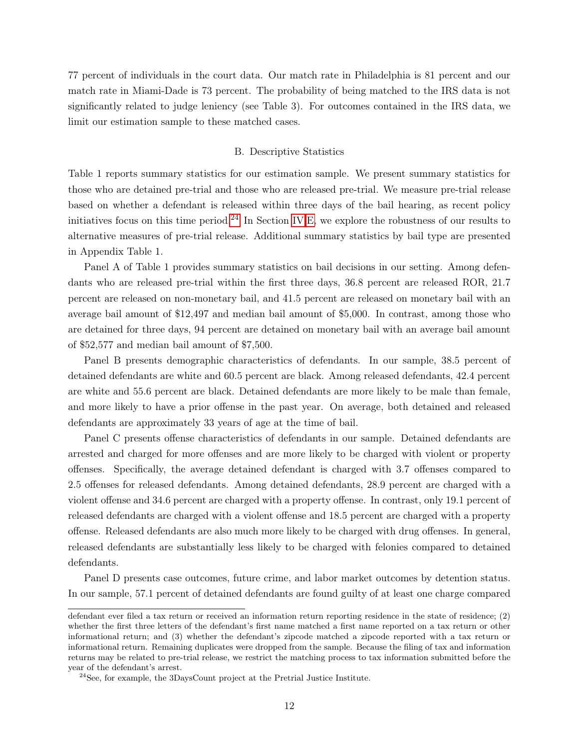77 percent of individuals in the court data. Our match rate in Philadelphia is 81 percent and our match rate in Miami-Dade is 73 percent. The probability of being matched to the IRS data is not significantly related to judge leniency (see Table 3). For outcomes contained in the IRS data, we limit our estimation sample to these matched cases.

### B. Descriptive Statistics

Table 1 reports summary statistics for our estimation sample. We present summary statistics for those who are detained pre-trial and those who are released pre-trial. We measure pre-trial release based on whether a defendant is released within three days of the bail hearing, as recent policy initiatives focus on this time period.[24] In Section IV.E, we explore the robustness of our results to alternative measures of pre-trial release. Additional summary statistics by bail type are presented in Appendix Table 1.

Panel A of Table 1 provides summary statistics on bail decisions in our setting. Among defendants who are released pre-trial within the first three days, 36.8 percent are released ROR, 21.7 percent are released on non-monetary bail, and 41.5 percent are released on monetary bail with an average bail amount of $12,497 and median bail amount of $5,000. In contrast, among those who are detained for three days, 94 percent are detained on monetary bail with an average bail amount of $52,577 and median bail amount of $7,500.

Panel B presents demographic characteristics of defendants. In our sample, 38.5 percent of detained defendants are white and 60.5 percent are black. Among released defendants, 42.4 percent are white and 55.6 percent are black. Detained defendants are more likely to be male than female, and more likely to have a prior offense in the past year. On average, both detained and released defendants are approximately 33 years of age at the time of bail.

Panel C presents offense characteristics of defendants in our sample. Detained defendants are arrested and charged for more offenses and are more likely to be charged with violent or property offenses. Specifically, the average detained defendant is charged with 3.7 offenses compared to 2.5 offenses for released defendants. Among detained defendants, 28.9 percent are charged with a violent offense and 34.6 percent are charged with a property offense. In contrast, only 19.1 percent of released defendants are charged with a violent offense and 18.5 percent are charged with a property offense. Released defendants are also much more likely to be charged with drug offenses. In general, released defendants are substantially less likely to be charged with felonies compared to detained defendants.

Panel D presents case outcomes, future crime, and labor market outcomes by detention status. In our sample, 57.1 percent of detained defendants are found guilty of at least one charge compared

---

defendant ever filed a tax return or received an information return reporting residence in the state of residence; (2) whether the first three letters of the defendant's first name matched a first name reported on a tax return or other informational return; and (3) whether the defendant's zipcode matched a zipcode reported with a tax return or informational return. Remaining duplicates were dropped from the sample. Because the filing of tax and information returns may be related to pre-trial release, we restrict the matching process to tax information submitted before the year of the defendant's arrest.

[24] See, for example, the 3DaysCount project at the Pretrial Justice Institute.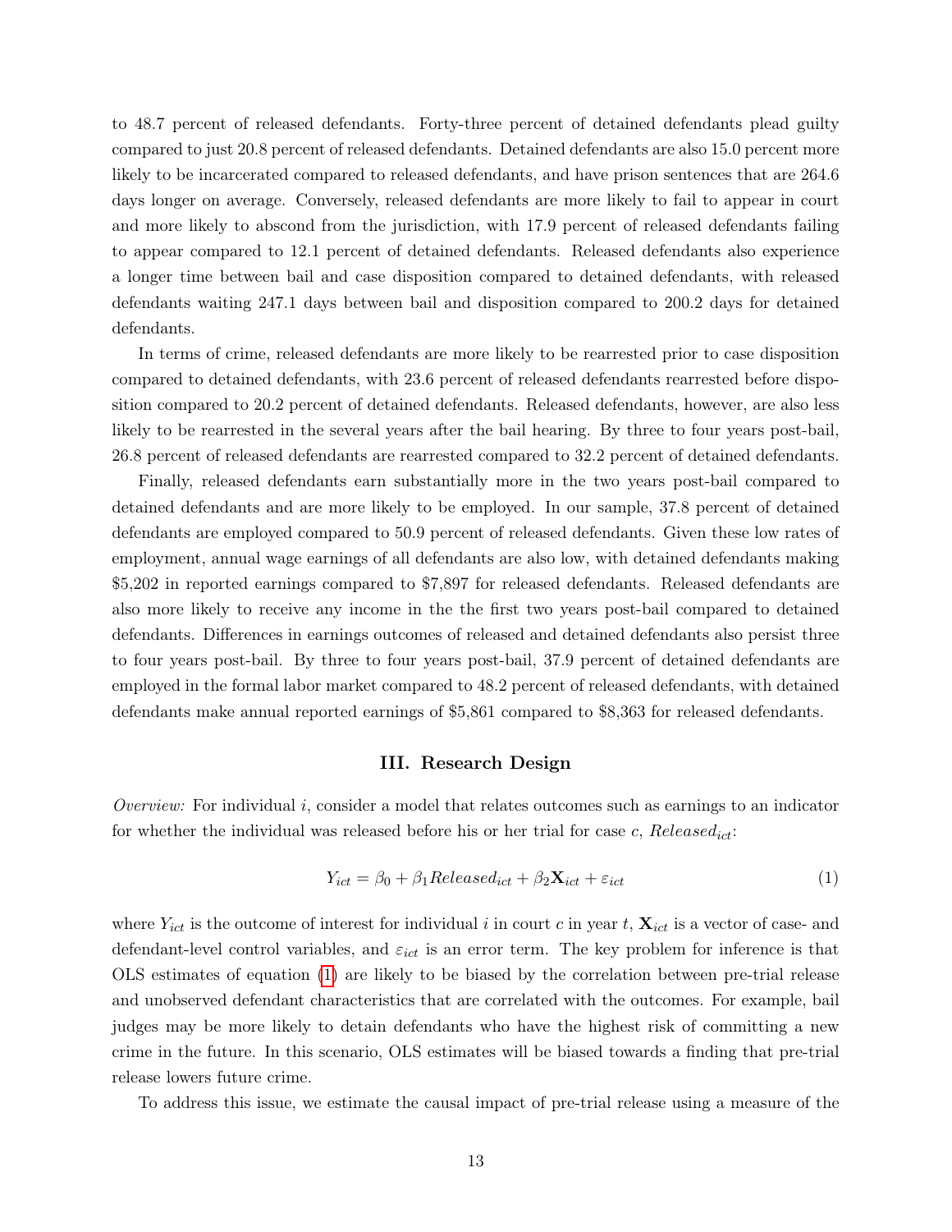to 48.7 percent of released defendants. Forty-three percent of detained defendants plead guilty compared to just 20.8 percent of released defendants. Detained defendants are also 15.0 percent more likely to be incarcerated compared to released defendants, and have prison sentences that are 264.6 days longer on average. Conversely, released defendants are more likely to fail to appear in court and more likely to abscond from the jurisdiction, with 17.9 percent of released defendants failing to appear compared to 12.1 percent of detained defendants. Released defendants also experience a longer time between bail and case disposition compared to detained defendants, with released defendants waiting 247.1 days between bail and disposition compared to 200.2 days for detained defendants.

In terms of crime, released defendants are more likely to be rearrested prior to case disposition compared to detained defendants, with 23.6 percent of released defendants rearrested before disposition compared to 20.2 percent of detained defendants. Released defendants, however, are also less likely to be rearrested in the several years after the bail hearing. By three to four years post-bail, 26.8 percent of released defendants are rearrested compared to 32.2 percent of detained defendants.

Finally, released defendants earn substantially more in the two years post-bail compared to detained defendants and are more likely to be employed. In our sample, 37.8 percent of detained defendants are employed compared to 50.9 percent of released defendants. Given these low rates of employment, annual wage earnings of all defendants are also low, with detained defendants making $5,202 in reported earnings compared to $7,897 for released defendants. Released defendants are also more likely to receive any income in the the first two years post-bail compared to detained defendants. Differences in earnings outcomes of released and detained defendants also persist three to four years post-bail. By three to four years post-bail, 37.9 percent of detained defendants are employed in the formal labor market compared to 48.2 percent of released defendants, with detained defendants make annual reported earnings of $5,861 compared to $8,363 for released defendants.

## III. Research Design

*Overview:* For individual $i$, consider a model that relates outcomes such as earnings to an indicator for whether the individual was released before his or her trial for case $c$, $Released_{ict}$:

$$Y_{ict} = \beta_0 + \beta_1 Released_{ict} + \beta_2 \mathbf{X}_{ict} + \varepsilon_{ict} \tag{1}$$

where $Y_{ict}$ is the outcome of interest for individual $i$ in court $c$ in year $t$, $\mathbf{X}_{ict}$ is a vector of case- and defendant-level control variables, and $\varepsilon_{ict}$ is an error term. The key problem for inference is that OLS estimates of equation (1) are likely to be biased by the correlation between pre-trial release and unobserved defendant characteristics that are correlated with the outcomes. For example, bail judges may be more likely to detain defendants who have the highest risk of committing a new crime in the future. In this scenario, OLS estimates will be biased towards a finding that pre-trial release lowers future crime.

To address this issue, we estimate the causal impact of pre-trial release using a measure of the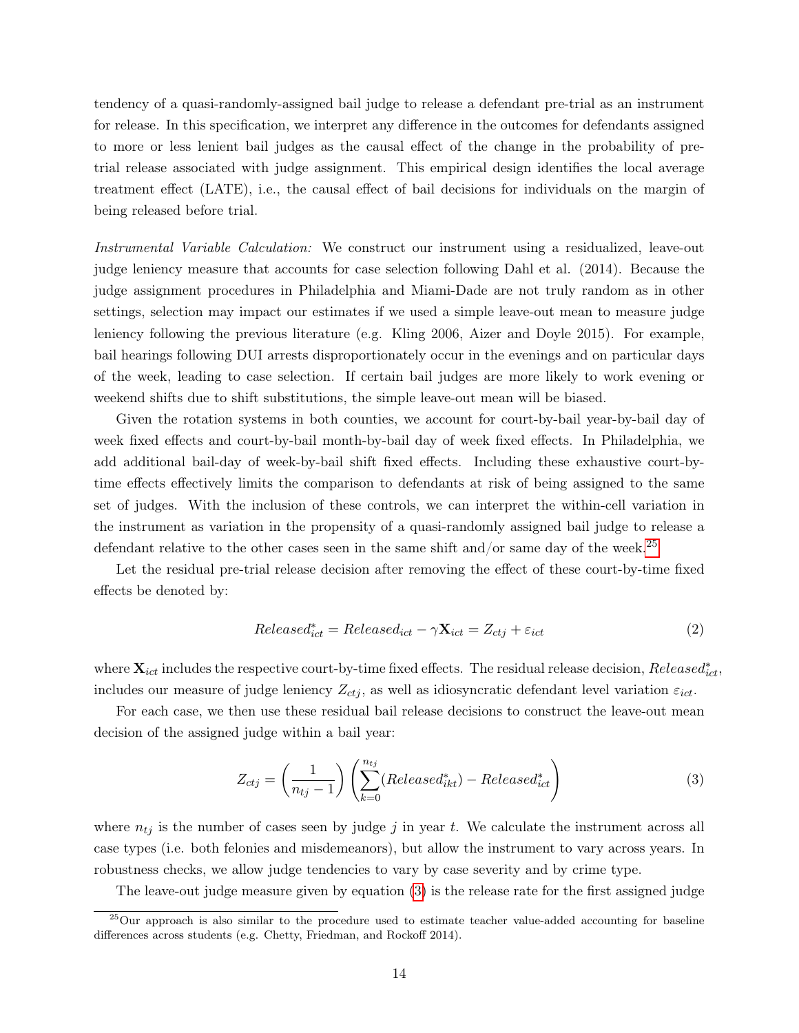tendency of a quasi-randomly-assigned bail judge to release a defendant pre-trial as an instrument for release. In this specification, we interpret any difference in the outcomes for defendants assigned to more or less lenient bail judges as the causal effect of the change in the probability of pre-trial release associated with judge assignment. This empirical design identifies the local average treatment effect (LATE), i.e., the causal effect of bail decisions for individuals on the margin of being released before trial.

*Instrumental Variable Calculation:* We construct our instrument using a residualized, leave-out judge leniency measure that accounts for case selection following Dahl et al. (2014). Because the judge assignment procedures in Philadelphia and Miami-Dade are not truly random as in other settings, selection may impact our estimates if we used a simple leave-out mean to measure judge leniency following the previous literature (e.g. Kling 2006, Aizer and Doyle 2015). For example, bail hearings following DUI arrests disproportionately occur in the evenings and on particular days of the week, leading to case selection. If certain bail judges are more likely to work evening or weekend shifts due to shift substitutions, the simple leave-out mean will be biased.

Given the rotation systems in both counties, we account for court-by-bail year-by-bail day of week fixed effects and court-by-bail month-by-bail day of week fixed effects. In Philadelphia, we add additional bail-day of week-by-bail shift fixed effects. Including these exhaustive court-by-time effects effectively limits the comparison to defendants at risk of being assigned to the same set of judges. With the inclusion of these controls, we can interpret the within-cell variation in the instrument as variation in the propensity of a quasi-randomly assigned bail judge to release a defendant relative to the other cases seen in the same shift and/or same day of the week.[25]

Let the residual pre-trial release decision after removing the effect of these court-by-time fixed effects be denoted by:

$$Released^{*}_{ict} = Released_{ict} - \gamma \mathbf{X}_{ict} = Z_{ctj} + \varepsilon_{ict} \tag{2}$$

where $\mathbf{X}_{ict}$ includes the respective court-by-time fixed effects. The residual release decision, $Released^{*}_{ict}$, includes our measure of judge leniency $Z_{ctj}$, as well as idiosyncratic defendant level variation $\varepsilon_{ict}$.

For each case, we then use these residual bail release decisions to construct the leave-out mean decision of the assigned judge within a bail year:

$$Z_{ctj} = \left(\frac{1}{n_{tj}-1}\right)\left(\sum_{k=0}^{n_{tj}}(Released^{*}_{ikt}) - Released^{*}_{ict}\right) \tag{3}$$

where $n_{tj}$ is the number of cases seen by judge $j$ in year $t$. We calculate the instrument across all case types (i.e. both felonies and misdemeanors), but allow the instrument to vary across years. In robustness checks, we allow judge tendencies to vary by case severity and by crime type.

The leave-out judge measure given by equation (3) is the release rate for the first assigned judge

[25] Our approach is also similar to the procedure used to estimate teacher value-added accounting for baseline differences across students (e.g. Chetty, Friedman, and Rockoff 2014).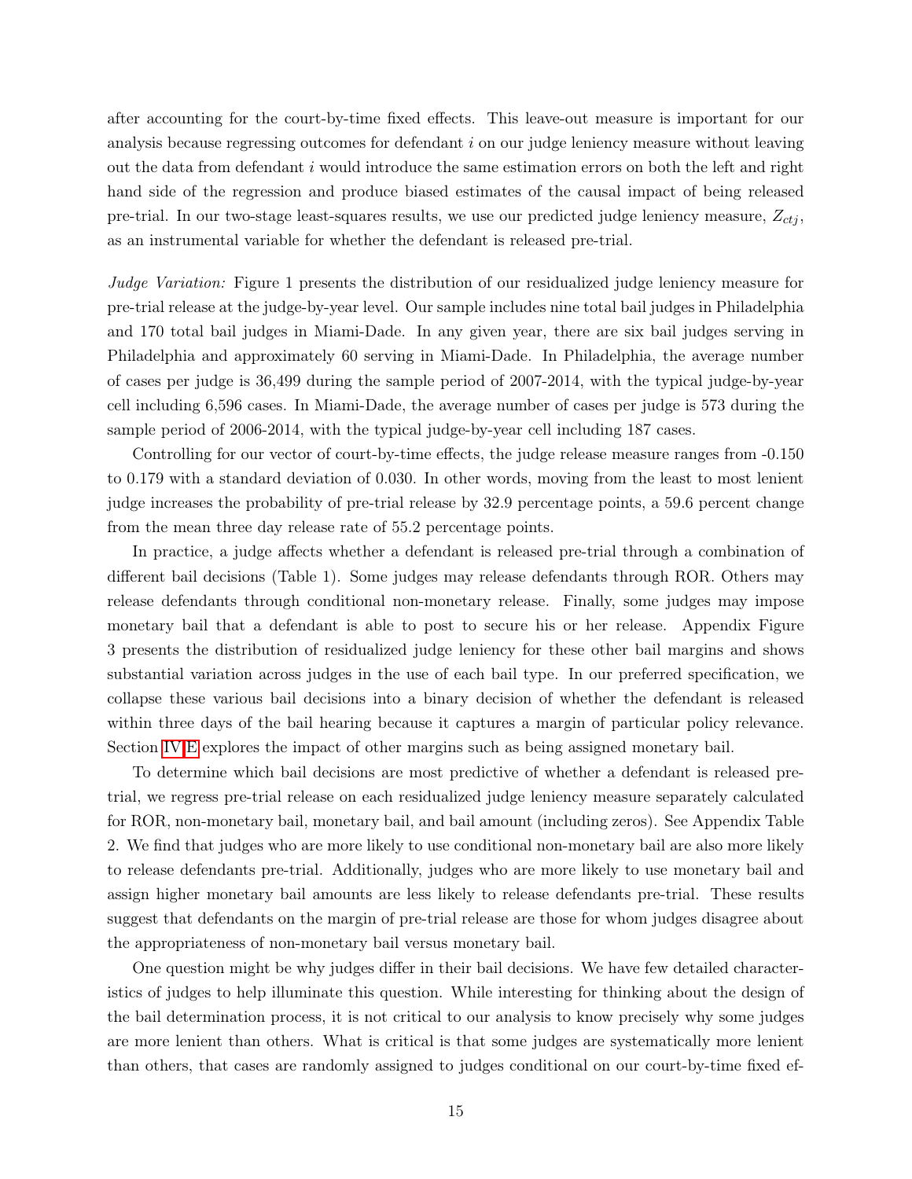after accounting for the court-by-time fixed effects. This leave-out measure is important for our analysis because regressing outcomes for defendant $i$ on our judge leniency measure without leaving out the data from defendant $i$ would introduce the same estimation errors on both the left and right hand side of the regression and produce biased estimates of the causal impact of being released pre-trial. In our two-stage least-squares results, we use our predicted judge leniency measure, $Z_{ctj}$, as an instrumental variable for whether the defendant is released pre-trial.

*Judge Variation:* Figure 1 presents the distribution of our residualized judge leniency measure for pre-trial release at the judge-by-year level. Our sample includes nine total bail judges in Philadelphia and 170 total bail judges in Miami-Dade. In any given year, there are six bail judges serving in Philadelphia and approximately 60 serving in Miami-Dade. In Philadelphia, the average number of cases per judge is 36,499 during the sample period of 2007-2014, with the typical judge-by-year cell including 6,596 cases. In Miami-Dade, the average number of cases per judge is 573 during the sample period of 2006-2014, with the typical judge-by-year cell including 187 cases.

Controlling for our vector of court-by-time effects, the judge release measure ranges from -0.150 to 0.179 with a standard deviation of 0.030. In other words, moving from the least to most lenient judge increases the probability of pre-trial release by 32.9 percentage points, a 59.6 percent change from the mean three day release rate of 55.2 percentage points.

In practice, a judge affects whether a defendant is released pre-trial through a combination of different bail decisions (Table 1). Some judges may release defendants through ROR. Others may release defendants through conditional non-monetary release. Finally, some judges may impose monetary bail that a defendant is able to post to secure his or her release. Appendix Figure 3 presents the distribution of residualized judge leniency for these other bail margins and shows substantial variation across judges in the use of each bail type. In our preferred specification, we collapse these various bail decisions into a binary decision of whether the defendant is released within three days of the bail hearing because it captures a margin of particular policy relevance. Section IV.E explores the impact of other margins such as being assigned monetary bail.

To determine which bail decisions are most predictive of whether a defendant is released pre-trial, we regress pre-trial release on each residualized judge leniency measure separately calculated for ROR, non-monetary bail, monetary bail, and bail amount (including zeros). See Appendix Table 2. We find that judges who are more likely to use conditional non-monetary bail are also more likely to release defendants pre-trial. Additionally, judges who are more likely to use monetary bail and assign higher monetary bail amounts are less likely to release defendants pre-trial. These results suggest that defendants on the margin of pre-trial release are those for whom judges disagree about the appropriateness of non-monetary bail versus monetary bail.

One question might be why judges differ in their bail decisions. We have few detailed characteristics of judges to help illuminate this question. While interesting for thinking about the design of the bail determination process, it is not critical to our analysis to know precisely why some judges are more lenient than others. What is critical is that some judges are systematically more lenient than others, that cases are randomly assigned to judges conditional on our court-by-time fixed ef-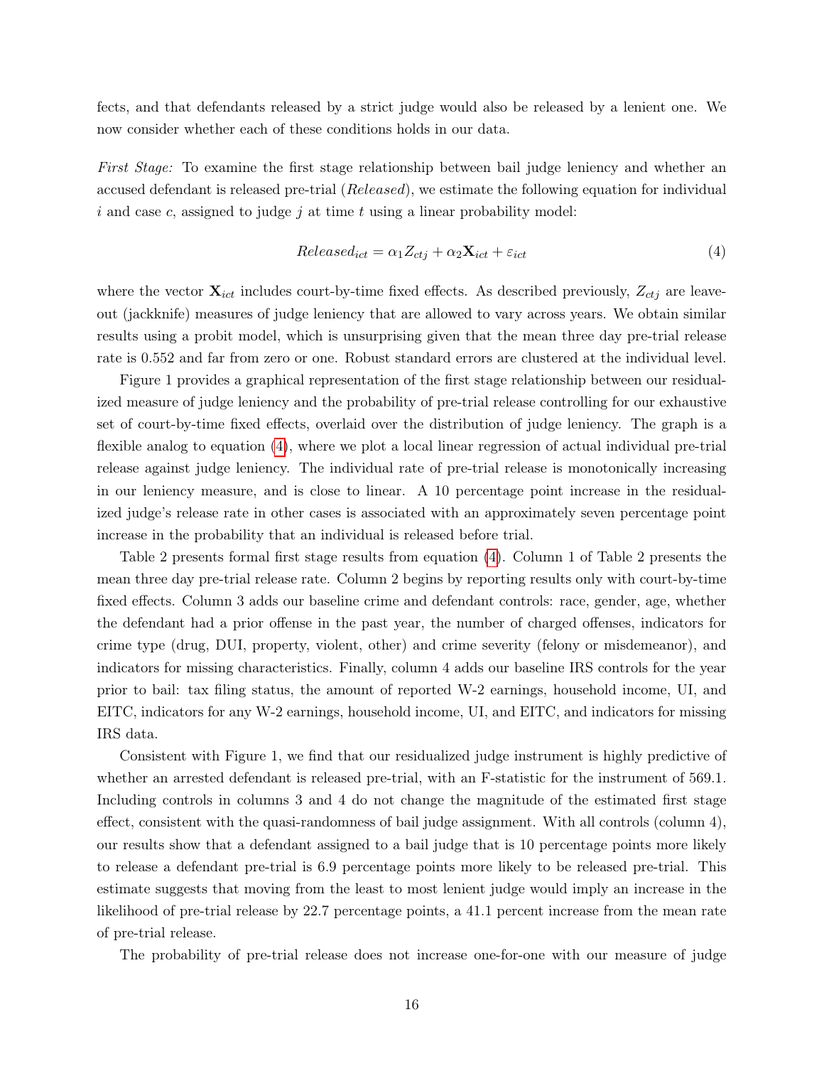fects, and that defendants released by a strict judge would also be released by a lenient one. We now consider whether each of these conditions holds in our data.

*First Stage:* To examine the first stage relationship between bail judge leniency and whether an accused defendant is released pre-trial (*Released*), we estimate the following equation for individual $i$ and case $c$, assigned to judge $j$ at time $t$ using a linear probability model:

$$Released_{ict} = \alpha_1 Z_{ctj} + \alpha_2 \mathbf{X}_{ict} + \varepsilon_{ict} \tag{4}$$

where the vector $\mathbf{X}_{ict}$ includes court-by-time fixed effects. As described previously, $Z_{ctj}$ are leave-out (jackknife) measures of judge leniency that are allowed to vary across years. We obtain similar results using a probit model, which is unsurprising given that the mean three day pre-trial release rate is 0.552 and far from zero or one. Robust standard errors are clustered at the individual level.

Figure 1 provides a graphical representation of the first stage relationship between our residualized measure of judge leniency and the probability of pre-trial release controlling for our exhaustive set of court-by-time fixed effects, overlaid over the distribution of judge leniency. The graph is a flexible analog to equation (4), where we plot a local linear regression of actual individual pre-trial release against judge leniency. The individual rate of pre-trial release is monotonically increasing in our leniency measure, and is close to linear. A 10 percentage point increase in the residualized judge's release rate in other cases is associated with an approximately seven percentage point increase in the probability that an individual is released before trial.

Table 2 presents formal first stage results from equation (4). Column 1 of Table 2 presents the mean three day pre-trial release rate. Column 2 begins by reporting results only with court-by-time fixed effects. Column 3 adds our baseline crime and defendant controls: race, gender, age, whether the defendant had a prior offense in the past year, the number of charged offenses, indicators for crime type (drug, DUI, property, violent, other) and crime severity (felony or misdemeanor), and indicators for missing characteristics. Finally, column 4 adds our baseline IRS controls for the year prior to bail: tax filing status, the amount of reported W-2 earnings, household income, UI, and EITC, indicators for any W-2 earnings, household income, UI, and EITC, and indicators for missing IRS data.

Consistent with Figure 1, we find that our residualized judge instrument is highly predictive of whether an arrested defendant is released pre-trial, with an F-statistic for the instrument of 569.1. Including controls in columns 3 and 4 do not change the magnitude of the estimated first stage effect, consistent with the quasi-randomness of bail judge assignment. With all controls (column 4), our results show that a defendant assigned to a bail judge that is 10 percentage points more likely to release a defendant pre-trial is 6.9 percentage points more likely to be released pre-trial. This estimate suggests that moving from the least to most lenient judge would imply an increase in the likelihood of pre-trial release by 22.7 percentage points, a 41.1 percent increase from the mean rate of pre-trial release.

The probability of pre-trial release does not increase one-for-one with our measure of judge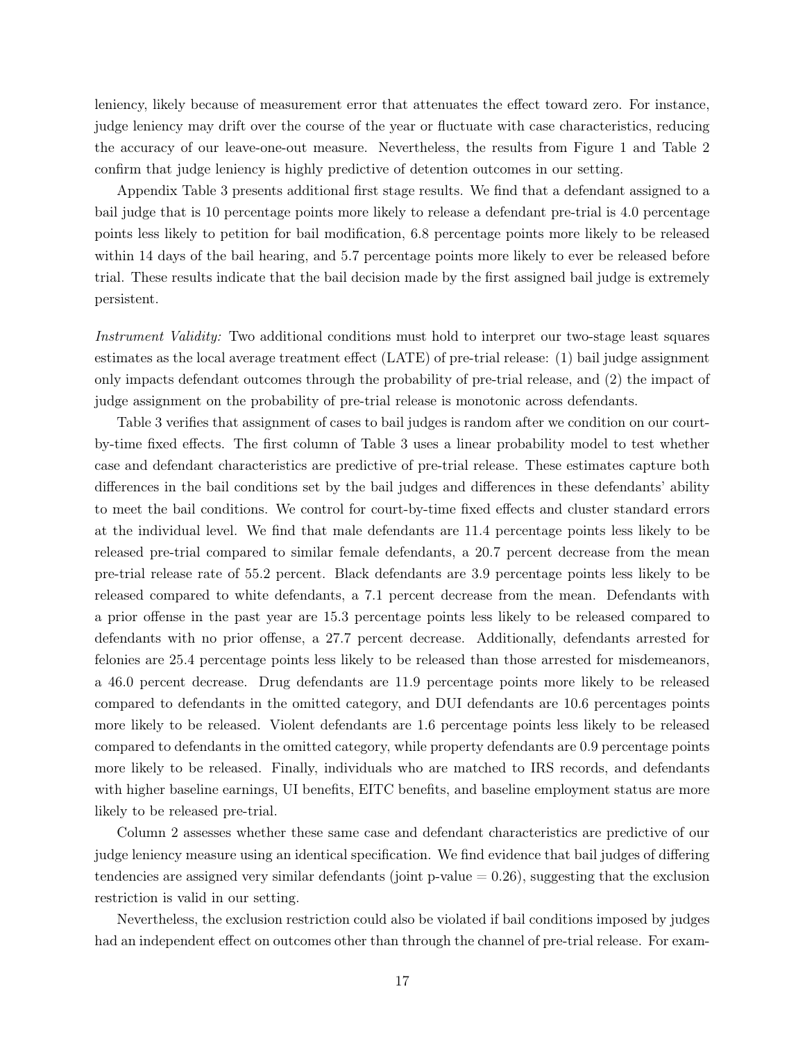leniency, likely because of measurement error that attenuates the effect toward zero. For instance, judge leniency may drift over the course of the year or fluctuate with case characteristics, reducing the accuracy of our leave-one-out measure. Nevertheless, the results from Figure 1 and Table 2 confirm that judge leniency is highly predictive of detention outcomes in our setting.

Appendix Table 3 presents additional first stage results. We find that a defendant assigned to a bail judge that is 10 percentage points more likely to release a defendant pre-trial is 4.0 percentage points less likely to petition for bail modification, 6.8 percentage points more likely to be released within 14 days of the bail hearing, and 5.7 percentage points more likely to ever be released before trial. These results indicate that the bail decision made by the first assigned bail judge is extremely persistent.

*Instrument Validity:* Two additional conditions must hold to interpret our two-stage least squares estimates as the local average treatment effect (LATE) of pre-trial release: (1) bail judge assignment only impacts defendant outcomes through the probability of pre-trial release, and (2) the impact of judge assignment on the probability of pre-trial release is monotonic across defendants.

Table 3 verifies that assignment of cases to bail judges is random after we condition on our court-by-time fixed effects. The first column of Table 3 uses a linear probability model to test whether case and defendant characteristics are predictive of pre-trial release. These estimates capture both differences in the bail conditions set by the bail judges and differences in these defendants' ability to meet the bail conditions. We control for court-by-time fixed effects and cluster standard errors at the individual level. We find that male defendants are 11.4 percentage points less likely to be released pre-trial compared to similar female defendants, a 20.7 percent decrease from the mean pre-trial release rate of 55.2 percent. Black defendants are 3.9 percentage points less likely to be released compared to white defendants, a 7.1 percent decrease from the mean. Defendants with a prior offense in the past year are 15.3 percentage points less likely to be released compared to defendants with no prior offense, a 27.7 percent decrease. Additionally, defendants arrested for felonies are 25.4 percentage points less likely to be released than those arrested for misdemeanors, a 46.0 percent decrease. Drug defendants are 11.9 percentage points more likely to be released compared to defendants in the omitted category, and DUI defendants are 10.6 percentages points more likely to be released. Violent defendants are 1.6 percentage points less likely to be released compared to defendants in the omitted category, while property defendants are 0.9 percentage points more likely to be released. Finally, individuals who are matched to IRS records, and defendants with higher baseline earnings, UI benefits, EITC benefits, and baseline employment status are more likely to be released pre-trial.

Column 2 assesses whether these same case and defendant characteristics are predictive of our judge leniency measure using an identical specification. We find evidence that bail judges of differing tendencies are assigned very similar defendants (joint p-value = 0.26), suggesting that the exclusion restriction is valid in our setting.

Nevertheless, the exclusion restriction could also be violated if bail conditions imposed by judges had an independent effect on outcomes other than through the channel of pre-trial release. For exam-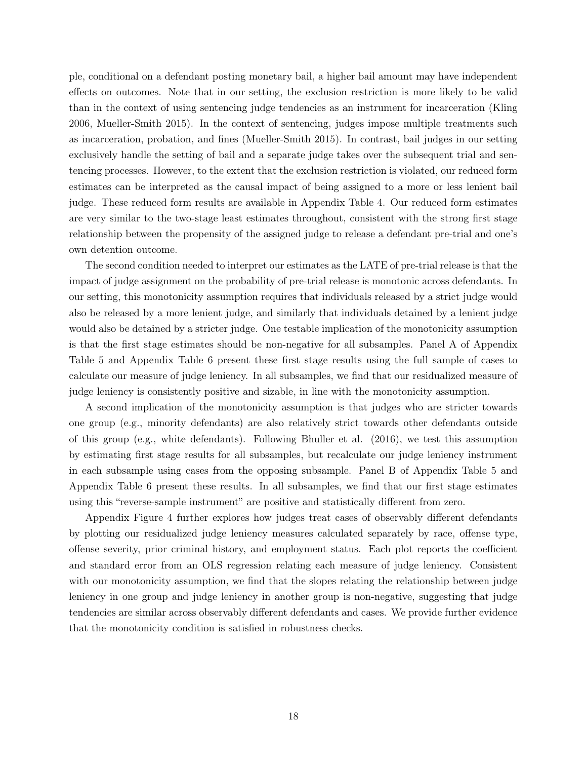ple, conditional on a defendant posting monetary bail, a higher bail amount may have independent effects on outcomes. Note that in our setting, the exclusion restriction is more likely to be valid than in the context of using sentencing judge tendencies as an instrument for incarceration (Kling 2006, Mueller-Smith 2015). In the context of sentencing, judges impose multiple treatments such as incarceration, probation, and fines (Mueller-Smith 2015). In contrast, bail judges in our setting exclusively handle the setting of bail and a separate judge takes over the subsequent trial and sentencing processes. However, to the extent that the exclusion restriction is violated, our reduced form estimates can be interpreted as the causal impact of being assigned to a more or less lenient bail judge. These reduced form results are available in Appendix Table 4. Our reduced form estimates are very similar to the two-stage least estimates throughout, consistent with the strong first stage relationship between the propensity of the assigned judge to release a defendant pre-trial and one's own detention outcome.

The second condition needed to interpret our estimates as the LATE of pre-trial release is that the impact of judge assignment on the probability of pre-trial release is monotonic across defendants. In our setting, this monotonicity assumption requires that individuals released by a strict judge would also be released by a more lenient judge, and similarly that individuals detained by a lenient judge would also be detained by a stricter judge. One testable implication of the monotonicity assumption is that the first stage estimates should be non-negative for all subsamples. Panel A of Appendix Table 5 and Appendix Table 6 present these first stage results using the full sample of cases to calculate our measure of judge leniency. In all subsamples, we find that our residualized measure of judge leniency is consistently positive and sizable, in line with the monotonicity assumption.

A second implication of the monotonicity assumption is that judges who are stricter towards one group (e.g., minority defendants) are also relatively strict towards other defendants outside of this group (e.g., white defendants). Following Bhuller et al. (2016), we test this assumption by estimating first stage results for all subsamples, but recalculate our judge leniency instrument in each subsample using cases from the opposing subsample. Panel B of Appendix Table 5 and Appendix Table 6 present these results. In all subsamples, we find that our first stage estimates using this "reverse-sample instrument" are positive and statistically different from zero.

Appendix Figure 4 further explores how judges treat cases of observably different defendants by plotting our residualized judge leniency measures calculated separately by race, offense type, offense severity, prior criminal history, and employment status. Each plot reports the coefficient and standard error from an OLS regression relating each measure of judge leniency. Consistent with our monotonicity assumption, we find that the slopes relating the relationship between judge leniency in one group and judge leniency in another group is non-negative, suggesting that judge tendencies are similar across observably different defendants and cases. We provide further evidence that the monotonicity condition is satisfied in robustness checks.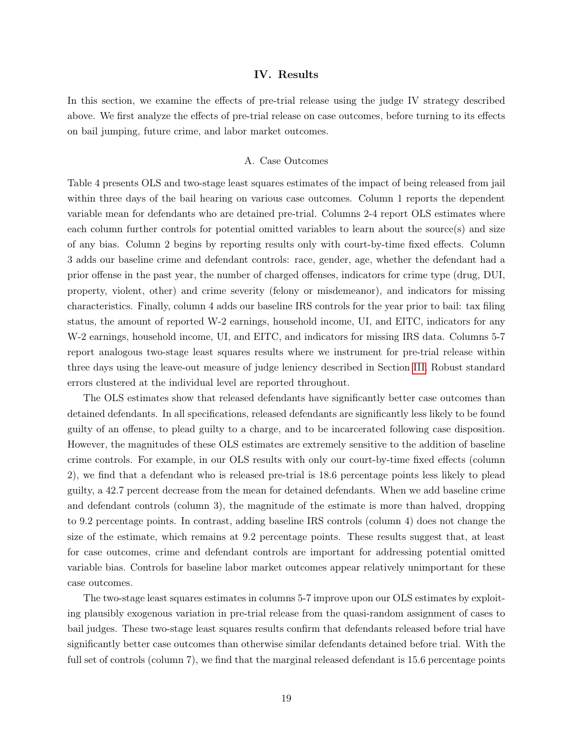## IV. Results

In this section, we examine the effects of pre-trial release using the judge IV strategy described above. We first analyze the effects of pre-trial release on case outcomes, before turning to its effects on bail jumping, future crime, and labor market outcomes.

### A. Case Outcomes

Table 4 presents OLS and two-stage least squares estimates of the impact of being released from jail within three days of the bail hearing on various case outcomes. Column 1 reports the dependent variable mean for defendants who are detained pre-trial. Columns 2-4 report OLS estimates where each column further controls for potential omitted variables to learn about the source(s) and size of any bias. Column 2 begins by reporting results only with court-by-time fixed effects. Column 3 adds our baseline crime and defendant controls: race, gender, age, whether the defendant had a prior offense in the past year, the number of charged offenses, indicators for crime type (drug, DUI, property, violent, other) and crime severity (felony or misdemeanor), and indicators for missing characteristics. Finally, column 4 adds our baseline IRS controls for the year prior to bail: tax filing status, the amount of reported W-2 earnings, household income, UI, and EITC, indicators for any W-2 earnings, household income, UI, and EITC, and indicators for missing IRS data. Columns 5-7 report analogous two-stage least squares results where we instrument for pre-trial release within three days using the leave-out measure of judge leniency described in Section III. Robust standard errors clustered at the individual level are reported throughout.

The OLS estimates show that released defendants have significantly better case outcomes than detained defendants. In all specifications, released defendants are significantly less likely to be found guilty of an offense, to plead guilty to a charge, and to be incarcerated following case disposition. However, the magnitudes of these OLS estimates are extremely sensitive to the addition of baseline crime controls. For example, in our OLS results with only our court-by-time fixed effects (column 2), we find that a defendant who is released pre-trial is 18.6 percentage points less likely to plead guilty, a 42.7 percent decrease from the mean for detained defendants. When we add baseline crime and defendant controls (column 3), the magnitude of the estimate is more than halved, dropping to 9.2 percentage points. In contrast, adding baseline IRS controls (column 4) does not change the size of the estimate, which remains at 9.2 percentage points. These results suggest that, at least for case outcomes, crime and defendant controls are important for addressing potential omitted variable bias. Controls for baseline labor market outcomes appear relatively unimportant for these case outcomes.

The two-stage least squares estimates in columns 5-7 improve upon our OLS estimates by exploiting plausibly exogenous variation in pre-trial release from the quasi-random assignment of cases to bail judges. These two-stage least squares results confirm that defendants released before trial have significantly better case outcomes than otherwise similar defendants detained before trial. With the full set of controls (column 7), we find that the marginal released defendant is 15.6 percentage points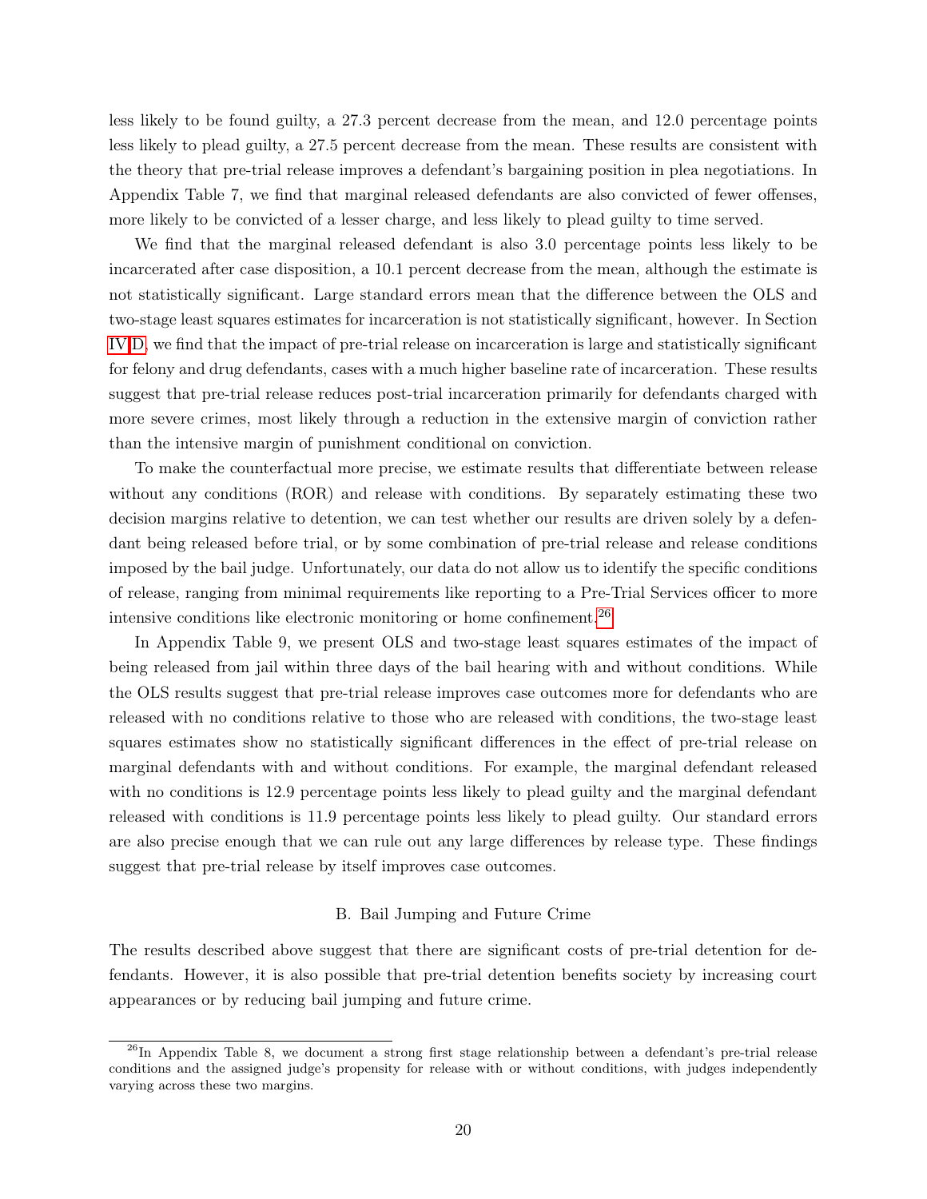less likely to be found guilty, a 27.3 percent decrease from the mean, and 12.0 percentage points less likely to plead guilty, a 27.5 percent decrease from the mean. These results are consistent with the theory that pre-trial release improves a defendant's bargaining position in plea negotiations. In Appendix Table 7, we find that marginal released defendants are also convicted of fewer offenses, more likely to be convicted of a lesser charge, and less likely to plead guilty to time served.

We find that the marginal released defendant is also 3.0 percentage points less likely to be incarcerated after case disposition, a 10.1 percent decrease from the mean, although the estimate is not statistically significant. Large standard errors mean that the difference between the OLS and two-stage least squares estimates for incarceration is not statistically significant, however. In Section IV.D, we find that the impact of pre-trial release on incarceration is large and statistically significant for felony and drug defendants, cases with a much higher baseline rate of incarceration. These results suggest that pre-trial release reduces post-trial incarceration primarily for defendants charged with more severe crimes, most likely through a reduction in the extensive margin of conviction rather than the intensive margin of punishment conditional on conviction.

To make the counterfactual more precise, we estimate results that differentiate between release without any conditions (ROR) and release with conditions. By separately estimating these two decision margins relative to detention, we can test whether our results are driven solely by a defendant being released before trial, or by some combination of pre-trial release and release conditions imposed by the bail judge. Unfortunately, our data do not allow us to identify the specific conditions of release, ranging from minimal requirements like reporting to a Pre-Trial Services officer to more intensive conditions like electronic monitoring or home confinement.[26]

In Appendix Table 9, we present OLS and two-stage least squares estimates of the impact of being released from jail within three days of the bail hearing with and without conditions. While the OLS results suggest that pre-trial release improves case outcomes more for defendants who are released with no conditions relative to those who are released with conditions, the two-stage least squares estimates show no statistically significant differences in the effect of pre-trial release on marginal defendants with and without conditions. For example, the marginal defendant released with no conditions is 12.9 percentage points less likely to plead guilty and the marginal defendant released with conditions is 11.9 percentage points less likely to plead guilty. Our standard errors are also precise enough that we can rule out any large differences by release type. These findings suggest that pre-trial release by itself improves case outcomes.

## B. Bail Jumping and Future Crime

The results described above suggest that there are significant costs of pre-trial detention for defendants. However, it is also possible that pre-trial detention benefits society by increasing court appearances or by reducing bail jumping and future crime.

[26] In Appendix Table 8, we document a strong first stage relationship between a defendant's pre-trial release conditions and the assigned judge's propensity for release with or without conditions, with judges independently varying across these two margins.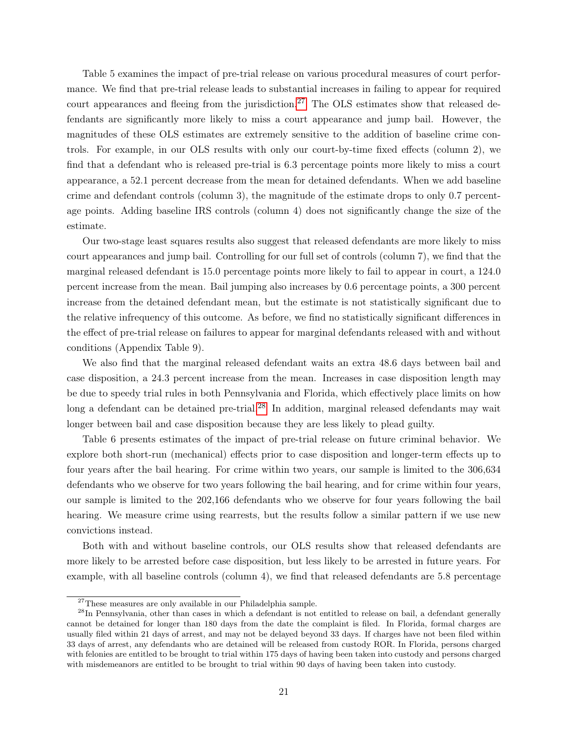Table 5 examines the impact of pre-trial release on various procedural measures of court performance. We find that pre-trial release leads to substantial increases in failing to appear for required court appearances and fleeing from the jurisdiction.[27] The OLS estimates show that released defendants are significantly more likely to miss a court appearance and jump bail. However, the magnitudes of these OLS estimates are extremely sensitive to the addition of baseline crime controls. For example, in our OLS results with only our court-by-time fixed effects (column 2), we find that a defendant who is released pre-trial is 6.3 percentage points more likely to miss a court appearance, a 52.1 percent decrease from the mean for detained defendants. When we add baseline crime and defendant controls (column 3), the magnitude of the estimate drops to only 0.7 percentage points. Adding baseline IRS controls (column 4) does not significantly change the size of the estimate.

Our two-stage least squares results also suggest that released defendants are more likely to miss court appearances and jump bail. Controlling for our full set of controls (column 7), we find that the marginal released defendant is 15.0 percentage points more likely to fail to appear in court, a 124.0 percent increase from the mean. Bail jumping also increases by 0.6 percentage points, a 300 percent increase from the detained defendant mean, but the estimate is not statistically significant due to the relative infrequency of this outcome. As before, we find no statistically significant differences in the effect of pre-trial release on failures to appear for marginal defendants released with and without conditions (Appendix Table 9).

We also find that the marginal released defendant waits an extra 48.6 days between bail and case disposition, a 24.3 percent increase from the mean. Increases in case disposition length may be due to speedy trial rules in both Pennsylvania and Florida, which effectively place limits on how long a defendant can be detained pre-trial.[28] In addition, marginal released defendants may wait longer between bail and case disposition because they are less likely to plead guilty.

Table 6 presents estimates of the impact of pre-trial release on future criminal behavior. We explore both short-run (mechanical) effects prior to case disposition and longer-term effects up to four years after the bail hearing. For crime within two years, our sample is limited to the 306,634 defendants who we observe for two years following the bail hearing, and for crime within four years, our sample is limited to the 202,166 defendants who we observe for four years following the bail hearing. We measure crime using rearrests, but the results follow a similar pattern if we use new convictions instead.

Both with and without baseline controls, our OLS results show that released defendants are more likely to be arrested before case disposition, but less likely to be arrested in future years. For example, with all baseline controls (column 4), we find that released defendants are 5.8 percentage

---

[27] These measures are only available in our Philadelphia sample.

[28] In Pennsylvania, other than cases in which a defendant is not entitled to release on bail, a defendant generally cannot be detained for longer than 180 days from the date the complaint is filed. In Florida, formal charges are usually filed within 21 days of arrest, and may not be delayed beyond 33 days. If charges have not been filed within 33 days of arrest, any defendants who are detained will be released from custody ROR. In Florida, persons charged with felonies are entitled to be brought to trial within 175 days of having been taken into custody and persons charged with misdemeanors are entitled to be brought to trial within 90 days of having been taken into custody.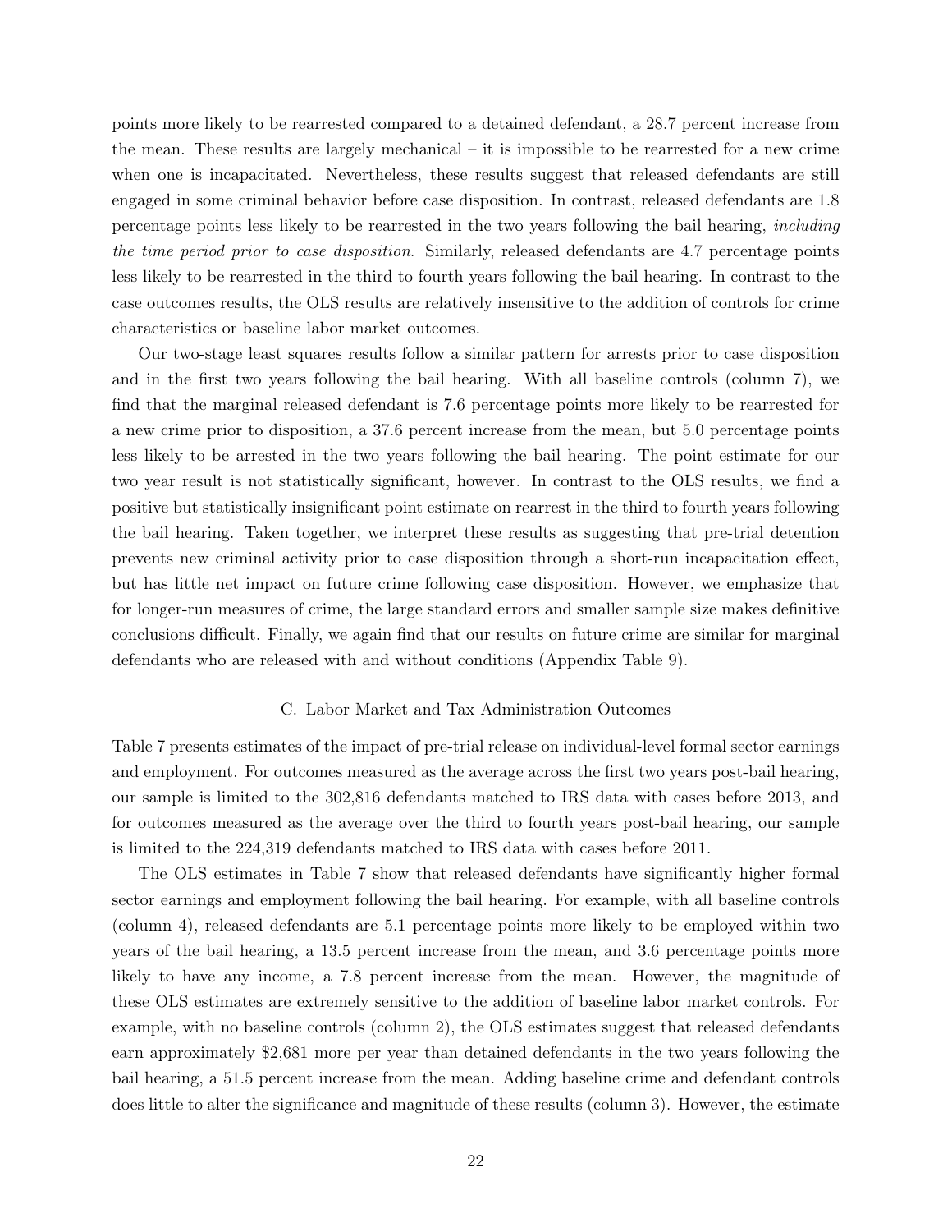points more likely to be rearrested compared to a detained defendant, a 28.7 percent increase from the mean. These results are largely mechanical – it is impossible to be rearrested for a new crime when one is incapacitated. Nevertheless, these results suggest that released defendants are still engaged in some criminal behavior before case disposition. In contrast, released defendants are 1.8 percentage points less likely to be rearrested in the two years following the bail hearing, *including the time period prior to case disposition*. Similarly, released defendants are 4.7 percentage points less likely to be rearrested in the third to fourth years following the bail hearing. In contrast to the case outcomes results, the OLS results are relatively insensitive to the addition of controls for crime characteristics or baseline labor market outcomes.

Our two-stage least squares results follow a similar pattern for arrests prior to case disposition and in the first two years following the bail hearing. With all baseline controls (column 7), we find that the marginal released defendant is 7.6 percentage points more likely to be rearrested for a new crime prior to disposition, a 37.6 percent increase from the mean, but 5.0 percentage points less likely to be arrested in the two years following the bail hearing. The point estimate for our two year result is not statistically significant, however. In contrast to the OLS results, we find a positive but statistically insignificant point estimate on rearrest in the third to fourth years following the bail hearing. Taken together, we interpret these results as suggesting that pre-trial detention prevents new criminal activity prior to case disposition through a short-run incapacitation effect, but has little net impact on future crime following case disposition. However, we emphasize that for longer-run measures of crime, the large standard errors and smaller sample size makes definitive conclusions difficult. Finally, we again find that our results on future crime are similar for marginal defendants who are released with and without conditions (Appendix Table 9).

### C. Labor Market and Tax Administration Outcomes

Table 7 presents estimates of the impact of pre-trial release on individual-level formal sector earnings and employment. For outcomes measured as the average across the first two years post-bail hearing, our sample is limited to the 302,816 defendants matched to IRS data with cases before 2013, and for outcomes measured as the average over the third to fourth years post-bail hearing, our sample is limited to the 224,319 defendants matched to IRS data with cases before 2011.

The OLS estimates in Table 7 show that released defendants have significantly higher formal sector earnings and employment following the bail hearing. For example, with all baseline controls (column 4), released defendants are 5.1 percentage points more likely to be employed within two years of the bail hearing, a 13.5 percent increase from the mean, and 3.6 percentage points more likely to have any income, a 7.8 percent increase from the mean. However, the magnitude of these OLS estimates are extremely sensitive to the addition of baseline labor market controls. For example, with no baseline controls (column 2), the OLS estimates suggest that released defendants earn approximately $2,681 more per year than detained defendants in the two years following the bail hearing, a 51.5 percent increase from the mean. Adding baseline crime and defendant controls does little to alter the significance and magnitude of these results (column 3). However, the estimate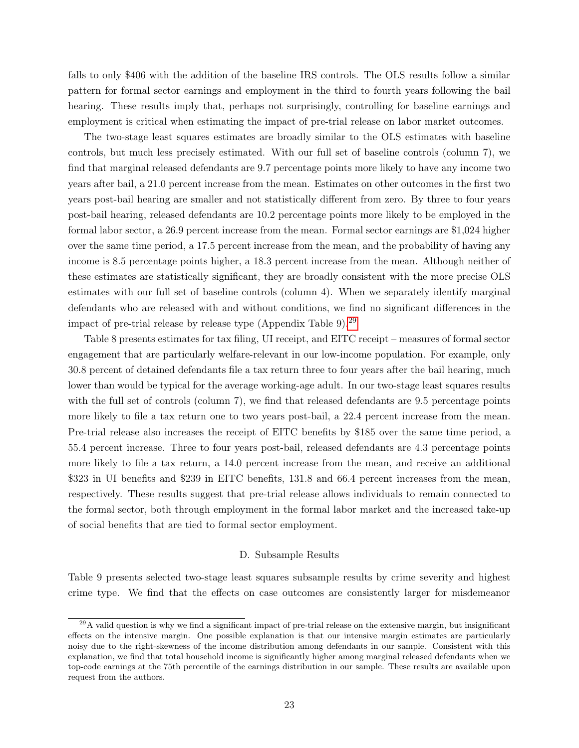falls to only $406 with the addition of the baseline IRS controls. The OLS results follow a similar pattern for formal sector earnings and employment in the third to fourth years following the bail hearing. These results imply that, perhaps not surprisingly, controlling for baseline earnings and employment is critical when estimating the impact of pre-trial release on labor market outcomes.

The two-stage least squares estimates are broadly similar to the OLS estimates with baseline controls, but much less precisely estimated. With our full set of baseline controls (column 7), we find that marginal released defendants are 9.7 percentage points more likely to have any income two years after bail, a 21.0 percent increase from the mean. Estimates on other outcomes in the first two years post-bail hearing are smaller and not statistically different from zero. By three to four years post-bail hearing, released defendants are 10.2 percentage points more likely to be employed in the formal labor sector, a 26.9 percent increase from the mean. Formal sector earnings are $1,024 higher over the same time period, a 17.5 percent increase from the mean, and the probability of having any income is 8.5 percentage points higher, a 18.3 percent increase from the mean. Although neither of these estimates are statistically significant, they are broadly consistent with the more precise OLS estimates with our full set of baseline controls (column 4). When we separately identify marginal defendants who are released with and without conditions, we find no significant differences in the impact of pre-trial release by release type (Appendix Table 9).[29]

Table 8 presents estimates for tax filing, UI receipt, and EITC receipt – measures of formal sector engagement that are particularly welfare-relevant in our low-income population. For example, only 30.8 percent of detained defendants file a tax return three to four years after the bail hearing, much lower than would be typical for the average working-age adult. In our two-stage least squares results with the full set of controls (column 7), we find that released defendants are 9.5 percentage points more likely to file a tax return one to two years post-bail, a 22.4 percent increase from the mean. Pre-trial release also increases the receipt of EITC benefits by $185 over the same time period, a 55.4 percent increase. Three to four years post-bail, released defendants are 4.3 percentage points more likely to file a tax return, a 14.0 percent increase from the mean, and receive an additional $323 in UI benefits and $239 in EITC benefits, 131.8 and 66.4 percent increases from the mean, respectively. These results suggest that pre-trial release allows individuals to remain connected to the formal sector, both through employment in the formal labor market and the increased take-up of social benefits that are tied to formal sector employment.

### D. Subsample Results

Table 9 presents selected two-stage least squares subsample results by crime severity and highest crime type. We find that the effects on case outcomes are consistently larger for misdemeanor

[29] A valid question is why we find a significant impact of pre-trial release on the extensive margin, but insignificant effects on the intensive margin. One possible explanation is that our intensive margin estimates are particularly noisy due to the right-skewness of the income distribution among defendants in our sample. Consistent with this explanation, we find that total household income is significantly higher among marginal released defendants when we top-code earnings at the 75th percentile of the earnings distribution in our sample. These results are available upon request from the authors.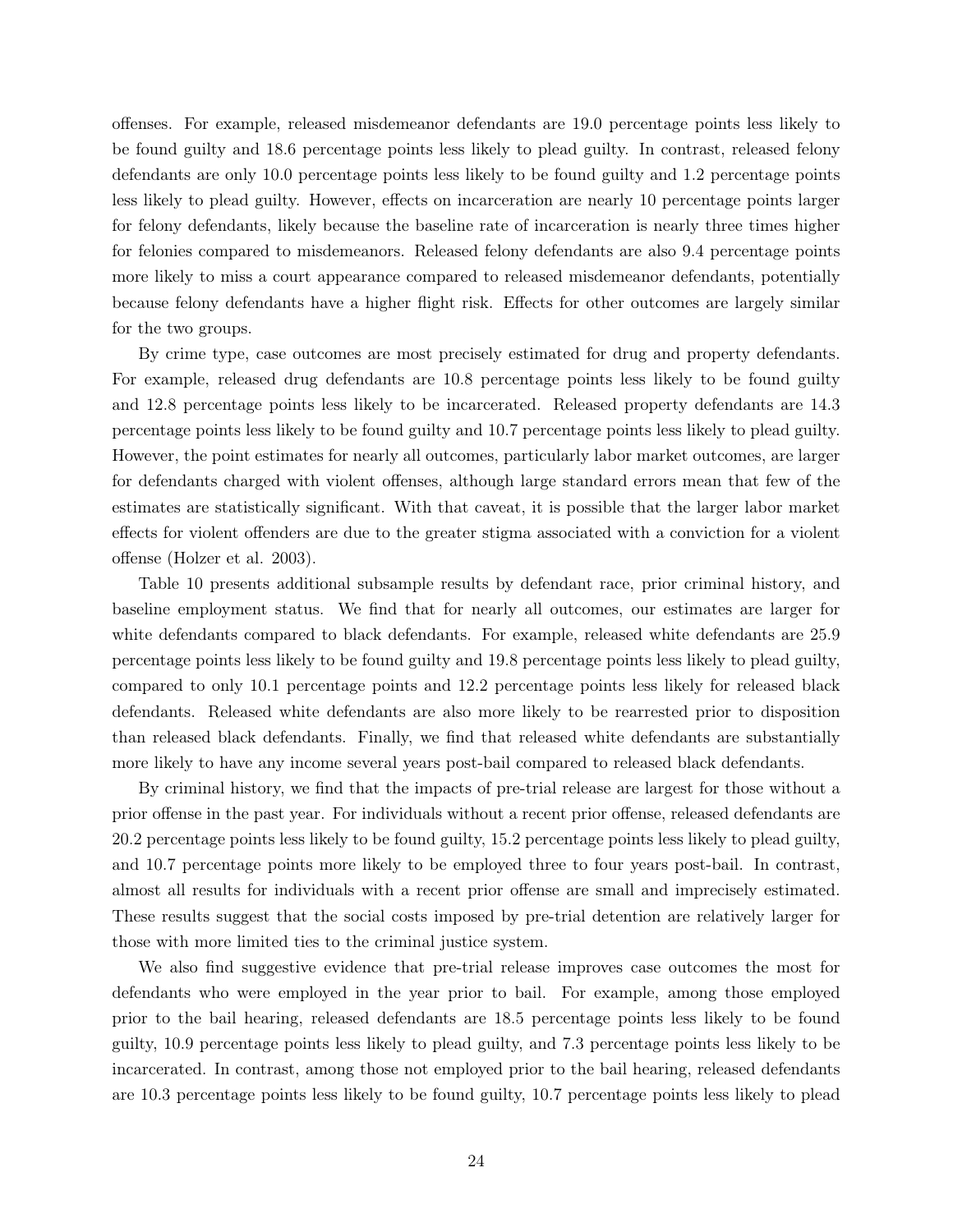offenses. For example, released misdemeanor defendants are 19.0 percentage points less likely to be found guilty and 18.6 percentage points less likely to plead guilty. In contrast, released felony defendants are only 10.0 percentage points less likely to be found guilty and 1.2 percentage points less likely to plead guilty. However, effects on incarceration are nearly 10 percentage points larger for felony defendants, likely because the baseline rate of incarceration is nearly three times higher for felonies compared to misdemeanors. Released felony defendants are also 9.4 percentage points more likely to miss a court appearance compared to released misdemeanor defendants, potentially because felony defendants have a higher flight risk. Effects for other outcomes are largely similar for the two groups.

By crime type, case outcomes are most precisely estimated for drug and property defendants. For example, released drug defendants are 10.8 percentage points less likely to be found guilty and 12.8 percentage points less likely to be incarcerated. Released property defendants are 14.3 percentage points less likely to be found guilty and 10.7 percentage points less likely to plead guilty. However, the point estimates for nearly all outcomes, particularly labor market outcomes, are larger for defendants charged with violent offenses, although large standard errors mean that few of the estimates are statistically significant. With that caveat, it is possible that the larger labor market effects for violent offenders are due to the greater stigma associated with a conviction for a violent offense (Holzer et al. 2003).

Table 10 presents additional subsample results by defendant race, prior criminal history, and baseline employment status. We find that for nearly all outcomes, our estimates are larger for white defendants compared to black defendants. For example, released white defendants are 25.9 percentage points less likely to be found guilty and 19.8 percentage points less likely to plead guilty, compared to only 10.1 percentage points and 12.2 percentage points less likely for released black defendants. Released white defendants are also more likely to be rearrested prior to disposition than released black defendants. Finally, we find that released white defendants are substantially more likely to have any income several years post-bail compared to released black defendants.

By criminal history, we find that the impacts of pre-trial release are largest for those without a prior offense in the past year. For individuals without a recent prior offense, released defendants are 20.2 percentage points less likely to be found guilty, 15.2 percentage points less likely to plead guilty, and 10.7 percentage points more likely to be employed three to four years post-bail. In contrast, almost all results for individuals with a recent prior offense are small and imprecisely estimated. These results suggest that the social costs imposed by pre-trial detention are relatively larger for those with more limited ties to the criminal justice system.

We also find suggestive evidence that pre-trial release improves case outcomes the most for defendants who were employed in the year prior to bail. For example, among those employed prior to the bail hearing, released defendants are 18.5 percentage points less likely to be found guilty, 10.9 percentage points less likely to plead guilty, and 7.3 percentage points less likely to be incarcerated. In contrast, among those not employed prior to the bail hearing, released defendants are 10.3 percentage points less likely to be found guilty, 10.7 percentage points less likely to plead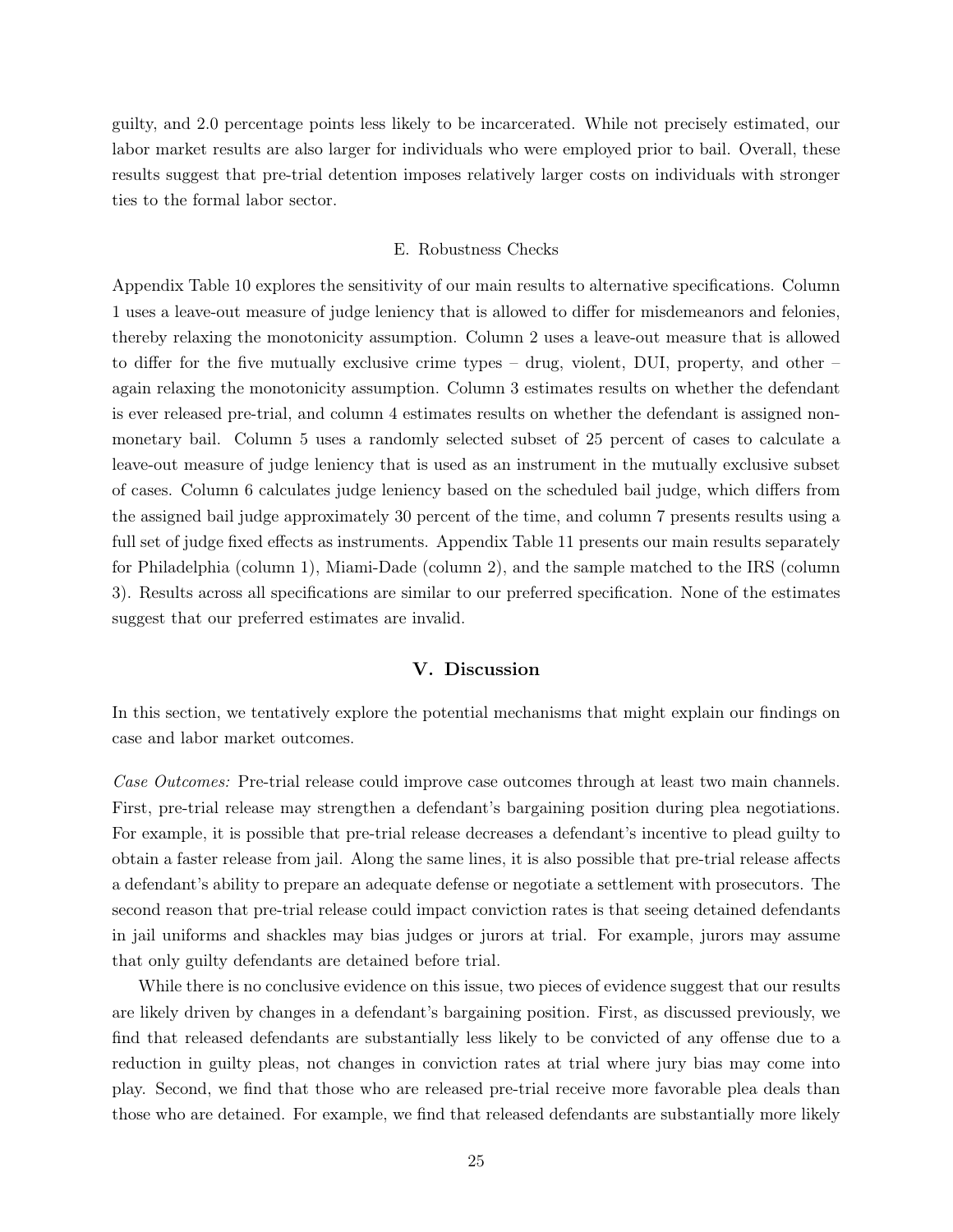guilty, and 2.0 percentage points less likely to be incarcerated. While not precisely estimated, our labor market results are also larger for individuals who were employed prior to bail. Overall, these results suggest that pre-trial detention imposes relatively larger costs on individuals with stronger ties to the formal labor sector.

### E. Robustness Checks

Appendix Table 10 explores the sensitivity of our main results to alternative specifications. Column 1 uses a leave-out measure of judge leniency that is allowed to differ for misdemeanors and felonies, thereby relaxing the monotonicity assumption. Column 2 uses a leave-out measure that is allowed to differ for the five mutually exclusive crime types – drug, violent, DUI, property, and other – again relaxing the monotonicity assumption. Column 3 estimates results on whether the defendant is ever released pre-trial, and column 4 estimates results on whether the defendant is assigned non-monetary bail. Column 5 uses a randomly selected subset of 25 percent of cases to calculate a leave-out measure of judge leniency that is used as an instrument in the mutually exclusive subset of cases. Column 6 calculates judge leniency based on the scheduled bail judge, which differs from the assigned bail judge approximately 30 percent of the time, and column 7 presents results using a full set of judge fixed effects as instruments. Appendix Table 11 presents our main results separately for Philadelphia (column 1), Miami-Dade (column 2), and the sample matched to the IRS (column 3). Results across all specifications are similar to our preferred specification. None of the estimates suggest that our preferred estimates are invalid.

## V. Discussion

In this section, we tentatively explore the potential mechanisms that might explain our findings on case and labor market outcomes.

*Case Outcomes:* Pre-trial release could improve case outcomes through at least two main channels. First, pre-trial release may strengthen a defendant's bargaining position during plea negotiations. For example, it is possible that pre-trial release decreases a defendant's incentive to plead guilty to obtain a faster release from jail. Along the same lines, it is also possible that pre-trial release affects a defendant's ability to prepare an adequate defense or negotiate a settlement with prosecutors. The second reason that pre-trial release could impact conviction rates is that seeing detained defendants in jail uniforms and shackles may bias judges or jurors at trial. For example, jurors may assume that only guilty defendants are detained before trial.

While there is no conclusive evidence on this issue, two pieces of evidence suggest that our results are likely driven by changes in a defendant's bargaining position. First, as discussed previously, we find that released defendants are substantially less likely to be convicted of any offense due to a reduction in guilty pleas, not changes in conviction rates at trial where jury bias may come into play. Second, we find that those who are released pre-trial receive more favorable plea deals than those who are detained. For example, we find that released defendants are substantially more likely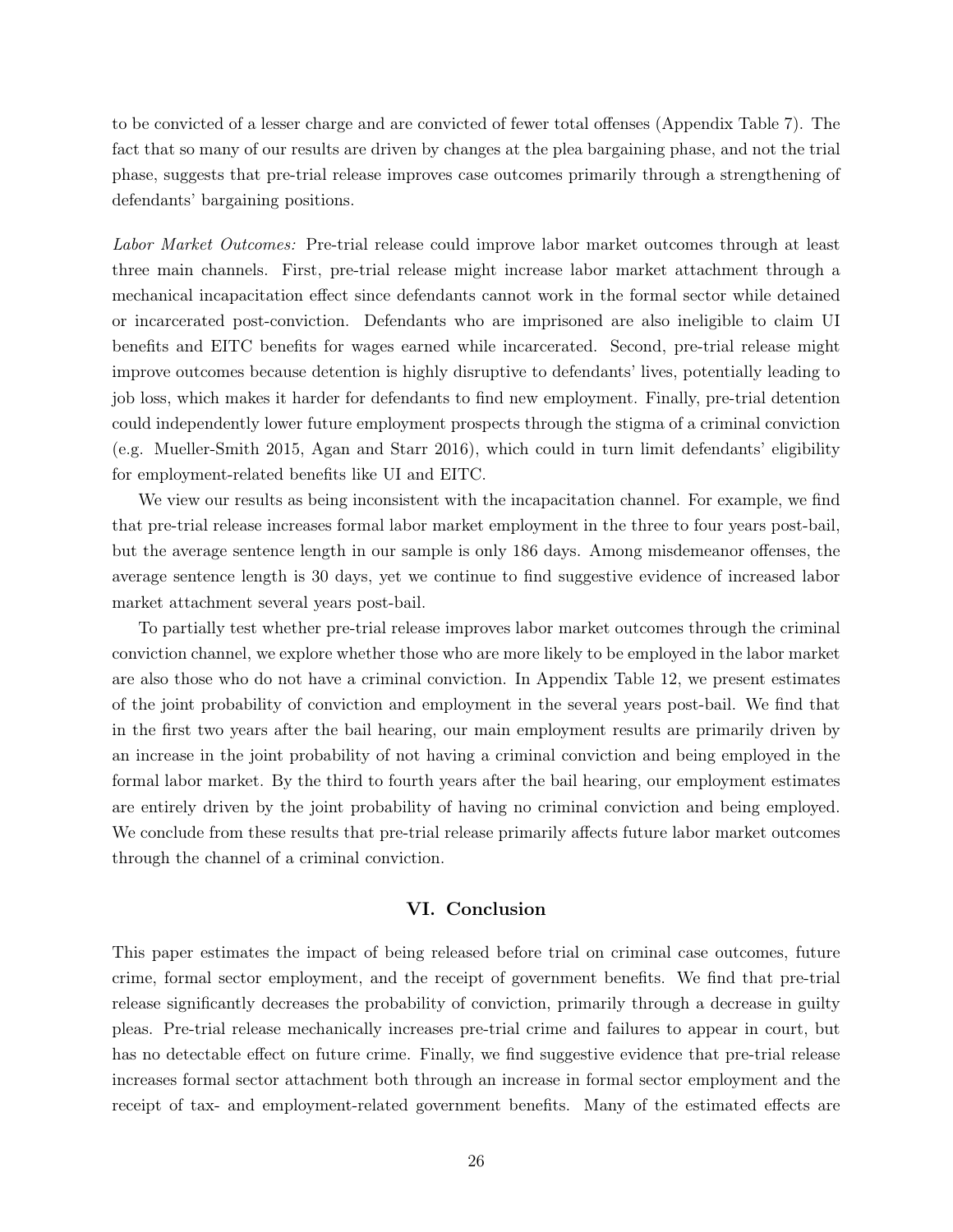to be convicted of a lesser charge and are convicted of fewer total offenses (Appendix Table 7). The fact that so many of our results are driven by changes at the plea bargaining phase, and not the trial phase, suggests that pre-trial release improves case outcomes primarily through a strengthening of defendants' bargaining positions.

*Labor Market Outcomes:* Pre-trial release could improve labor market outcomes through at least three main channels. First, pre-trial release might increase labor market attachment through a mechanical incapacitation effect since defendants cannot work in the formal sector while detained or incarcerated post-conviction. Defendants who are imprisoned are also ineligible to claim UI benefits and EITC benefits for wages earned while incarcerated. Second, pre-trial release might improve outcomes because detention is highly disruptive to defendants' lives, potentially leading to job loss, which makes it harder for defendants to find new employment. Finally, pre-trial detention could independently lower future employment prospects through the stigma of a criminal conviction (e.g. Mueller-Smith 2015, Agan and Starr 2016), which could in turn limit defendants' eligibility for employment-related benefits like UI and EITC.

We view our results as being inconsistent with the incapacitation channel. For example, we find that pre-trial release increases formal labor market employment in the three to four years post-bail, but the average sentence length in our sample is only 186 days. Among misdemeanor offenses, the average sentence length is 30 days, yet we continue to find suggestive evidence of increased labor market attachment several years post-bail.

To partially test whether pre-trial release improves labor market outcomes through the criminal conviction channel, we explore whether those who are more likely to be employed in the labor market are also those who do not have a criminal conviction. In Appendix Table 12, we present estimates of the joint probability of conviction and employment in the several years post-bail. We find that in the first two years after the bail hearing, our main employment results are primarily driven by an increase in the joint probability of not having a criminal conviction and being employed in the formal labor market. By the third to fourth years after the bail hearing, our employment estimates are entirely driven by the joint probability of having no criminal conviction and being employed. We conclude from these results that pre-trial release primarily affects future labor market outcomes through the channel of a criminal conviction.

## VI. Conclusion

This paper estimates the impact of being released before trial on criminal case outcomes, future crime, formal sector employment, and the receipt of government benefits. We find that pre-trial release significantly decreases the probability of conviction, primarily through a decrease in guilty pleas. Pre-trial release mechanically increases pre-trial crime and failures to appear in court, but has no detectable effect on future crime. Finally, we find suggestive evidence that pre-trial release increases formal sector attachment both through an increase in formal sector employment and the receipt of tax- and employment-related government benefits. Many of the estimated effects are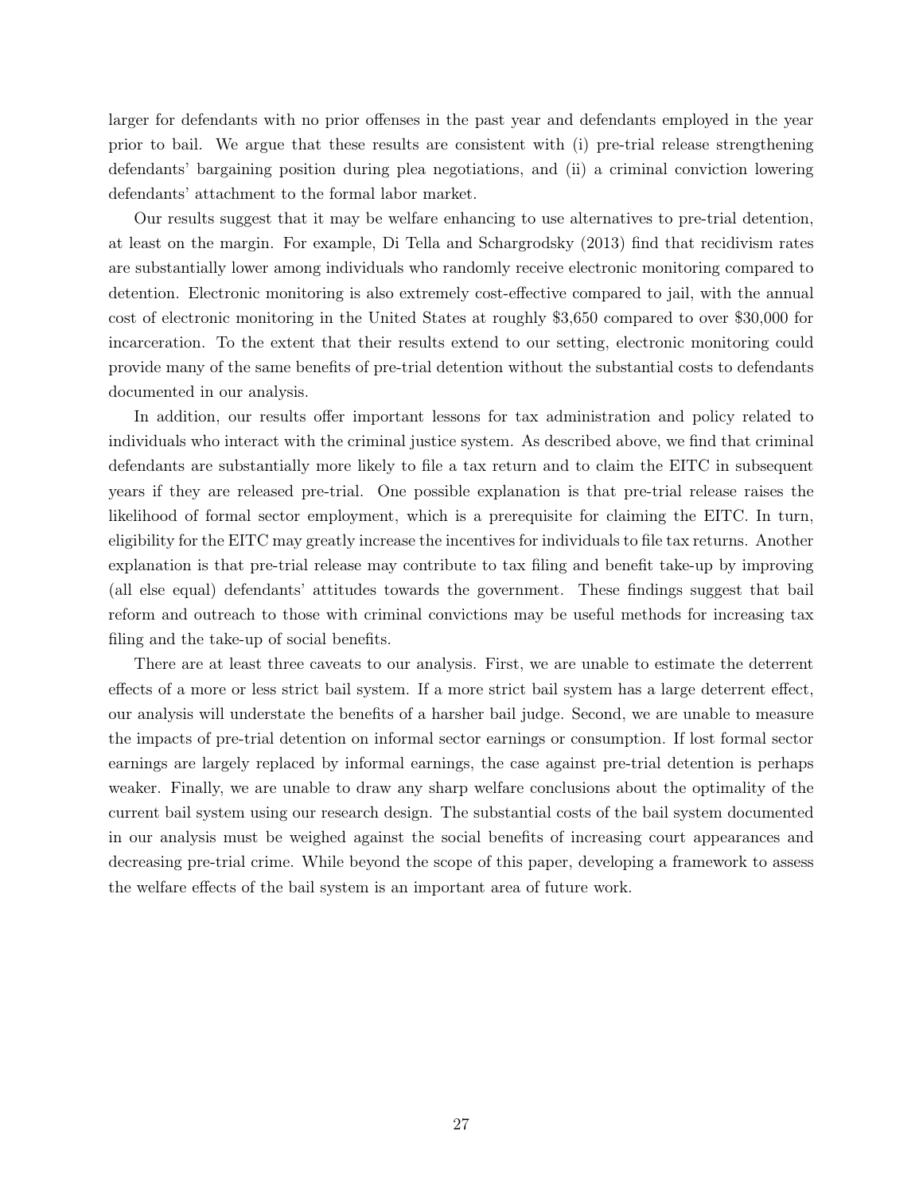larger for defendants with no prior offenses in the past year and defendants employed in the year prior to bail. We argue that these results are consistent with (i) pre-trial release strengthening defendants' bargaining position during plea negotiations, and (ii) a criminal conviction lowering defendants' attachment to the formal labor market.

Our results suggest that it may be welfare enhancing to use alternatives to pre-trial detention, at least on the margin. For example, Di Tella and Schargrodsky (2013) find that recidivism rates are substantially lower among individuals who randomly receive electronic monitoring compared to detention. Electronic monitoring is also extremely cost-effective compared to jail, with the annual cost of electronic monitoring in the United States at roughly \$3,650 compared to over \$30,000 for incarceration. To the extent that their results extend to our setting, electronic monitoring could provide many of the same benefits of pre-trial detention without the substantial costs to defendants documented in our analysis.

In addition, our results offer important lessons for tax administration and policy related to individuals who interact with the criminal justice system. As described above, we find that criminal defendants are substantially more likely to file a tax return and to claim the EITC in subsequent years if they are released pre-trial. One possible explanation is that pre-trial release raises the likelihood of formal sector employment, which is a prerequisite for claiming the EITC. In turn, eligibility for the EITC may greatly increase the incentives for individuals to file tax returns. Another explanation is that pre-trial release may contribute to tax filing and benefit take-up by improving (all else equal) defendants' attitudes towards the government. These findings suggest that bail reform and outreach to those with criminal convictions may be useful methods for increasing tax filing and the take-up of social benefits.

There are at least three caveats to our analysis. First, we are unable to estimate the deterrent effects of a more or less strict bail system. If a more strict bail system has a large deterrent effect, our analysis will understate the benefits of a harsher bail judge. Second, we are unable to measure the impacts of pre-trial detention on informal sector earnings or consumption. If lost formal sector earnings are largely replaced by informal earnings, the case against pre-trial detention is perhaps weaker. Finally, we are unable to draw any sharp welfare conclusions about the optimality of the current bail system using our research design. The substantial costs of the bail system documented in our analysis must be weighed against the social benefits of increasing court appearances and decreasing pre-trial crime. While beyond the scope of this paper, developing a framework to assess the welfare effects of the bail system is an important area of future work.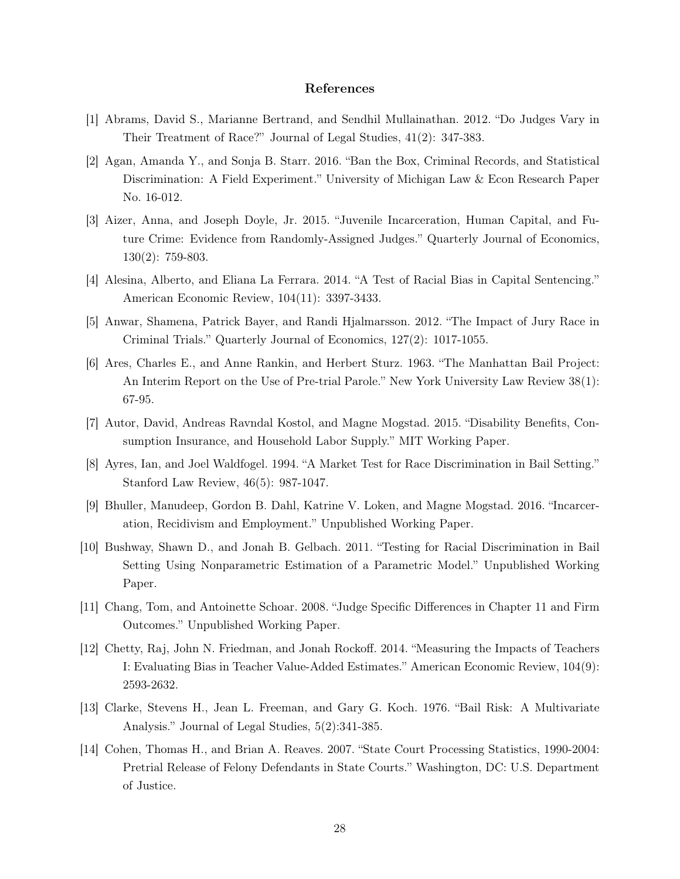## References

[1] Abrams, David S., Marianne Bertrand, and Sendhil Mullainathan. 2012. "Do Judges Vary in Their Treatment of Race?" Journal of Legal Studies, 41(2): 347-383.

[2] Agan, Amanda Y., and Sonja B. Starr. 2016. "Ban the Box, Criminal Records, and Statistical Discrimination: A Field Experiment." University of Michigan Law & Econ Research Paper No. 16-012.

[3] Aizer, Anna, and Joseph Doyle, Jr. 2015. "Juvenile Incarceration, Human Capital, and Future Crime: Evidence from Randomly-Assigned Judges." Quarterly Journal of Economics, 130(2): 759-803.

[4] Alesina, Alberto, and Eliana La Ferrara. 2014. "A Test of Racial Bias in Capital Sentencing." American Economic Review, 104(11): 3397-3433.

[5] Anwar, Shamena, Patrick Bayer, and Randi Hjalmarsson. 2012. "The Impact of Jury Race in Criminal Trials." Quarterly Journal of Economics, 127(2): 1017-1055.

[6] Ares, Charles E., and Anne Rankin, and Herbert Sturz. 1963. "The Manhattan Bail Project: An Interim Report on the Use of Pre-trial Parole." New York University Law Review 38(1): 67-95.

[7] Autor, David, Andreas Ravndal Kostol, and Magne Mogstad. 2015. "Disability Benefits, Consumption Insurance, and Household Labor Supply." MIT Working Paper.

[8] Ayres, Ian, and Joel Waldfogel. 1994. "A Market Test for Race Discrimination in Bail Setting." Stanford Law Review, 46(5): 987-1047.

[9] Bhuller, Manudeep, Gordon B. Dahl, Katrine V. Loken, and Magne Mogstad. 2016. "Incarceration, Recidivism and Employment." Unpublished Working Paper.

[10] Bushway, Shawn D., and Jonah B. Gelbach. 2011. "Testing for Racial Discrimination in Bail Setting Using Nonparametric Estimation of a Parametric Model." Unpublished Working Paper.

[11] Chang, Tom, and Antoinette Schoar. 2008. "Judge Specific Differences in Chapter 11 and Firm Outcomes." Unpublished Working Paper.

[12] Chetty, Raj, John N. Friedman, and Jonah Rockoff. 2014. "Measuring the Impacts of Teachers I: Evaluating Bias in Teacher Value-Added Estimates." American Economic Review, 104(9): 2593-2632.

[13] Clarke, Stevens H., Jean L. Freeman, and Gary G. Koch. 1976. "Bail Risk: A Multivariate Analysis." Journal of Legal Studies, 5(2):341-385.

[14] Cohen, Thomas H., and Brian A. Reaves. 2007. "State Court Processing Statistics, 1990-2004: Pretrial Release of Felony Defendants in State Courts." Washington, DC: U.S. Department of Justice.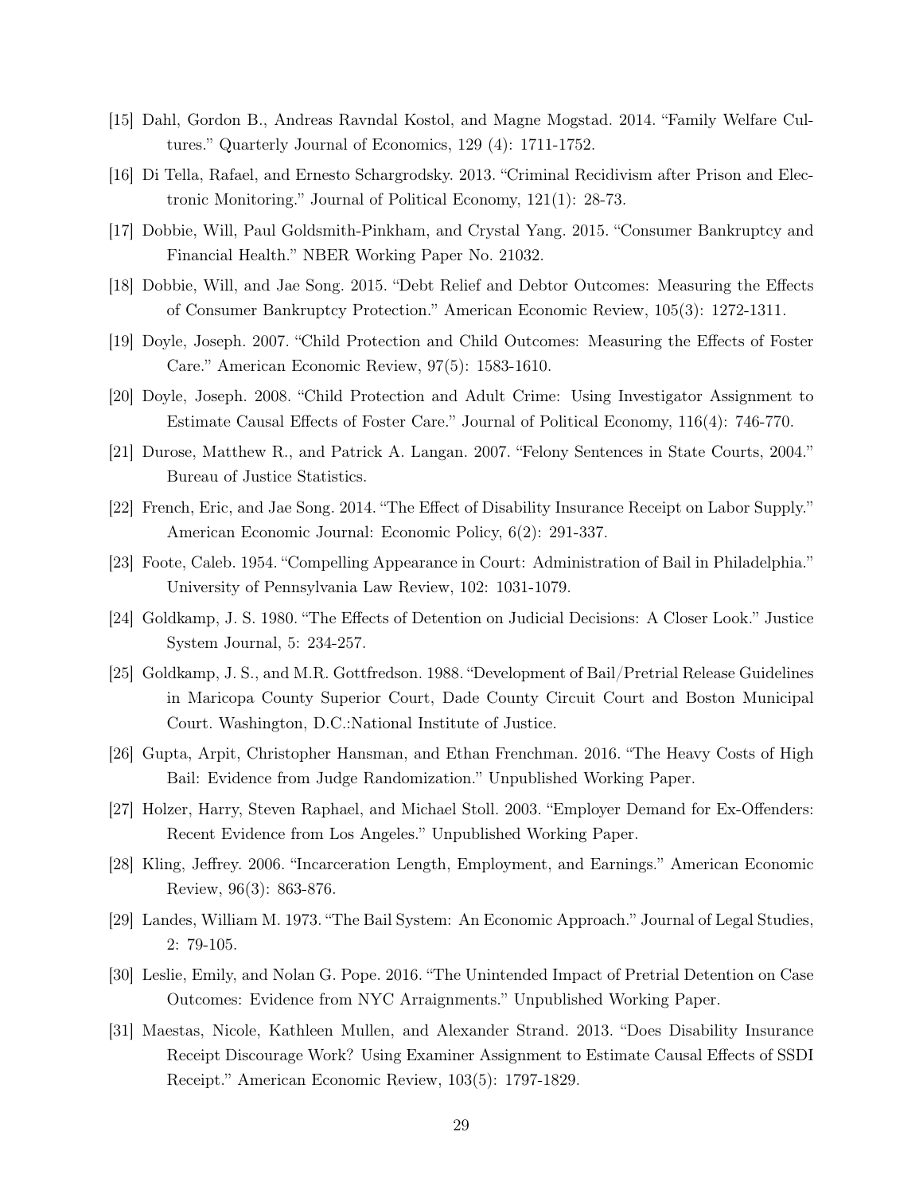[15] Dahl, Gordon B., Andreas Ravndal Kostol, and Magne Mogstad. 2014. "Family Welfare Cultures." Quarterly Journal of Economics, 129 (4): 1711-1752.

[16] Di Tella, Rafael, and Ernesto Schargrodsky. 2013. "Criminal Recidivism after Prison and Electronic Monitoring." Journal of Political Economy, 121(1): 28-73.

[17] Dobbie, Will, Paul Goldsmith-Pinkham, and Crystal Yang. 2015. "Consumer Bankruptcy and Financial Health." NBER Working Paper No. 21032.

[18] Dobbie, Will, and Jae Song. 2015. "Debt Relief and Debtor Outcomes: Measuring the Effects of Consumer Bankruptcy Protection." American Economic Review, 105(3): 1272-1311.

[19] Doyle, Joseph. 2007. "Child Protection and Child Outcomes: Measuring the Effects of Foster Care." American Economic Review, 97(5): 1583-1610.

[20] Doyle, Joseph. 2008. "Child Protection and Adult Crime: Using Investigator Assignment to Estimate Causal Effects of Foster Care." Journal of Political Economy, 116(4): 746-770.

[21] Durose, Matthew R., and Patrick A. Langan. 2007. "Felony Sentences in State Courts, 2004." Bureau of Justice Statistics.

[22] French, Eric, and Jae Song. 2014. "The Effect of Disability Insurance Receipt on Labor Supply." American Economic Journal: Economic Policy, 6(2): 291-337.

[23] Foote, Caleb. 1954. "Compelling Appearance in Court: Administration of Bail in Philadelphia." University of Pennsylvania Law Review, 102: 1031-1079.

[24] Goldkamp, J. S. 1980. "The Effects of Detention on Judicial Decisions: A Closer Look." Justice System Journal, 5: 234-257.

[25] Goldkamp, J. S., and M.R. Gottfredson. 1988. "Development of Bail/Pretrial Release Guidelines in Maricopa County Superior Court, Dade County Circuit Court and Boston Municipal Court. Washington, D.C.:National Institute of Justice.

[26] Gupta, Arpit, Christopher Hansman, and Ethan Frenchman. 2016. "The Heavy Costs of High Bail: Evidence from Judge Randomization." Unpublished Working Paper.

[27] Holzer, Harry, Steven Raphael, and Michael Stoll. 2003. "Employer Demand for Ex-Offenders: Recent Evidence from Los Angeles." Unpublished Working Paper.

[28] Kling, Jeffrey. 2006. "Incarceration Length, Employment, and Earnings." American Economic Review, 96(3): 863-876.

[29] Landes, William M. 1973. "The Bail System: An Economic Approach." Journal of Legal Studies, 2: 79-105.

[30] Leslie, Emily, and Nolan G. Pope. 2016. "The Unintended Impact of Pretrial Detention on Case Outcomes: Evidence from NYC Arraignments." Unpublished Working Paper.

[31] Maestas, Nicole, Kathleen Mullen, and Alexander Strand. 2013. "Does Disability Insurance Receipt Discourage Work? Using Examiner Assignment to Estimate Causal Effects of SSDI Receipt." American Economic Review, 103(5): 1797-1829.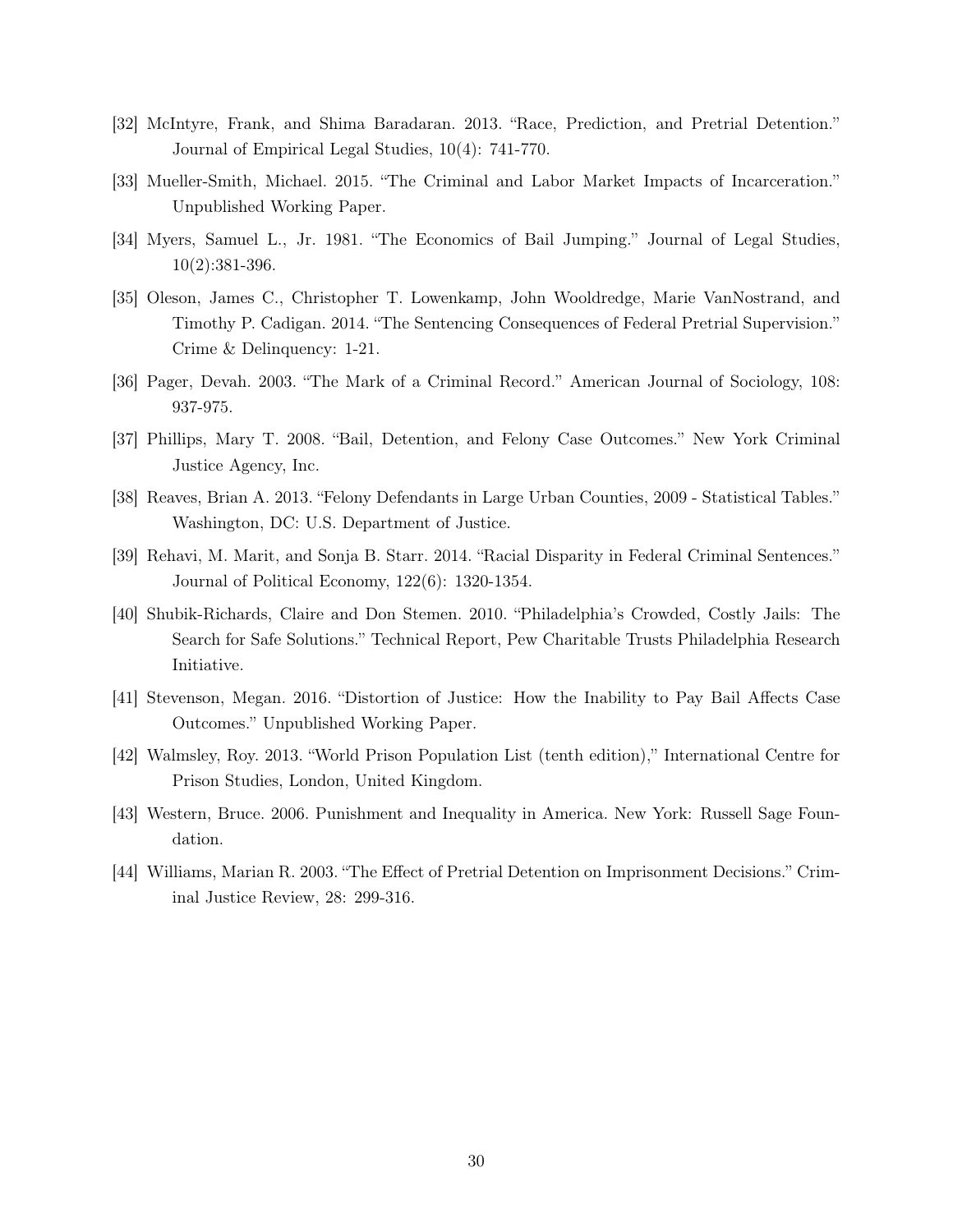[32] McIntyre, Frank, and Shima Baradaran. 2013. "Race, Prediction, and Pretrial Detention." Journal of Empirical Legal Studies, 10(4): 741-770.

[33] Mueller-Smith, Michael. 2015. "The Criminal and Labor Market Impacts of Incarceration." Unpublished Working Paper.

[34] Myers, Samuel L., Jr. 1981. "The Economics of Bail Jumping." Journal of Legal Studies, 10(2):381-396.

[35] Oleson, James C., Christopher T. Lowenkamp, John Wooldredge, Marie VanNostrand, and Timothy P. Cadigan. 2014. "The Sentencing Consequences of Federal Pretrial Supervision." Crime & Delinquency: 1-21.

[36] Pager, Devah. 2003. "The Mark of a Criminal Record." American Journal of Sociology, 108: 937-975.

[37] Phillips, Mary T. 2008. "Bail, Detention, and Felony Case Outcomes." New York Criminal Justice Agency, Inc.

[38] Reaves, Brian A. 2013. "Felony Defendants in Large Urban Counties, 2009 - Statistical Tables." Washington, DC: U.S. Department of Justice.

[39] Rehavi, M. Marit, and Sonja B. Starr. 2014. "Racial Disparity in Federal Criminal Sentences." Journal of Political Economy, 122(6): 1320-1354.

[40] Shubik-Richards, Claire and Don Stemen. 2010. "Philadelphia's Crowded, Costly Jails: The Search for Safe Solutions." Technical Report, Pew Charitable Trusts Philadelphia Research Initiative.

[41] Stevenson, Megan. 2016. "Distortion of Justice: How the Inability to Pay Bail Affects Case Outcomes." Unpublished Working Paper.

[42] Walmsley, Roy. 2013. "World Prison Population List (tenth edition)," International Centre for Prison Studies, London, United Kingdom.

[43] Western, Bruce. 2006. Punishment and Inequality in America. New York: Russell Sage Foundation.

[44] Williams, Marian R. 2003. "The Effect of Pretrial Detention on Imprisonment Decisions." Criminal Justice Review, 28: 299-316.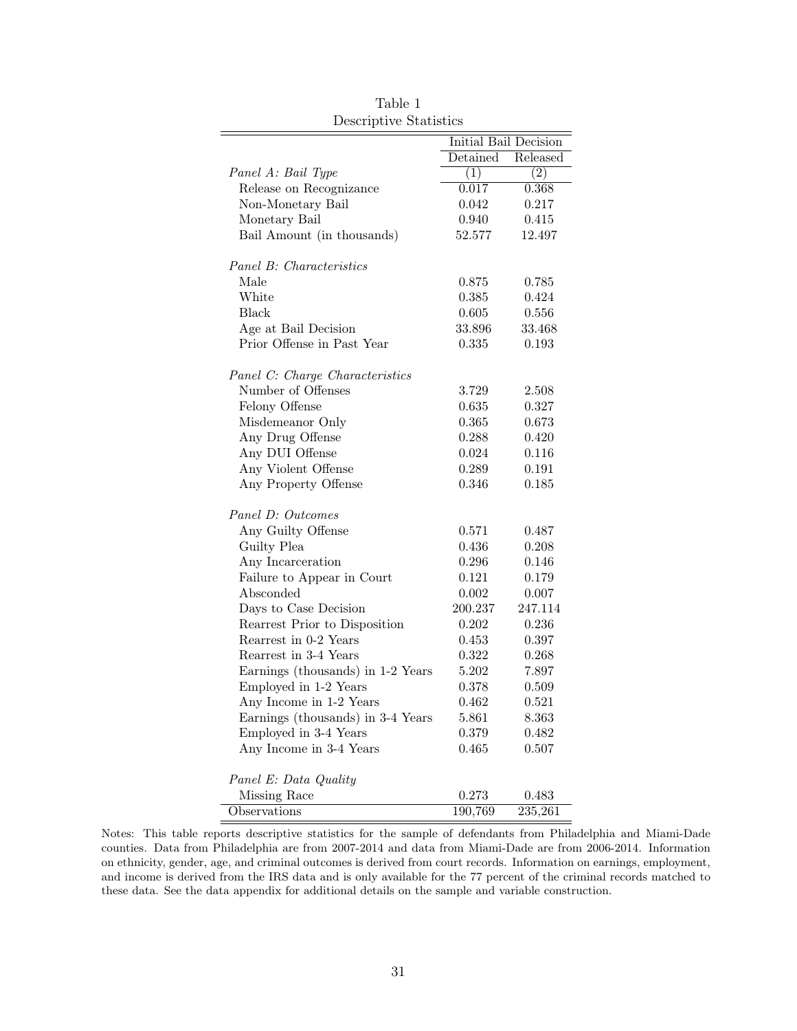Table 1
Descriptive Statistics

| | Initial Bail Decision | |
|---|---|---|
| | Detained | Released |
| *Panel A: Bail Type* | (1) | (2) |
| Release on Recognizance | 0.017 | 0.368 |
| Non-Monetary Bail | 0.042 | 0.217 |
| Monetary Bail | 0.940 | 0.415 |
| Bail Amount (in thousands) | 52.577 | 12.497 |
| *Panel B: Characteristics* | | |
| Male | 0.875 | 0.785 |
| White | 0.385 | 0.424 |
| Black | 0.605 | 0.556 |
| Age at Bail Decision | 33.896 | 33.468 |
| Prior Offense in Past Year | 0.335 | 0.193 |
| *Panel C: Charge Characteristics* | | |
| Number of Offenses | 3.729 | 2.508 |
| Felony Offense | 0.635 | 0.327 |
| Misdemeanor Only | 0.365 | 0.673 |
| Any Drug Offense | 0.288 | 0.420 |
| Any DUI Offense | 0.024 | 0.116 |
| Any Violent Offense | 0.289 | 0.191 |
| Any Property Offense | 0.346 | 0.185 |
| *Panel D: Outcomes* | | |
| Any Guilty Offense | 0.571 | 0.487 |
| Guilty Plea | 0.436 | 0.208 |
| Any Incarceration | 0.296 | 0.146 |
| Failure to Appear in Court | 0.121 | 0.179 |
| Absconded | 0.002 | 0.007 |
| Days to Case Decision | 200.237 | 247.114 |
| Rearrest Prior to Disposition | 0.202 | 0.236 |
| Rearrest in 0-2 Years | 0.453 | 0.397 |
| Rearrest in 3-4 Years | 0.322 | 0.268 |
| Earnings (thousands) in 1-2 Years | 5.202 | 7.897 |
| Employed in 1-2 Years | 0.378 | 0.509 |
| Any Income in 1-2 Years | 0.462 | 0.521 |
| Earnings (thousands) in 3-4 Years | 5.861 | 8.363 |
| Employed in 3-4 Years | 0.379 | 0.482 |
| Any Income in 3-4 Years | 0.465 | 0.507 |
| *Panel E: Data Quality* | | |
| Missing Race | 0.273 | 0.483 |
| Observations | 190,769 | 235,261 |

Notes: This table reports descriptive statistics for the sample of defendants from Philadelphia and Miami-Dade counties. Data from Philadelphia are from 2007-2014 and data from Miami-Dade are from 2006-2014. Information on ethnicity, gender, age, and criminal outcomes is derived from court records. Information on earnings, employment, and income is derived from the IRS data and is only available for the 77 percent of the criminal records matched to these data. See the data appendix for additional details on the sample and variable construction.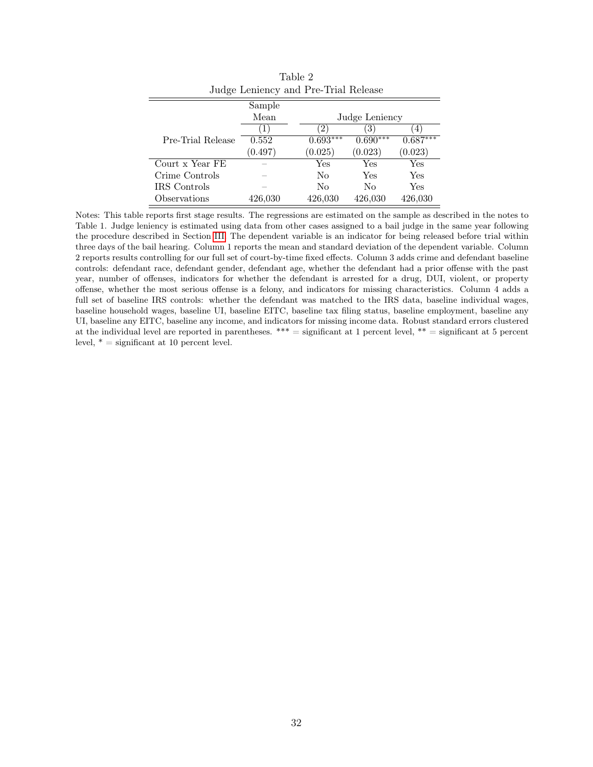Table 2
Judge Leniency and Pre-Trial Release

| | Sample Mean | Judge Leniency | | |
|---|---|---|---|---|
| | (1) | (2) | (3) | (4) |
| Pre-Trial Release | 0.552 | 0.693*** | 0.690*** | 0.687*** |
| | (0.497) | (0.025) | (0.023) | (0.023) |
| Court x Year FE | – | Yes | Yes | Yes |
| Crime Controls | – | No | Yes | Yes |
| IRS Controls | – | No | No | Yes |
| Observations | 426,030 | 426,030 | 426,030 | 426,030 |

Notes: This table reports first stage results. The regressions are estimated on the sample as described in the notes to Table 1. Judge leniency is estimated using data from other cases assigned to a bail judge in the same year following the procedure described in Section III. The dependent variable is an indicator for being released before trial within three days of the bail hearing. Column 1 reports the mean and standard deviation of the dependent variable. Column 2 reports results controlling for our full set of court-by-time fixed effects. Column 3 adds crime and defendant baseline controls: defendant race, defendant gender, defendant age, whether the defendant had a prior offense with the past year, number of offenses, indicators for whether the defendant is arrested for a drug, DUI, violent, or property offense, whether the most serious offense is a felony, and indicators for missing characteristics. Column 4 adds a full set of baseline IRS controls: whether the defendant was matched to the IRS data, baseline individual wages, baseline household wages, baseline UI, baseline EITC, baseline tax filing status, baseline employment, baseline any UI, baseline any EITC, baseline any income, and indicators for missing income data. Robust standard errors clustered at the individual level are reported in parentheses. *** = significant at 1 percent level, ** = significant at 5 percent level, * = significant at 10 percent level.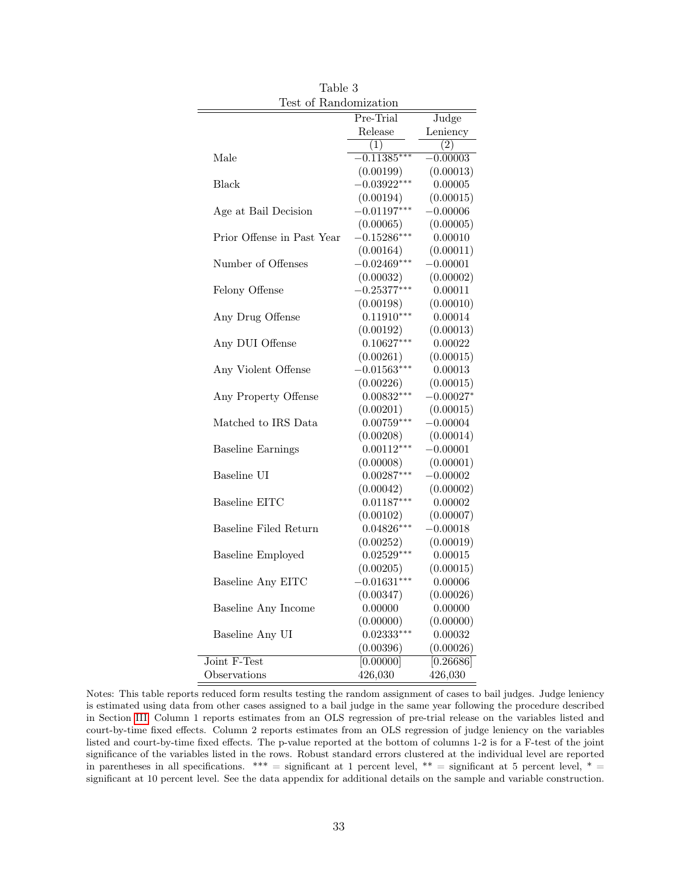Table 3

Test of Randomization

| | Pre-Trial Release | Judge Leniency |
|---|---|---|
| | (1) | (2) |
| Male | −0.11385*** | −0.00003 |
| | (0.00199) | (0.00013) |
| Black | −0.03922*** | 0.00005 |
| | (0.00194) | (0.00015) |
| Age at Bail Decision | −0.01197*** | −0.00006 |
| | (0.00065) | (0.00005) |
| Prior Offense in Past Year | −0.15286*** | 0.00010 |
| | (0.00164) | (0.00011) |
| Number of Offenses | −0.02469*** | −0.00001 |
| | (0.00032) | (0.00002) |
| Felony Offense | −0.25377*** | 0.00011 |
| | (0.00198) | (0.00010) |
| Any Drug Offense | 0.11910*** | 0.00014 |
| | (0.00192) | (0.00013) |
| Any DUI Offense | 0.10627*** | 0.00022 |
| | (0.00261) | (0.00015) |
| Any Violent Offense | −0.01563*** | 0.00013 |
| | (0.00226) | (0.00015) |
| Any Property Offense | 0.00832*** | −0.00027* |
| | (0.00201) | (0.00015) |
| Matched to IRS Data | 0.00759*** | −0.00004 |
| | (0.00208) | (0.00014) |
| Baseline Earnings | 0.00112*** | −0.00001 |
| | (0.00008) | (0.00001) |
| Baseline UI | 0.00287*** | −0.00002 |
| | (0.00042) | (0.00002) |
| Baseline EITC | 0.01187*** | 0.00002 |
| | (0.00102) | (0.00007) |
| Baseline Filed Return | 0.04826*** | −0.00018 |
| | (0.00252) | (0.00019) |
| Baseline Employed | 0.02529*** | 0.00015 |
| | (0.00205) | (0.00015) |
| Baseline Any EITC | −0.01631*** | 0.00006 |
| | (0.00347) | (0.00026) |
| Baseline Any Income | 0.00000 | 0.00000 |
| | (0.00000) | (0.00000) |
| Baseline Any UI | 0.02333*** | 0.00032 |
| | (0.00396) | (0.00026) |
| Joint F-Test | [0.00000] | [0.26686] |
| Observations | 426,030 | 426,030 |

Notes: This table reports reduced form results testing the random assignment of cases to bail judges. Judge leniency is estimated using data from other cases assigned to a bail judge in the same year following the procedure described in Section III. Column 1 reports estimates from an OLS regression of pre-trial release on the variables listed and court-by-time fixed effects. Column 2 reports estimates from an OLS regression of judge leniency on the variables listed and court-by-time fixed effects. The p-value reported at the bottom of columns 1-2 is for a F-test of the joint significance of the variables listed in the rows. Robust standard errors clustered at the individual level are reported in parentheses in all specifications. *** = significant at 1 percent level, ** = significant at 5 percent level, * = significant at 10 percent level. See the data appendix for additional details on the sample and variable construction.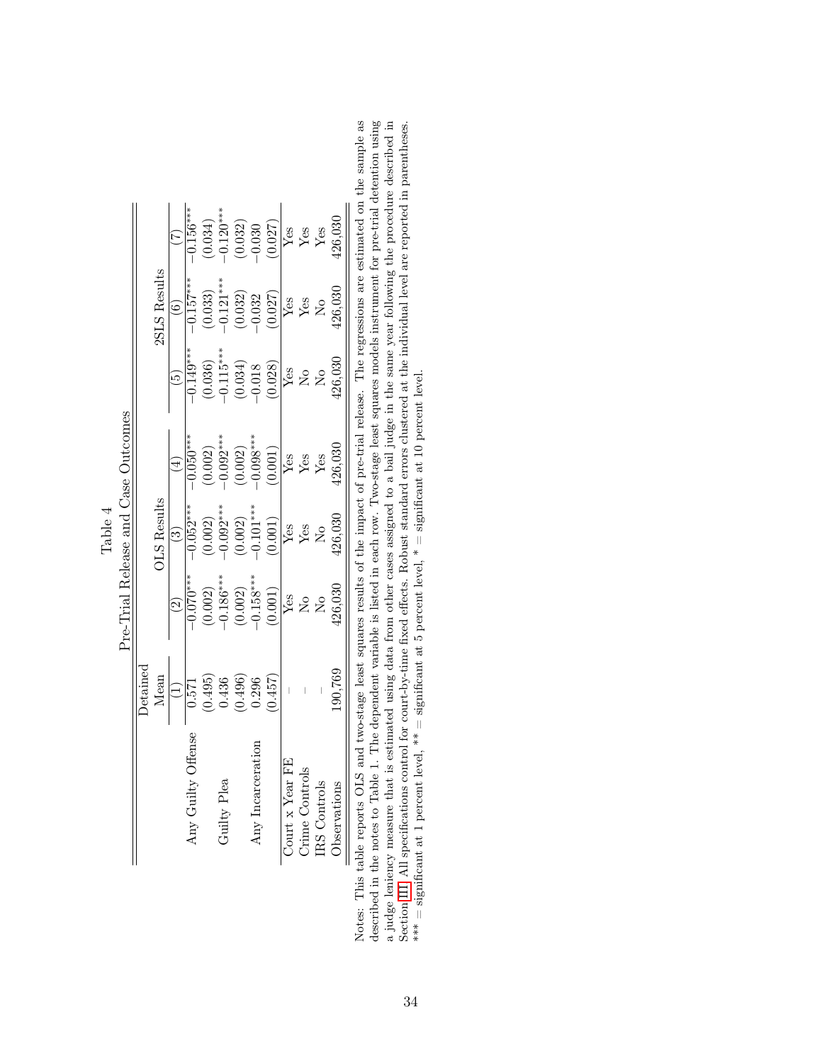Table 4

Pre-Trial Release and Case Outcomes

| | Detained Mean | OLS Results | | | 2SLS Results | | |
|---|---|---|---|---|---|---|---|
| | (1) | (2) | (3) | (4) | (5) | (6) | (7) |
| Any Guilty Offense | 0.571 | −0.070*** | −0.052*** | −0.050*** | −0.149*** | −0.157*** | −0.156*** |
| | (0.495) | (0.002) | (0.002) | (0.002) | (0.036) | (0.033) | (0.034) |
| Guilty Plea | 0.436 | −0.186*** | −0.092*** | −0.092*** | −0.115*** | −0.121*** | −0.120*** |
| | (0.496) | (0.002) | (0.002) | (0.002) | (0.034) | (0.032) | (0.032) |
| Any Incarceration | 0.296 | −0.158*** | −0.101*** | −0.098*** | −0.018 | −0.032 | −0.030 |
| | (0.457) | (0.001) | (0.001) | (0.001) | (0.028) | (0.027) | (0.027) |
| Court x Year FE | – | Yes | Yes | Yes | Yes | Yes | Yes |
| Crime Controls | – | No | Yes | Yes | No | Yes | Yes |
| IRS Controls | – | No | No | Yes | No | No | Yes |
| Observations | 190,769 | 426,030 | 426,030 | 426,030 | 426,030 | 426,030 | 426,030 |

Notes: This table reports OLS and two-stage least squares results of the impact of pre-trial release. The regressions are estimated on the sample as described in the notes to Table 1. The dependent variable is listed in each row. Two-stage least squares models instrument for pre-trial detention using a judge leniency measure that is estimated using data from other cases assigned to a bail judge in the same year following the procedure described in Section III. All specifications control for court-by-time fixed effects. Robust standard errors clustered at the individual level are reported in parentheses. *** = significant at 1 percent level, ** = significant at 5 percent level, * = significant at 10 percent level.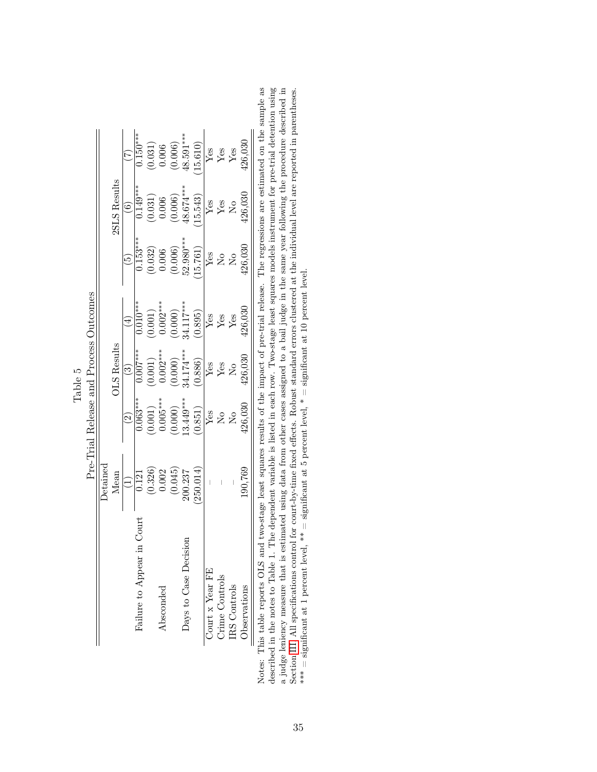Table 5

Pre-Trial Release and Process Outcomes

| | Detained Mean | OLS Results | | | 2SLS Results | | |
|---|---|---|---|---|---|---|---|
| | (1) | (2) | (3) | (4) | (5) | (6) | (7) |
| Failure to Appear in Court | 0.121 | 0.063*** | 0.007*** | 0.010*** | 0.153*** | 0.149*** | 0.150*** |
| | (0.326) | (0.001) | (0.001) | (0.001) | (0.032) | (0.031) | (0.031) |
| Absconded | 0.002 | 0.005*** | 0.002*** | 0.002*** | 0.006 | 0.006 | 0.006 |
| | (0.045) | (0.000) | (0.000) | (0.000) | (0.006) | (0.006) | (0.006) |
| Days to Case Decision | 200.237 | 13.449*** | 34.174*** | 34.117*** | 52.980*** | 48.674*** | 48.591*** |
| | (250.014) | (0.851) | (0.886) | (0.895) | (15.761) | (15.543) | (15.610) |
| Court x Year FE | – | Yes | Yes | Yes | Yes | Yes | Yes |
| Crime Controls | – | No | Yes | Yes | No | Yes | Yes |
| IRS Controls | – | No | No | Yes | No | No | Yes |
| Observations | 190,769 | 426,030 | 426,030 | 426,030 | 426,030 | 426,030 | 426,030 |

Notes: This table reports OLS and two-stage least squares results of the impact of pre-trial release. The regressions are estimated on the sample as described in the notes to Table 1. The dependent variable is listed in each row. Two-stage least squares models instrument for pre-trial detention using a judge leniency measure that is estimated using data from other cases assigned to a bail judge in the same year following the procedure described in Section III. All specifications control for court-by-time fixed effects. Robust standard errors clustered at the individual level are reported in parentheses. *** = significant at 1 percent level, ** = significant at 5 percent level, * = significant at 10 percent level.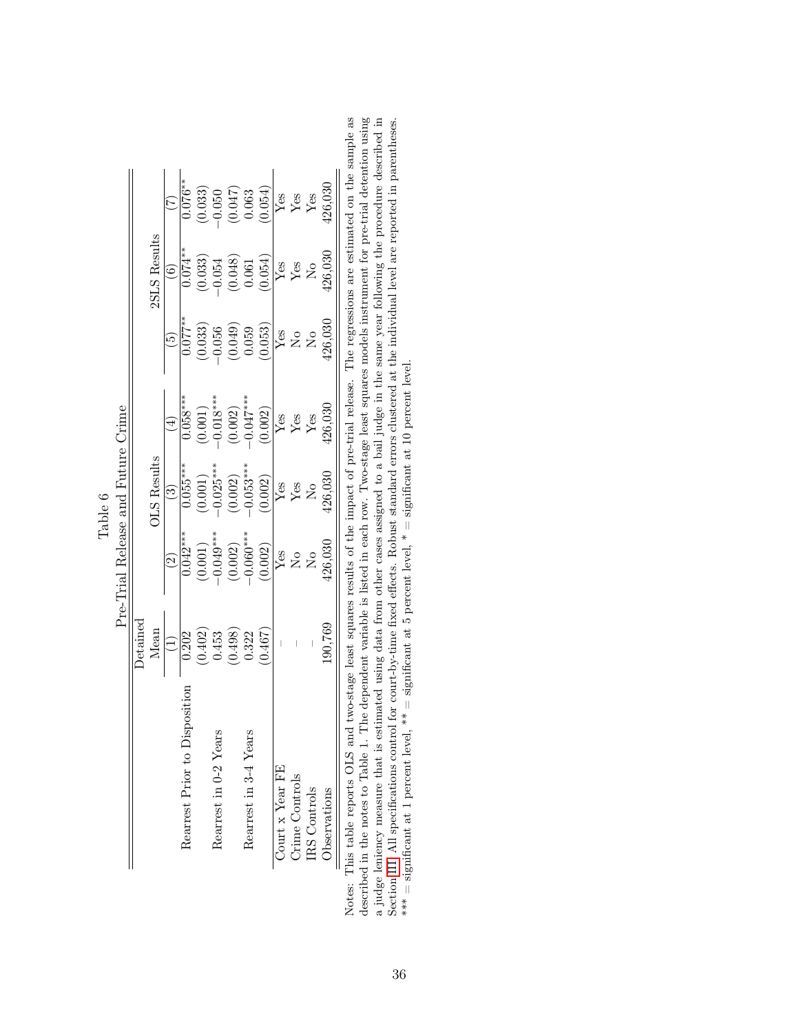Table 6

Pre-Trial Release and Future Crime

| | Detained Mean | OLS Results | | | 2SLS Results | | |
|---|---|---|---|---|---|---|---|
| | (1) | (2) | (3) | (4) | (5) | (6) | (7) |
| Rearrest Prior to Disposition | 0.202 | 0.042*** | 0.055*** | 0.058*** | 0.077** | 0.074** | 0.076** |
| | (0.402) | (0.001) | (0.001) | (0.001) | (0.033) | (0.033) | (0.033) |
| Rearrest in 0-2 Years | 0.453 | −0.049*** | −0.025*** | −0.018*** | −0.056 | −0.054 | −0.050 |
| | (0.498) | (0.002) | (0.002) | (0.002) | (0.049) | (0.048) | (0.047) |
| Rearrest in 3-4 Years | 0.322 | −0.060*** | −0.053*** | −0.047*** | 0.059 | 0.061 | 0.063 |
| | (0.467) | (0.002) | (0.002) | (0.002) | (0.053) | (0.054) | (0.054) |
| Court x Year FE | – | Yes | Yes | Yes | Yes | Yes | Yes |
| Crime Controls | – | No | Yes | Yes | No | Yes | Yes |
| IRS Controls | – | No | No | Yes | No | No | Yes |
| Observations | 190,769 | 426,030 | 426,030 | 426,030 | 426,030 | 426,030 | 426,030 |

Notes: This table reports OLS and two-stage least squares results of the impact of pre-trial release. The regressions are estimated on the sample as described in the notes to Table 1. The dependent variable is listed in each row. Two-stage least squares models instrument for pre-trial detention using a judge leniency measure that is estimated using data from other cases assigned to a bail judge in the same year following the procedure described in Section III. All specifications control for court-by-time fixed effects. Robust standard errors clustered at the individual level are reported in parentheses. *** = significant at 1 percent level, ** = significant at 5 percent level, * = significant at 10 percent level.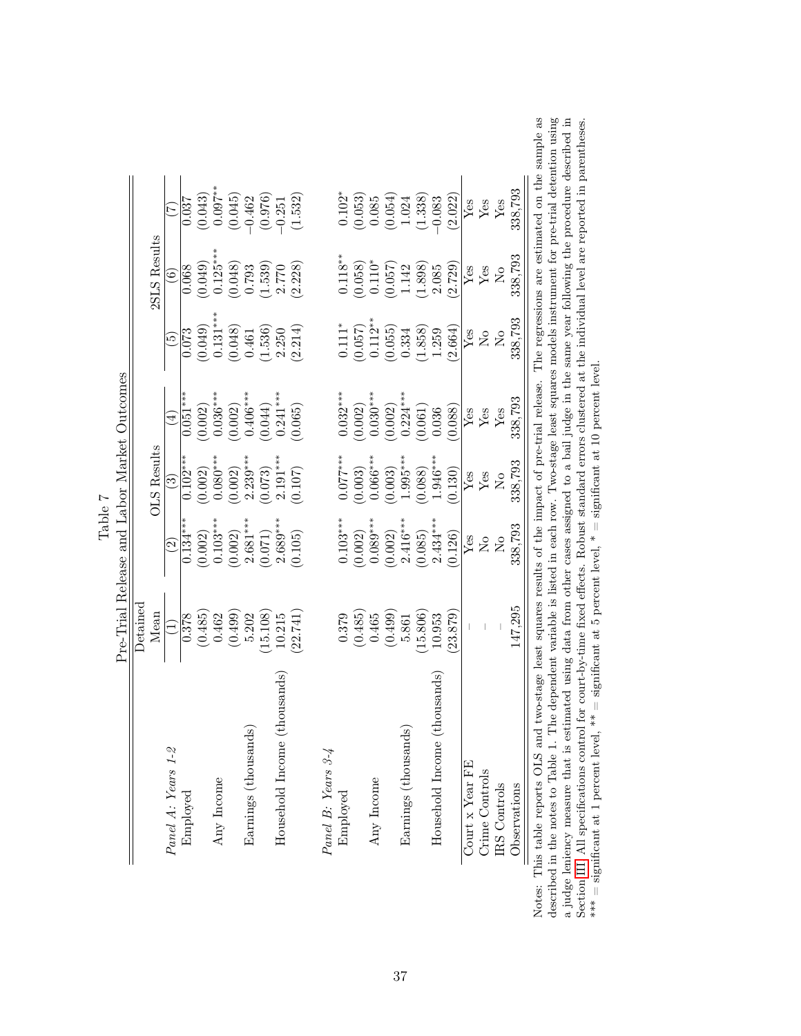Table 7

Pre-Trial Release and Labor Market Outcomes

| | Detained Mean | OLS Results | | | 2SLS Results | | |
|---|---|---|---|---|---|---|---|
| | (1) | (2) | (3) | (4) | (5) | (6) | (7) |
| *Panel A: Years 1-2* | | | | | | | |
| Employed | 0.378 | 0.134*** | 0.102*** | 0.051*** | 0.073 | 0.068 | 0.037 |
| | (0.485) | (0.002) | (0.002) | (0.002) | (0.049) | (0.049) | (0.043) |
| Any Income | 0.462 | 0.103*** | 0.080*** | 0.036*** | 0.131*** | 0.125*** | 0.097** |
| | (0.499) | (0.002) | (0.002) | (0.002) | (0.048) | (0.048) | (0.045) |
| Earnings (thousands) | 5.202 | 2.681*** | 2.239*** | 0.406*** | 0.461 | 0.793 | −0.462 |
| | (15.108) | (0.071) | (0.073) | (0.044) | (1.536) | (1.539) | (0.976) |
| Household Income (thousands) | 10.215 | 2.689*** | 2.191*** | 0.241*** | 2.250 | 2.770 | −0.251 |
| | (22.741) | (0.105) | (0.107) | (0.065) | (2.214) | (2.228) | (1.532) |
| *Panel B: Years 3-4* | | | | | | | |
| Employed | 0.379 | 0.103*** | 0.077*** | 0.032*** | 0.111* | 0.118** | 0.102* |
| | (0.485) | (0.002) | (0.003) | (0.002) | (0.057) | (0.058) | (0.053) |
| Any Income | 0.465 | 0.089*** | 0.066*** | 0.030*** | 0.112** | 0.110* | 0.085 |
| | (0.499) | (0.002) | (0.003) | (0.002) | (0.055) | (0.057) | (0.054) |
| Earnings (thousands) | 5.861 | 2.416*** | 1.995*** | 0.224*** | 0.334 | 1.142 | 1.024 |
| | (15.806) | (0.085) | (0.088) | (0.061) | (1.858) | (1.898) | (1.338) |
| Household Income (thousands) | 10.953 | 2.434*** | 1.946*** | 0.036 | 1.259 | 2.085 | −0.083 |
| | (23.879) | (0.126) | (0.130) | (0.088) | (2.664) | (2.729) | (2.022) |
| Court x Year FE | – | Yes | Yes | Yes | Yes | Yes | Yes |
| Crime Controls | – | No | Yes | Yes | No | Yes | Yes |
| IRS Controls | – | No | No | Yes | No | No | Yes |
| Observations | 147,295 | 338,793 | 338,793 | 338,793 | 338,793 | 338,793 | 338,793 |

Notes: This table reports OLS and two-stage least squares results of the impact of pre-trial release. The regressions are estimated on the sample as described in the notes to Table 1. The dependent variable is listed in each row. Two-stage least squares models instrument for pre-trial detention using a judge leniency measure that is estimated using data from other cases assigned to a bail judge in the same year following the procedure described in Section III. All specifications control for court-by-time fixed effects. Robust standard errors clustered at the individual level are reported in parentheses. *** = significant at 1 percent level, ** = significant at 5 percent level, * = significant at 10 percent level.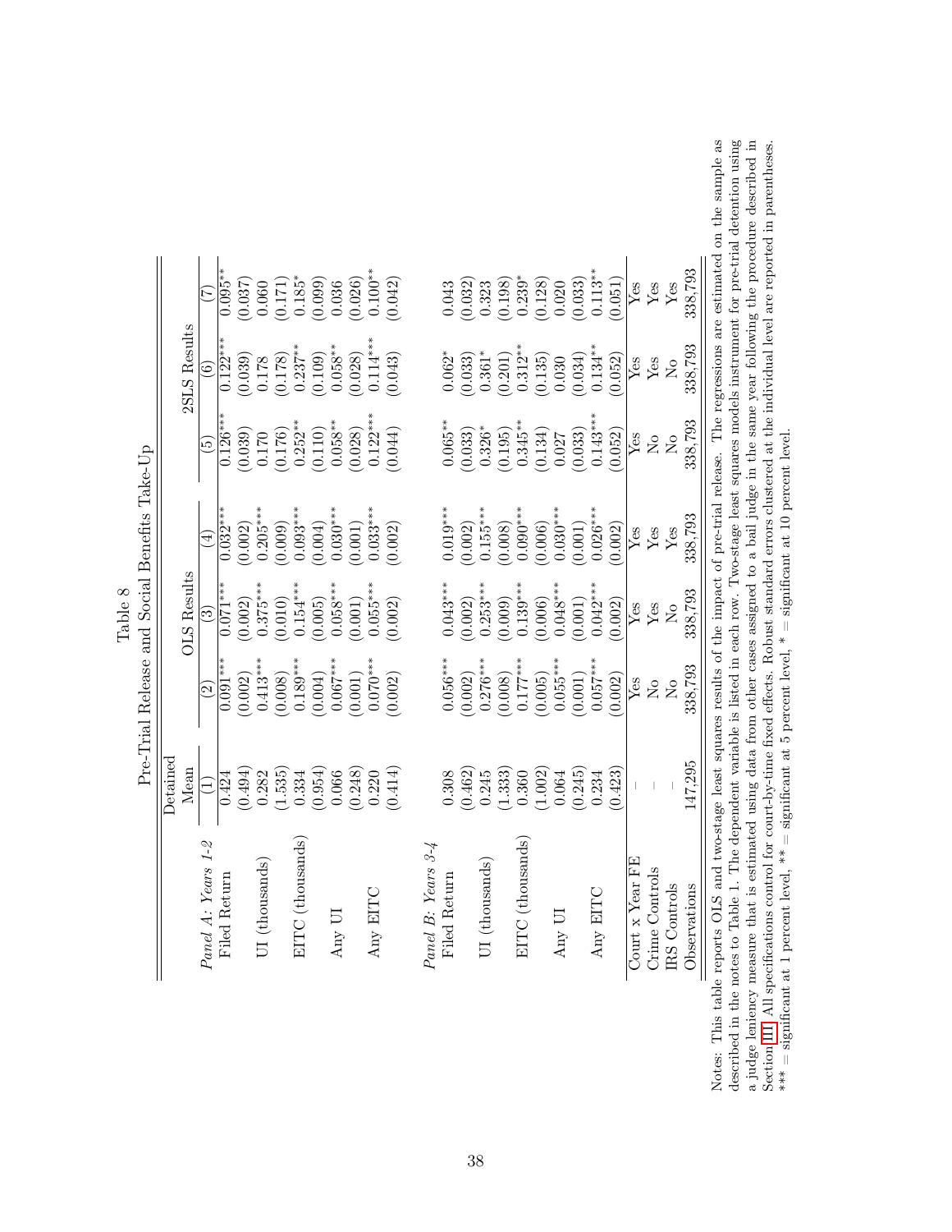Table 8

Pre-Trial Release and Social Benefits Take-Up

| | Detained Mean | OLS Results | | | 2SLS Results | | |
|---|---|---|---|---|---|---|---|
| | (1) | (2) | (3) | (4) | (5) | (6) | (7) |
| *Panel A: Years 1-2* | | | | | | | |
| Filed Return | 0.424 | 0.091*** | 0.071*** | 0.032*** | 0.126*** | 0.122*** | 0.095** |
| | (0.494) | (0.002) | (0.002) | (0.002) | (0.039) | (0.039) | (0.037) |
| UI (thousands) | 0.282 | 0.413*** | 0.375*** | 0.205*** | 0.170 | 0.178 | 0.060 |
| | (1.535) | (0.008) | (0.010) | (0.009) | (0.176) | (0.178) | (0.171) |
| EITC (thousands) | 0.334 | 0.189*** | 0.154*** | 0.093*** | 0.252** | 0.237** | 0.185* |
| | (0.954) | (0.004) | (0.005) | (0.004) | (0.110) | (0.109) | (0.099) |
| Any UI | 0.066 | 0.067*** | 0.058*** | 0.030*** | 0.058** | 0.058** | 0.036 |
| | (0.248) | (0.001) | (0.001) | (0.001) | (0.028) | (0.028) | (0.026) |
| Any EITC | 0.220 | 0.070*** | 0.055*** | 0.033*** | 0.122*** | 0.114*** | 0.100** |
| | (0.414) | (0.002) | (0.002) | (0.002) | (0.044) | (0.043) | (0.042) |
| *Panel B: Years 3-4* | | | | | | | |
| Filed Return | 0.308 | 0.056*** | 0.043*** | 0.019*** | 0.065** | 0.062* | 0.043 |
| | (0.462) | (0.002) | (0.002) | (0.002) | (0.033) | (0.033) | (0.032) |
| UI (thousands) | 0.245 | 0.276*** | 0.253*** | 0.155*** | 0.326* | 0.361* | 0.323 |
| | (1.333) | (0.008) | (0.009) | (0.008) | (0.195) | (0.201) | (0.198) |
| EITC (thousands) | 0.360 | 0.177*** | 0.139*** | 0.090*** | 0.345** | 0.312** | 0.239* |
| | (1.002) | (0.005) | (0.006) | (0.006) | (0.134) | (0.135) | (0.128) |
| Any UI | 0.064 | 0.055*** | 0.048*** | 0.030*** | 0.027 | 0.030 | 0.020 |
| | (0.245) | (0.001) | (0.001) | (0.001) | (0.033) | (0.034) | (0.033) |
| Any EITC | 0.234 | 0.057*** | 0.042*** | 0.026*** | 0.143*** | 0.134** | 0.113** |
| | (0.423) | (0.002) | (0.002) | (0.002) | (0.052) | (0.052) | (0.051) |
| Court x Year FE | – | Yes | Yes | Yes | Yes | Yes | Yes |
| Crime Controls | – | No | Yes | Yes | No | Yes | Yes |
| IRS Controls | – | No | No | Yes | No | No | Yes |
| Observations | 147,295 | 338,793 | 338,793 | 338,793 | 338,793 | 338,793 | 338,793 |

Notes: This table reports OLS and two-stage least squares results of the impact of pre-trial release. The regressions are estimated on the sample as described in the notes to Table 1. The dependent variable is listed in each row. Two-stage least squares models instrument for pre-trial detention using a judge leniency measure that is estimated using data from other cases assigned to a bail judge in the same year following the procedure described in Section III. All specifications control for court-by-time fixed effects. Robust standard errors clustered at the individual level are reported in parentheses. *** = significant at 1 percent level, ** = significant at 5 percent level, * = significant at 10 percent level.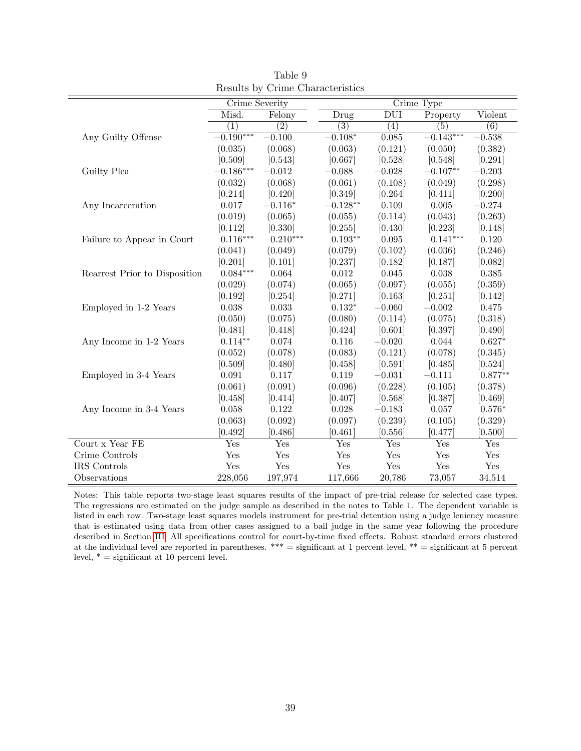Table 9
Results by Crime Characteristics

| | Crime Severity | | Crime Type | | | |
|---|---|---|---|---|---|---|
| | Misd. | Felony | Drug | DUI | Property | Violent |
| | (1) | (2) | (3) | (4) | (5) | (6) |
| Any Guilty Offense | $-0.190^{***}$ | $-0.100$ | $-0.108^{*}$ | 0.085 | $-0.143^{***}$ | $-0.538$ |
| | (0.035) | (0.068) | (0.063) | (0.121) | (0.050) | (0.382) |
| | [0.509] | [0.543] | [0.667] | [0.528] | [0.548] | [0.291] |
| Guilty Plea | $-0.186^{***}$ | $-0.012$ | $-0.088$ | $-0.028$ | $-0.107^{**}$ | $-0.203$ |
| | (0.032) | (0.068) | (0.061) | (0.108) | (0.049) | (0.298) |
| | [0.214] | [0.420] | [0.349] | [0.264] | [0.411] | [0.200] |
| Any Incarceration | 0.017 | $-0.116^{*}$ | $-0.128^{**}$ | 0.109 | 0.005 | $-0.274$ |
| | (0.019) | (0.065) | (0.055) | (0.114) | (0.043) | (0.263) |
| | [0.112] | [0.330] | [0.255] | [0.430] | [0.223] | [0.148] |
| Failure to Appear in Court | $0.116^{***}$ | $0.210^{***}$ | $0.193^{**}$ | 0.095 | $0.141^{***}$ | 0.120 |
| | (0.041) | (0.049) | (0.079) | (0.102) | (0.036) | (0.246) |
| | [0.201] | [0.101] | [0.237] | [0.182] | [0.187] | [0.082] |
| Rearrest Prior to Disposition | $0.084^{***}$ | 0.064 | 0.012 | 0.045 | 0.038 | 0.385 |
| | (0.029) | (0.074) | (0.065) | (0.097) | (0.055) | (0.359) |
| | [0.192] | [0.254] | [0.271] | [0.163] | [0.251] | [0.142] |
| Employed in 1-2 Years | 0.038 | 0.033 | $0.132^{*}$ | $-0.060$ | $-0.002$ | 0.475 |
| | (0.050) | (0.075) | (0.080) | (0.114) | (0.075) | (0.318) |
| | [0.481] | [0.418] | [0.424] | [0.601] | [0.397] | [0.490] |
| Any Income in 1-2 Years | $0.114^{**}$ | 0.074 | 0.116 | $-0.020$ | 0.044 | $0.627^{*}$ |
| | (0.052) | (0.078) | (0.083) | (0.121) | (0.078) | (0.345) |
| | [0.509] | [0.480] | [0.458] | [0.591] | [0.485] | [0.524] |
| Employed in 3-4 Years | 0.091 | 0.117 | 0.119 | $-0.031$ | $-0.111$ | $0.877^{**}$ |
| | (0.061) | (0.091) | (0.096) | (0.228) | (0.105) | (0.378) |
| | [0.458] | [0.414] | [0.407] | [0.568] | [0.387] | [0.469] |
| Any Income in 3-4 Years | 0.058 | 0.122 | 0.028 | $-0.183$ | 0.057 | $0.576^{*}$ |
| | (0.063) | (0.092) | (0.097) | (0.239) | (0.105) | (0.329) |
| | [0.492] | [0.486] | [0.461] | [0.556] | [0.477] | [0.500] |
| Court x Year FE | Yes | Yes | Yes | Yes | Yes | Yes |
| Crime Controls | Yes | Yes | Yes | Yes | Yes | Yes |
| IRS Controls | Yes | Yes | Yes | Yes | Yes | Yes |
| Observations | 228,056 | 197,974 | 117,666 | 20,786 | 73,057 | 34,514 |

Notes: This table reports two-stage least squares results of the impact of pre-trial release for selected case types. The regressions are estimated on the judge sample as described in the notes to Table 1. The dependent variable is listed in each row. Two-stage least squares models instrument for pre-trial detention using a judge leniency measure that is estimated using data from other cases assigned to a bail judge in the same year following the procedure described in Section III. All specifications control for court-by-time fixed effects. Robust standard errors clustered at the individual level are reported in parentheses. *** = significant at 1 percent level, ** = significant at 5 percent level, * = significant at 10 percent level.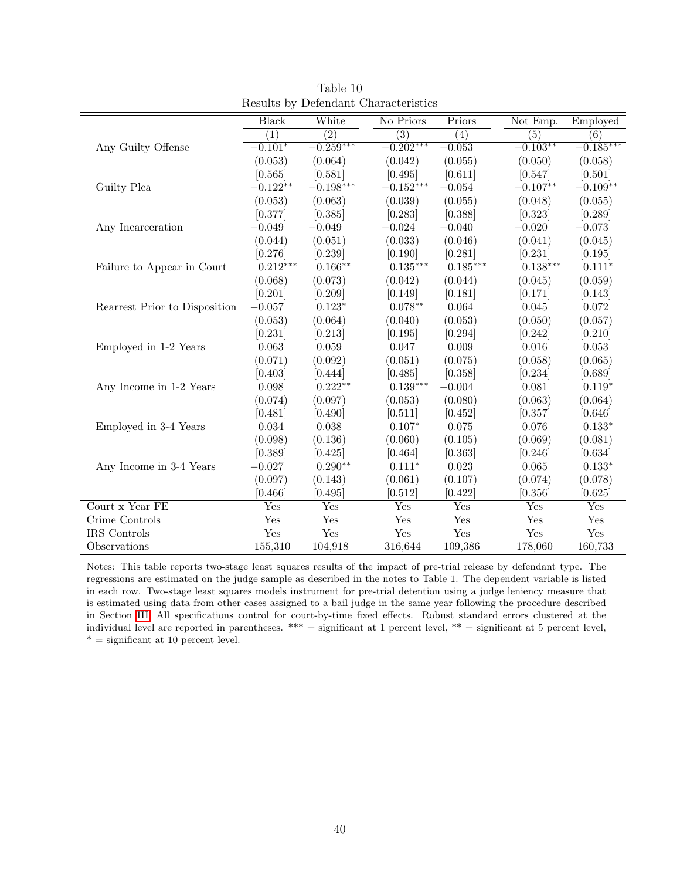Table 10
Results by Defendant Characteristics

| | Black | White | No Priors | Priors | Not Emp. | Employed |
|---|---|---|---|---|---|---|
| | (1) | (2) | (3) | (4) | (5) | (6) |
| Any Guilty Offense | $-0.101^{*}$ | $-0.259^{***}$ | $-0.202^{***}$ | $-0.053$ | $-0.103^{**}$ | $-0.185^{***}$ |
| | (0.053) | (0.064) | (0.042) | (0.055) | (0.050) | (0.058) |
| | [0.565] | [0.581] | [0.495] | [0.611] | [0.547] | [0.501] |
| Guilty Plea | $-0.122^{**}$ | $-0.198^{***}$ | $-0.152^{***}$ | $-0.054$ | $-0.107^{**}$ | $-0.109^{**}$ |
| | (0.053) | (0.063) | (0.039) | (0.055) | (0.048) | (0.055) |
| | [0.377] | [0.385] | [0.283] | [0.388] | [0.323] | [0.289] |
| Any Incarceration | $-0.049$ | $-0.049$ | $-0.024$ | $-0.040$ | $-0.020$ | $-0.073$ |
| | (0.044) | (0.051) | (0.033) | (0.046) | (0.041) | (0.045) |
| | [0.276] | [0.239] | [0.190] | [0.281] | [0.231] | [0.195] |
| Failure to Appear in Court | $0.212^{***}$ | $0.166^{**}$ | $0.135^{***}$ | $0.185^{***}$ | $0.138^{***}$ | $0.111^{*}$ |
| | (0.068) | (0.073) | (0.042) | (0.044) | (0.045) | (0.059) |
| | [0.201] | [0.209] | [0.149] | [0.181] | [0.171] | [0.143] |
| Rearrest Prior to Disposition | $-0.057$ | $0.123^{*}$ | $0.078^{**}$ | 0.064 | 0.045 | 0.072 |
| | (0.053) | (0.064) | (0.040) | (0.053) | (0.050) | (0.057) |
| | [0.231] | [0.213] | [0.195] | [0.294] | [0.242] | [0.210] |
| Employed in 1-2 Years | 0.063 | 0.059 | 0.047 | 0.009 | 0.016 | 0.053 |
| | (0.071) | (0.092) | (0.051) | (0.075) | (0.058) | (0.065) |
| | [0.403] | [0.444] | [0.485] | [0.358] | [0.234] | [0.689] |
| Any Income in 1-2 Years | 0.098 | $0.222^{**}$ | $0.139^{***}$ | $-0.004$ | 0.081 | $0.119^{*}$ |
| | (0.074) | (0.097) | (0.053) | (0.080) | (0.063) | (0.064) |
| | [0.481] | [0.490] | [0.511] | [0.452] | [0.357] | [0.646] |
| Employed in 3-4 Years | 0.034 | 0.038 | $0.107^{*}$ | 0.075 | 0.076 | $0.133^{*}$ |
| | (0.098) | (0.136) | (0.060) | (0.105) | (0.069) | (0.081) |
| | [0.389] | [0.425] | [0.464] | [0.363] | [0.246] | [0.634] |
| Any Income in 3-4 Years | $-0.027$ | $0.290^{**}$ | $0.111^{*}$ | 0.023 | 0.065 | $0.133^{*}$ |
| | (0.097) | (0.143) | (0.061) | (0.107) | (0.074) | (0.078) |
| | [0.466] | [0.495] | [0.512] | [0.422] | [0.356] | [0.625] |
| Court x Year FE | Yes | Yes | Yes | Yes | Yes | Yes |
| Crime Controls | Yes | Yes | Yes | Yes | Yes | Yes |
| IRS Controls | Yes | Yes | Yes | Yes | Yes | Yes |
| Observations | 155,310 | 104,918 | 316,644 | 109,386 | 178,060 | 160,733 |

Notes: This table reports two-stage least squares results of the impact of pre-trial release by defendant type. The regressions are estimated on the judge sample as described in the notes to Table 1. The dependent variable is listed in each row. Two-stage least squares models instrument for pre-trial detention using a judge leniency measure that is estimated using data from other cases assigned to a bail judge in the same year following the procedure described in Section III. All specifications control for court-by-time fixed effects. Robust standard errors clustered at the individual level are reported in parentheses. *** = significant at 1 percent level, ** = significant at 5 percent level, * = significant at 10 percent level.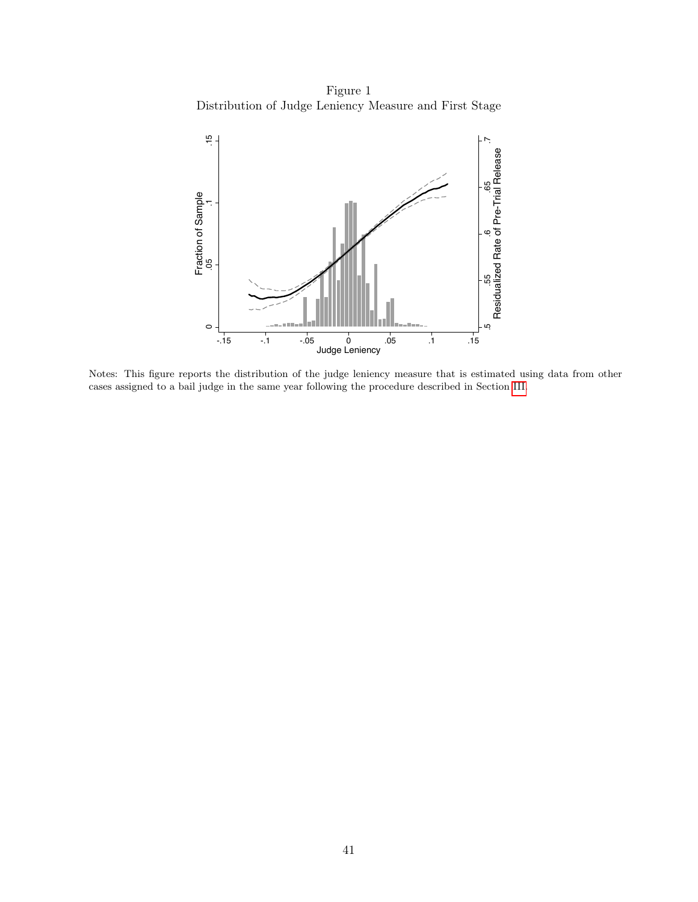Figure 1
Distribution of Judge Leniency Measure and First Stage

Notes: This figure reports the distribution of the judge leniency measure that is estimated using data from other cases assigned to a bail judge in the same year following the procedure described in Section III.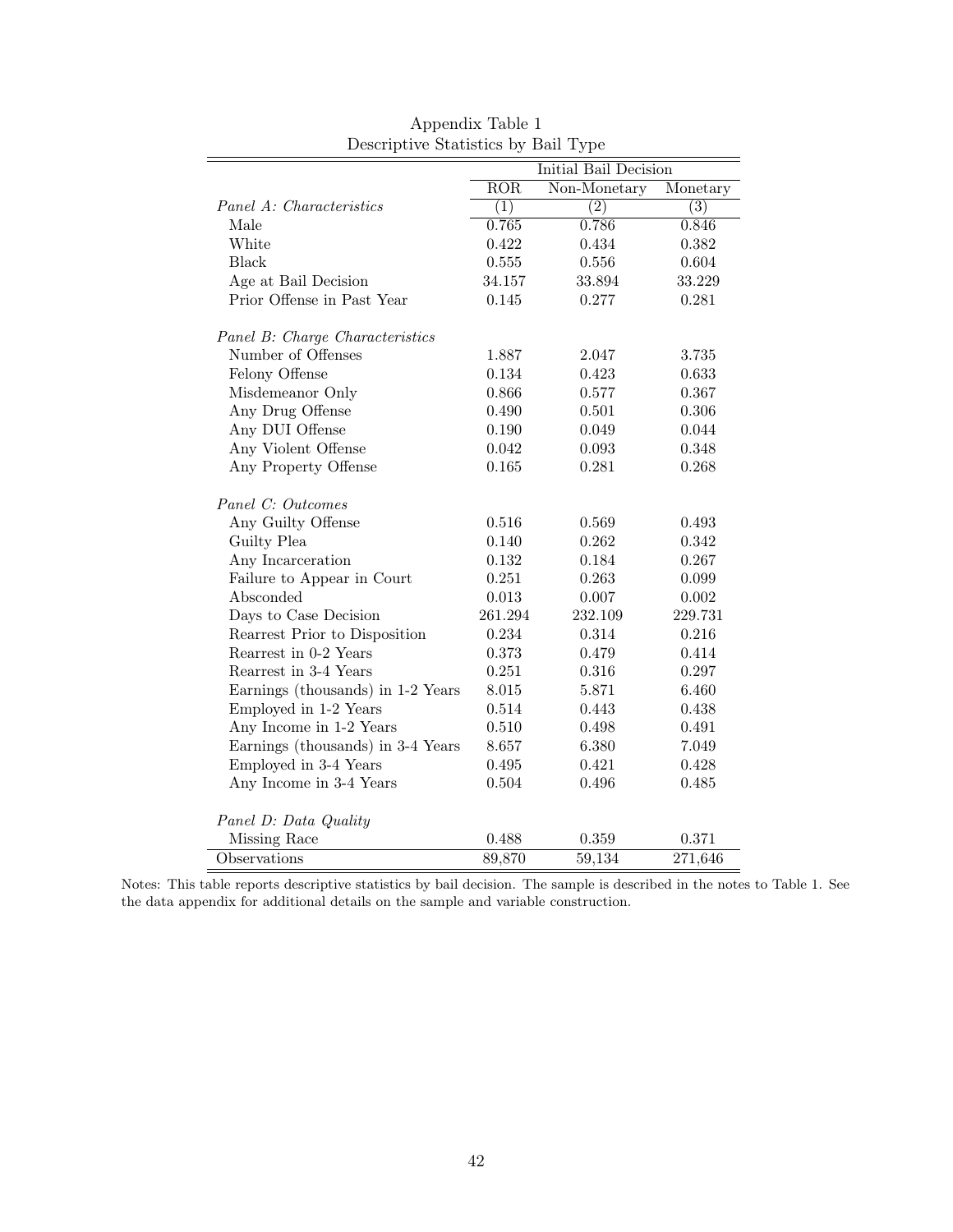Appendix Table 1
Descriptive Statistics by Bail Type

| | Initial Bail Decision | | |
|---|---|---|---|
| | ROR | Non-Monetary | Monetary |
| *Panel A: Characteristics* | (1) | (2) | (3) |
| Male | 0.765 | 0.786 | 0.846 |
| White | 0.422 | 0.434 | 0.382 |
| Black | 0.555 | 0.556 | 0.604 |
| Age at Bail Decision | 34.157 | 33.894 | 33.229 |
| Prior Offense in Past Year | 0.145 | 0.277 | 0.281 |
| *Panel B: Charge Characteristics* | | | |
| Number of Offenses | 1.887 | 2.047 | 3.735 |
| Felony Offense | 0.134 | 0.423 | 0.633 |
| Misdemeanor Only | 0.866 | 0.577 | 0.367 |
| Any Drug Offense | 0.490 | 0.501 | 0.306 |
| Any DUI Offense | 0.190 | 0.049 | 0.044 |
| Any Violent Offense | 0.042 | 0.093 | 0.348 |
| Any Property Offense | 0.165 | 0.281 | 0.268 |
| *Panel C: Outcomes* | | | |
| Any Guilty Offense | 0.516 | 0.569 | 0.493 |
| Guilty Plea | 0.140 | 0.262 | 0.342 |
| Any Incarceration | 0.132 | 0.184 | 0.267 |
| Failure to Appear in Court | 0.251 | 0.263 | 0.099 |
| Absconded | 0.013 | 0.007 | 0.002 |
| Days to Case Decision | 261.294 | 232.109 | 229.731 |
| Rearrest Prior to Disposition | 0.234 | 0.314 | 0.216 |
| Rearrest in 0-2 Years | 0.373 | 0.479 | 0.414 |
| Rearrest in 3-4 Years | 0.251 | 0.316 | 0.297 |
| Earnings (thousands) in 1-2 Years | 8.015 | 5.871 | 6.460 |
| Employed in 1-2 Years | 0.514 | 0.443 | 0.438 |
| Any Income in 1-2 Years | 0.510 | 0.498 | 0.491 |
| Earnings (thousands) in 3-4 Years | 8.657 | 6.380 | 7.049 |
| Employed in 3-4 Years | 0.495 | 0.421 | 0.428 |
| Any Income in 3-4 Years | 0.504 | 0.496 | 0.485 |
| *Panel D: Data Quality* | | | |
| Missing Race | 0.488 | 0.359 | 0.371 |
| Observations | 89,870 | 59,134 | 271,646 |

Notes: This table reports descriptive statistics by bail decision. The sample is described in the notes to Table 1. See the data appendix for additional details on the sample and variable construction.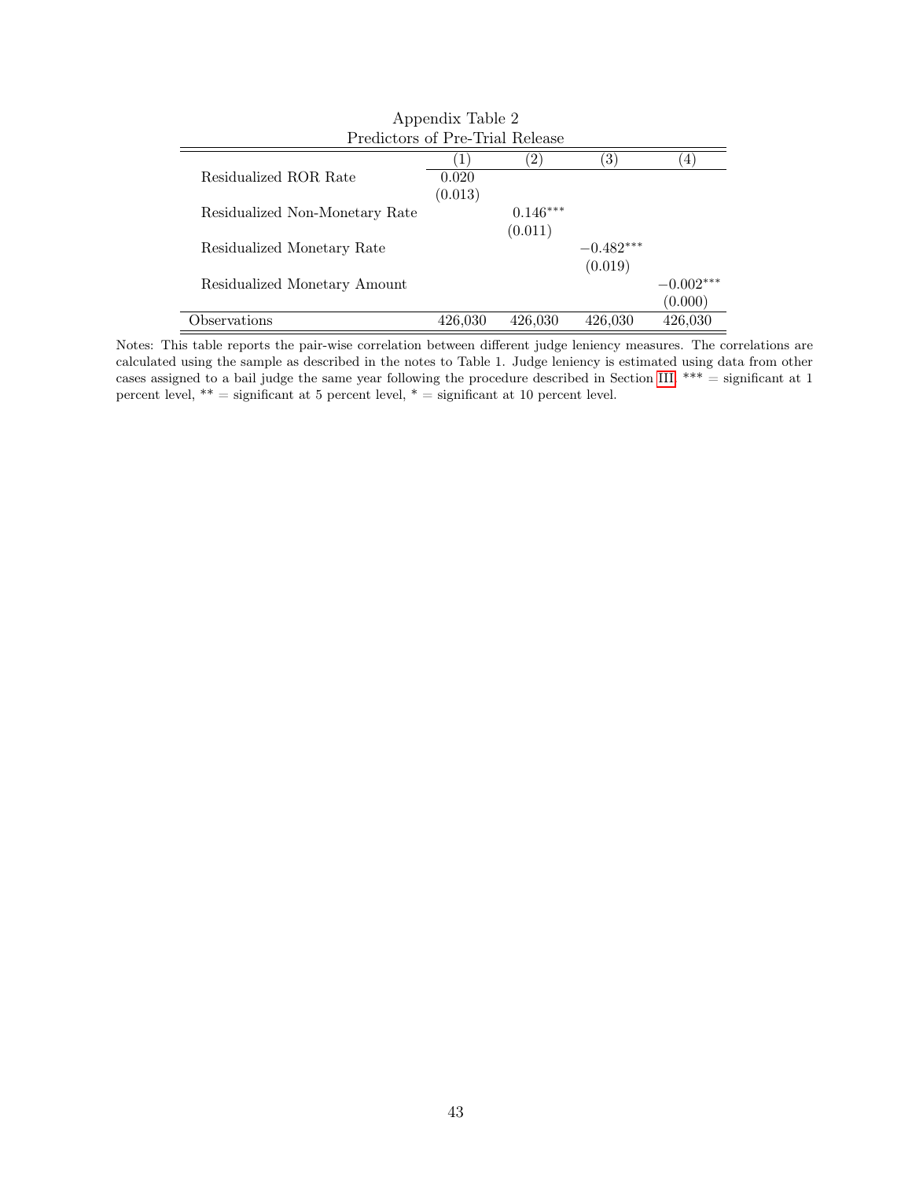Appendix Table 2
Predictors of Pre-Trial Release

| | (1) | (2) | (3) | (4) |
|---|---|---|---|---|
| Residualized ROR Rate | 0.020 | | | |
| | (0.013) | | | |
| Residualized Non-Monetary Rate | | $0.146^{***}$ | | |
| | | (0.011) | | |
| Residualized Monetary Rate | | | $-0.482^{***}$ | |
| | | | (0.019) | |
| Residualized Monetary Amount | | | | $-0.002^{***}$ |
| | | | | (0.000) |
| Observations | 426,030 | 426,030 | 426,030 | 426,030 |

Notes: This table reports the pair-wise correlation between different judge leniency measures. The correlations are calculated using the sample as described in the notes to Table 1. Judge leniency is estimated using data from other cases assigned to a bail judge the same year following the procedure described in Section III. *** = significant at 1 percent level, ** = significant at 5 percent level, * = significant at 10 percent level.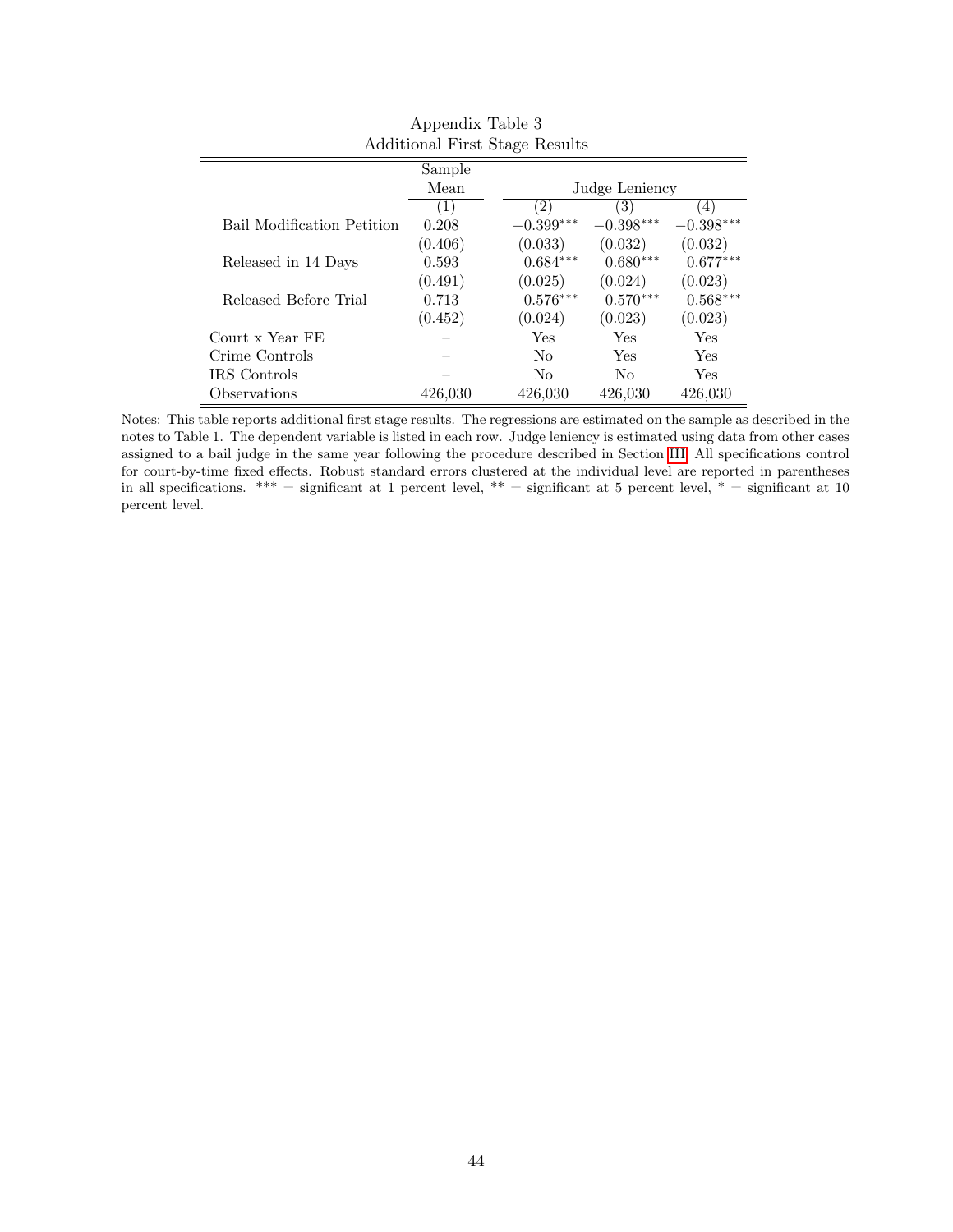Appendix Table 3
Additional First Stage Results

| | Sample Mean | Judge Leniency | | |
|---|---|---|---|---|
| | (1) | (2) | (3) | (4) |
| Bail Modification Petition | 0.208 | $-0.399^{***}$ | $-0.398^{***}$ | $-0.398^{***}$ |
| | (0.406) | (0.033) | (0.032) | (0.032) |
| Released in 14 Days | 0.593 | $0.684^{***}$ | $0.680^{***}$ | $0.677^{***}$ |
| | (0.491) | (0.025) | (0.024) | (0.023) |
| Released Before Trial | 0.713 | $0.576^{***}$ | $0.570^{***}$ | $0.568^{***}$ |
| | (0.452) | (0.024) | (0.023) | (0.023) |
| Court x Year FE | – | Yes | Yes | Yes |
| Crime Controls | – | No | Yes | Yes |
| IRS Controls | – | No | No | Yes |
| Observations | 426,030 | 426,030 | 426,030 | 426,030 |

Notes: This table reports additional first stage results. The regressions are estimated on the sample as described in the notes to Table 1. The dependent variable is listed in each row. Judge leniency is estimated using data from other cases assigned to a bail judge in the same year following the procedure described in Section III. All specifications control for court-by-time fixed effects. Robust standard errors clustered at the individual level are reported in parentheses in all specifications. *** = significant at 1 percent level, ** = significant at 5 percent level, * = significant at 10 percent level.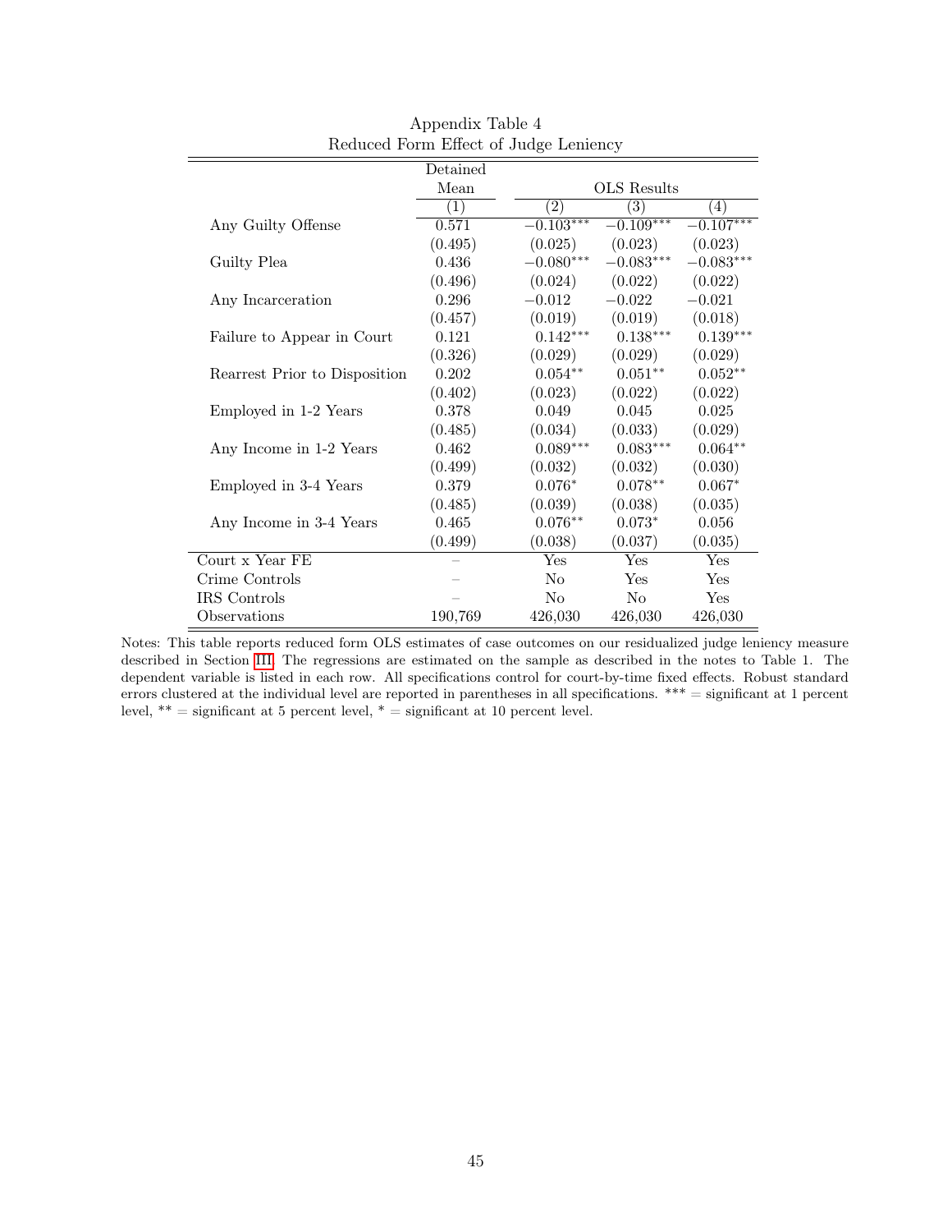Appendix Table 4
Reduced Form Effect of Judge Leniency

| | Detained Mean | OLS Results | | |
|---|---|---|---|---|
| | (1) | (2) | (3) | (4) |
| Any Guilty Offense | 0.571 | $-0.103^{***}$ | $-0.109^{***}$ | $-0.107^{***}$ |
| | (0.495) | (0.025) | (0.023) | (0.023) |
| Guilty Plea | 0.436 | $-0.080^{***}$ | $-0.083^{***}$ | $-0.083^{***}$ |
| | (0.496) | (0.024) | (0.022) | (0.022) |
| Any Incarceration | 0.296 | $-0.012$ | $-0.022$ | $-0.021$ |
| | (0.457) | (0.019) | (0.019) | (0.018) |
| Failure to Appear in Court | 0.121 | $0.142^{***}$ | $0.138^{***}$ | $0.139^{***}$ |
| | (0.326) | (0.029) | (0.029) | (0.029) |
| Rearrest Prior to Disposition | 0.202 | $0.054^{**}$ | $0.051^{**}$ | $0.052^{**}$ |
| | (0.402) | (0.023) | (0.022) | (0.022) |
| Employed in 1-2 Years | 0.378 | 0.049 | 0.045 | 0.025 |
| | (0.485) | (0.034) | (0.033) | (0.029) |
| Any Income in 1-2 Years | 0.462 | $0.089^{***}$ | $0.083^{***}$ | $0.064^{**}$ |
| | (0.499) | (0.032) | (0.032) | (0.030) |
| Employed in 3-4 Years | 0.379 | $0.076^{*}$ | $0.078^{**}$ | $0.067^{*}$ |
| | (0.485) | (0.039) | (0.038) | (0.035) |
| Any Income in 3-4 Years | 0.465 | $0.076^{**}$ | $0.073^{*}$ | 0.056 |
| | (0.499) | (0.038) | (0.037) | (0.035) |
| Court x Year FE | – | Yes | Yes | Yes |
| Crime Controls | – | No | Yes | Yes |
| IRS Controls | – | No | No | Yes |
| Observations | 190,769 | 426,030 | 426,030 | 426,030 |

Notes: This table reports reduced form OLS estimates of case outcomes on our residualized judge leniency measure described in Section III. The regressions are estimated on the sample as described in the notes to Table 1. The dependent variable is listed in each row. All specifications control for court-by-time fixed effects. Robust standard errors clustered at the individual level are reported in parentheses in all specifications. *** = significant at 1 percent level, ** = significant at 5 percent level, * = significant at 10 percent level.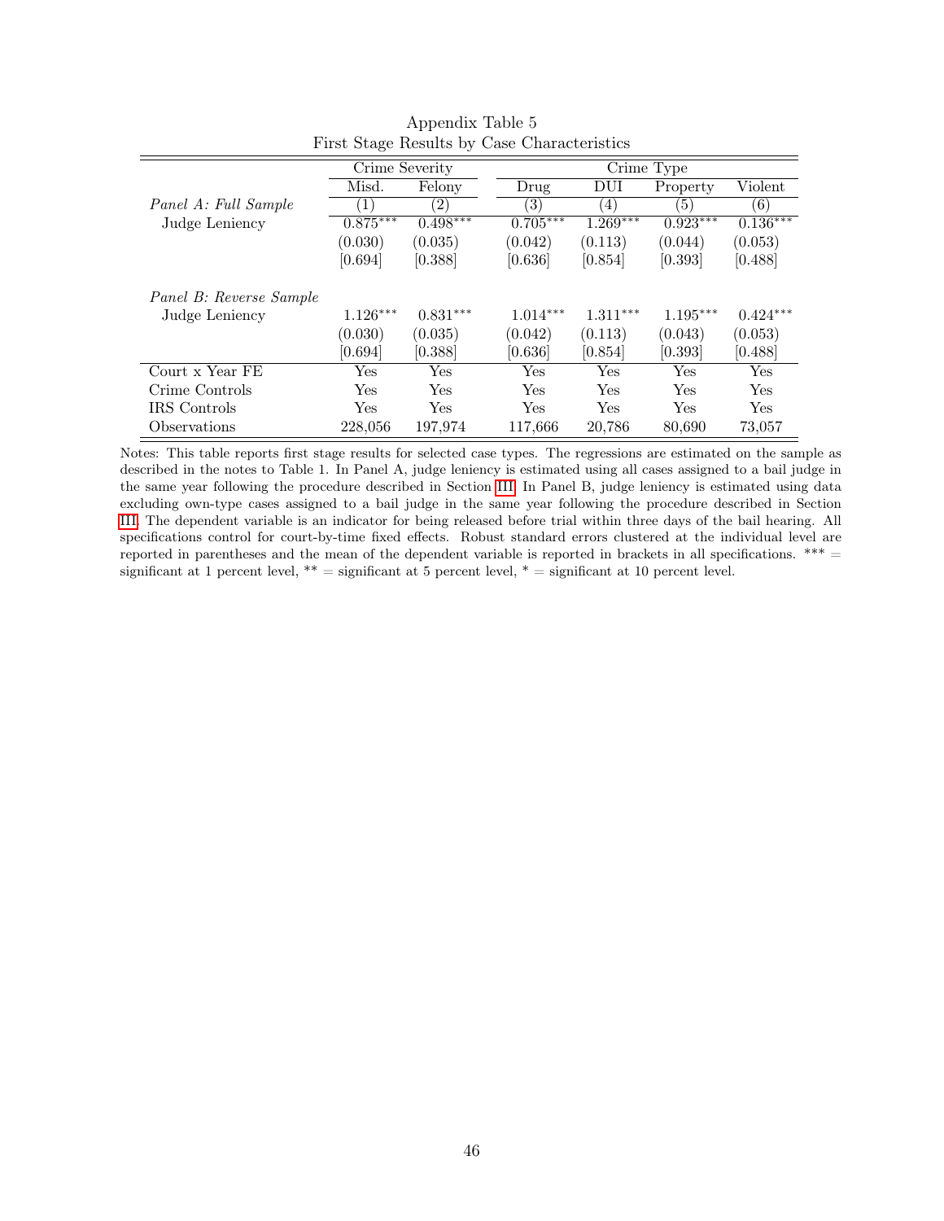Appendix Table 5
First Stage Results by Case Characteristics

| | Crime Severity | | Crime Type | | | |
|---|---|---|---|---|---|---|
| | Misd. | Felony | Drug | DUI | Property | Violent |
| *Panel A: Full Sample* | (1) | (2) | (3) | (4) | (5) | (6) |
| Judge Leniency | 0.875*** | 0.498*** | 0.705*** | 1.269*** | 0.923*** | 0.136*** |
| | (0.030) | (0.035) | (0.042) | (0.113) | (0.044) | (0.053) |
| | [0.694] | [0.388] | [0.636] | [0.854] | [0.393] | [0.488] |
| *Panel B: Reverse Sample* | | | | | | |
| Judge Leniency | 1.126*** | 0.831*** | 1.014*** | 1.311*** | 1.195*** | 0.424*** |
| | (0.030) | (0.035) | (0.042) | (0.113) | (0.043) | (0.053) |
| | [0.694] | [0.388] | [0.636] | [0.854] | [0.393] | [0.488] |
| Court x Year FE | Yes | Yes | Yes | Yes | Yes | Yes |
| Crime Controls | Yes | Yes | Yes | Yes | Yes | Yes |
| IRS Controls | Yes | Yes | Yes | Yes | Yes | Yes |
| Observations | 228,056 | 197,974 | 117,666 | 20,786 | 80,690 | 73,057 |

Notes: This table reports first stage results for selected case types. The regressions are estimated on the sample as described in the notes to Table 1. In Panel A, judge leniency is estimated using all cases assigned to a bail judge in the same year following the procedure described in Section III. In Panel B, judge leniency is estimated using data excluding own-type cases assigned to a bail judge in the same year following the procedure described in Section III. The dependent variable is an indicator for being released before trial within three days of the bail hearing. All specifications control for court-by-time fixed effects. Robust standard errors clustered at the individual level are reported in parentheses and the mean of the dependent variable is reported in brackets in all specifications. *** = significant at 1 percent level, ** = significant at 5 percent level, * = significant at 10 percent level.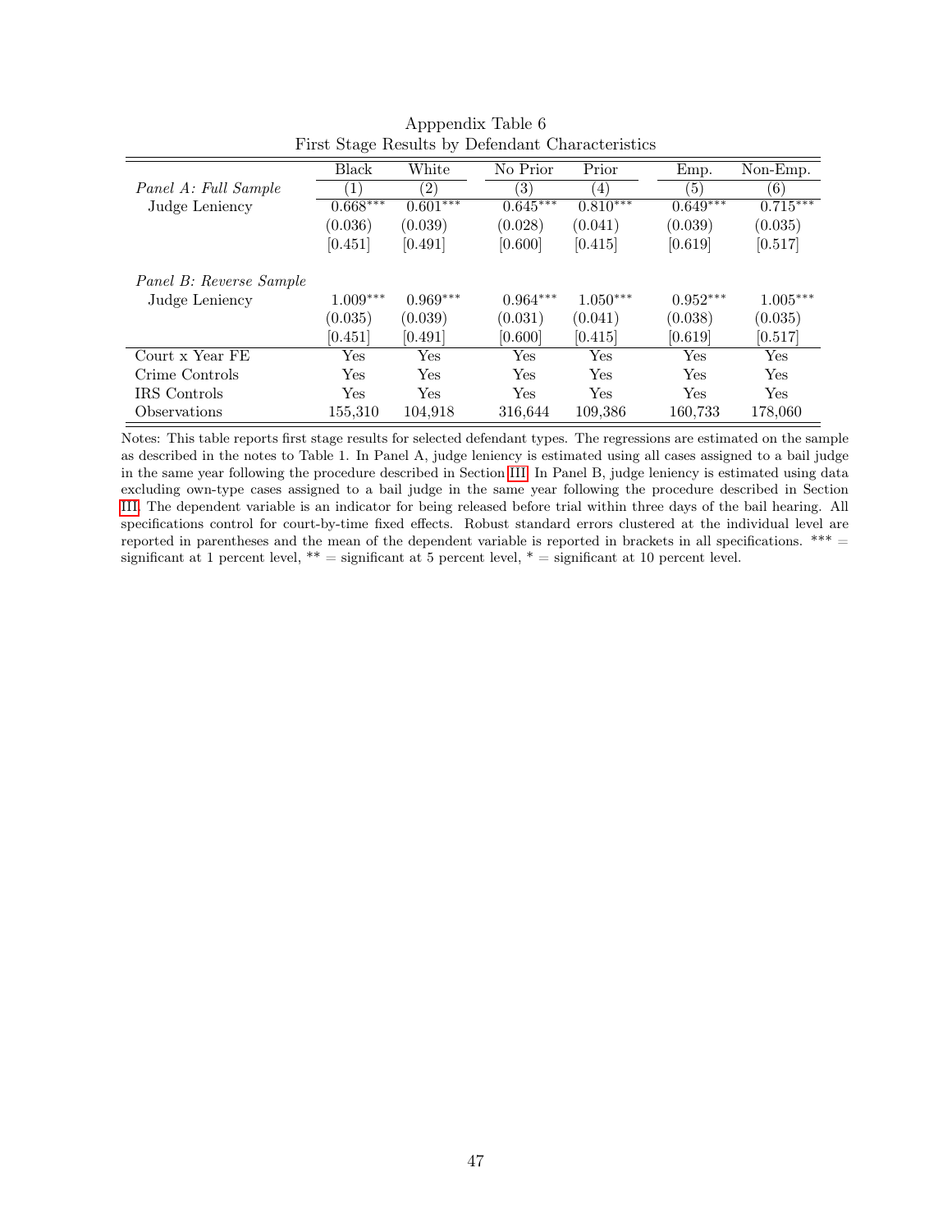Apppendix Table 6
First Stage Results by Defendant Characteristics

| | Black | White | No Prior | Prior | Emp. | Non-Emp. |
|---|---|---|---|---|---|---|
| *Panel A: Full Sample* | (1) | (2) | (3) | (4) | (5) | (6) |
| Judge Leniency | 0.668*** | 0.601*** | 0.645*** | 0.810*** | 0.649*** | 0.715*** |
| | (0.036) | (0.039) | (0.028) | (0.041) | (0.039) | (0.035) |
| | [0.451] | [0.491] | [0.600] | [0.415] | [0.619] | [0.517] |
| *Panel B: Reverse Sample* | | | | | | |
| Judge Leniency | 1.009*** | 0.969*** | 0.964*** | 1.050*** | 0.952*** | 1.005*** |
| | (0.035) | (0.039) | (0.031) | (0.041) | (0.038) | (0.035) |
| | [0.451] | [0.491] | [0.600] | [0.415] | [0.619] | [0.517] |
| Court x Year FE | Yes | Yes | Yes | Yes | Yes | Yes |
| Crime Controls | Yes | Yes | Yes | Yes | Yes | Yes |
| IRS Controls | Yes | Yes | Yes | Yes | Yes | Yes |
| Observations | 155,310 | 104,918 | 316,644 | 109,386 | 160,733 | 178,060 |

Notes: This table reports first stage results for selected defendant types. The regressions are estimated on the sample as described in the notes to Table 1. In Panel A, judge leniency is estimated using all cases assigned to a bail judge in the same year following the procedure described in Section III. In Panel B, judge leniency is estimated using data excluding own-type cases assigned to a bail judge in the same year following the procedure described in Section III. The dependent variable is an indicator for being released before trial within three days of the bail hearing. All specifications control for court-by-time fixed effects. Robust standard errors clustered at the individual level are reported in parentheses and the mean of the dependent variable is reported in brackets in all specifications. *** = significant at 1 percent level, ** = significant at 5 percent level, * = significant at 10 percent level.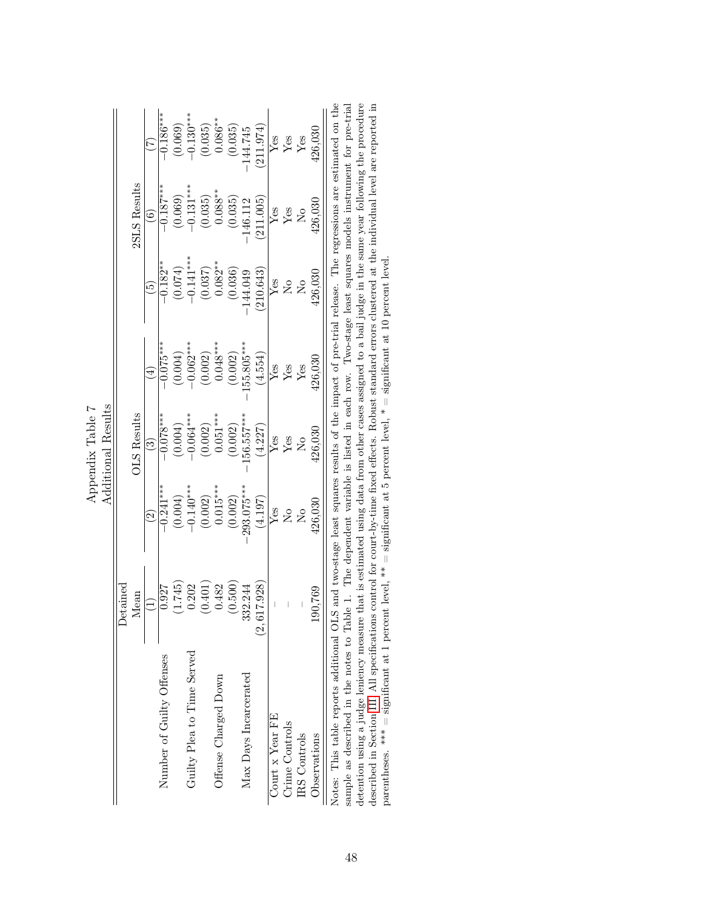# Appendix Table 7

## Additional Results

| | Detained Mean | OLS Results | | | 2SLS Results | | |
|---|---|---|---|---|---|---|---|
| | (1) | (2) | (3) | (4) | (5) | (6) | (7) |
| Number of Guilty Offenses | 0.927 | −0.241*** | −0.078*** | −0.075*** | −0.182** | −0.187*** | −0.186*** |
| | (1.745) | (0.004) | (0.004) | (0.004) | (0.074) | (0.069) | (0.069) |
| Guilty Plea to Time Served | 0.202 | −0.140*** | −0.064*** | −0.062*** | −0.141*** | −0.131*** | −0.130*** |
| | (0.401) | (0.002) | (0.002) | (0.002) | (0.037) | (0.035) | (0.035) |
| Offense Charged Down | 0.482 | 0.015*** | 0.051*** | 0.048*** | 0.082** | 0.088** | 0.086** |
| | (0.500) | (0.002) | (0.002) | (0.002) | (0.036) | (0.035) | (0.035) |
| Max Days Incarcerated | 332.244 | −293.075*** | −156.557*** | −155.805*** | −144.049 | −146.112 | −144.745 |
| | (2,617.928) | (4.197) | (4.227) | (4.554) | (210.643) | (211.005) | (211.974) |
| Court x Year FE | – | Yes | Yes | Yes | Yes | Yes | Yes |
| Crime Controls | – | No | Yes | Yes | No | Yes | Yes |
| IRS Controls | – | No | No | Yes | No | No | Yes |
| Observations | 190,769 | 426,030 | 426,030 | 426,030 | 426,030 | 426,030 | 426,030 |

Notes: This table reports additional OLS and two-stage least squares results of the impact of pre-trial release. The regressions are estimated on the sample as described in the notes to Table 1. The dependent variable is listed in each row. Two-stage least squares models instrument for pre-trial detention using a judge leniency measure that is estimated using data from other cases assigned to a bail judge in the same year following the procedure described in Section III. All specifications control for court-by-time fixed effects. Robust standard errors clustered at the individual level are reported in parentheses. *** = significant at 1 percent level, ** = significant at 5 percent level, * = significant at 10 percent level.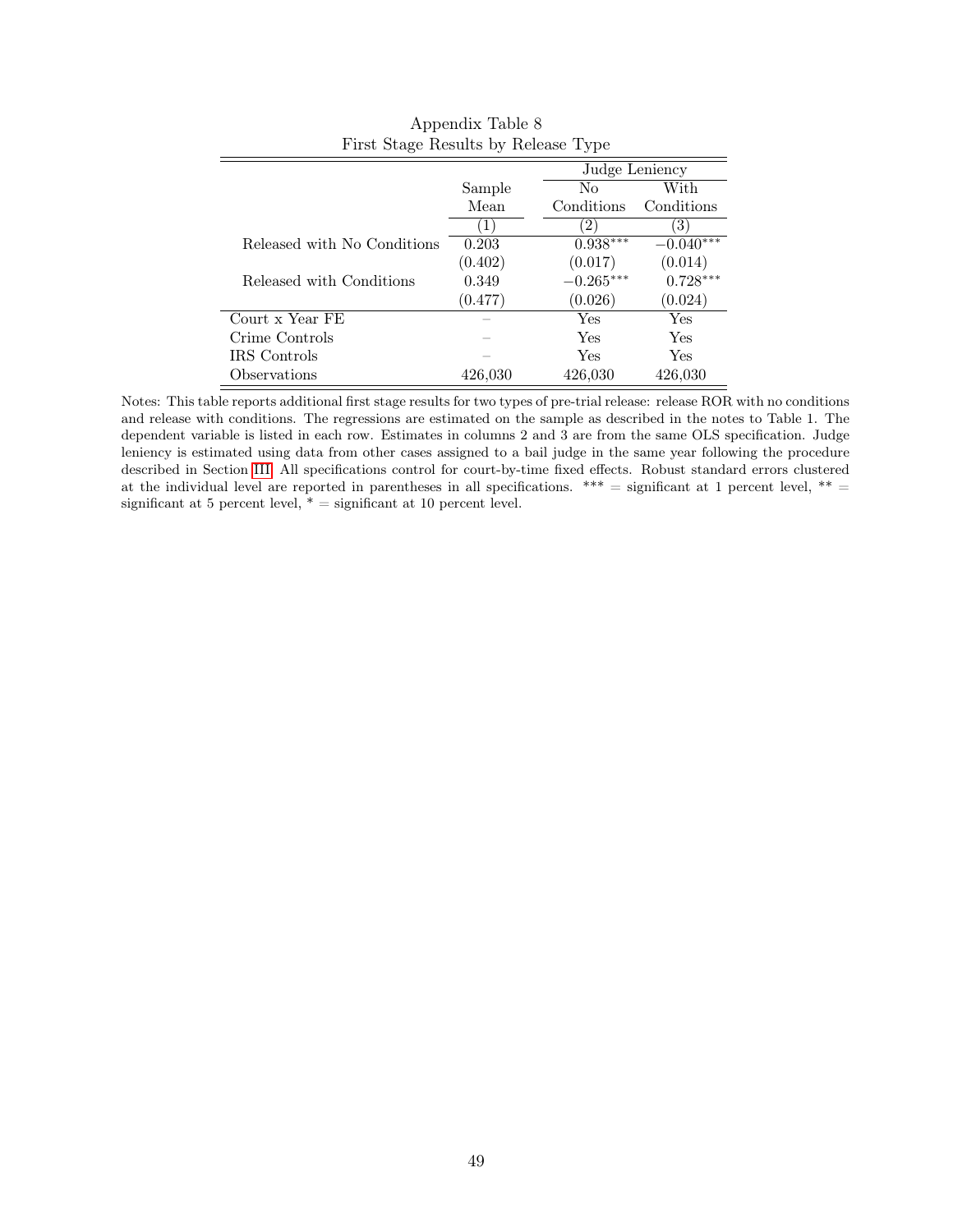Appendix Table 8

First Stage Results by Release Type

| | Sample Mean | Judge Leniency: No Conditions | Judge Leniency: With Conditions |
|---|---|---|---|
| | (1) | (2) | (3) |
| Released with No Conditions | 0.203 | $0.938^{***}$ | $-0.040^{***}$ |
| | (0.402) | (0.017) | (0.014) |
| Released with Conditions | 0.349 | $-0.265^{***}$ | $0.728^{***}$ |
| | (0.477) | (0.026) | (0.024) |
| Court x Year FE | – | Yes | Yes |
| Crime Controls | – | Yes | Yes |
| IRS Controls | – | Yes | Yes |
| Observations | 426,030 | 426,030 | 426,030 |

Notes: This table reports additional first stage results for two types of pre-trial release: release ROR with no conditions and release with conditions. The regressions are estimated on the sample as described in the notes to Table 1. The dependent variable is listed in each row. Estimates in columns 2 and 3 are from the same OLS specification. Judge leniency is estimated using data from other cases assigned to a bail judge in the same year following the procedure described in Section III. All specifications control for court-by-time fixed effects. Robust standard errors clustered at the individual level are reported in parentheses in all specifications. *** = significant at 1 percent level, ** = significant at 5 percent level, * = significant at 10 percent level.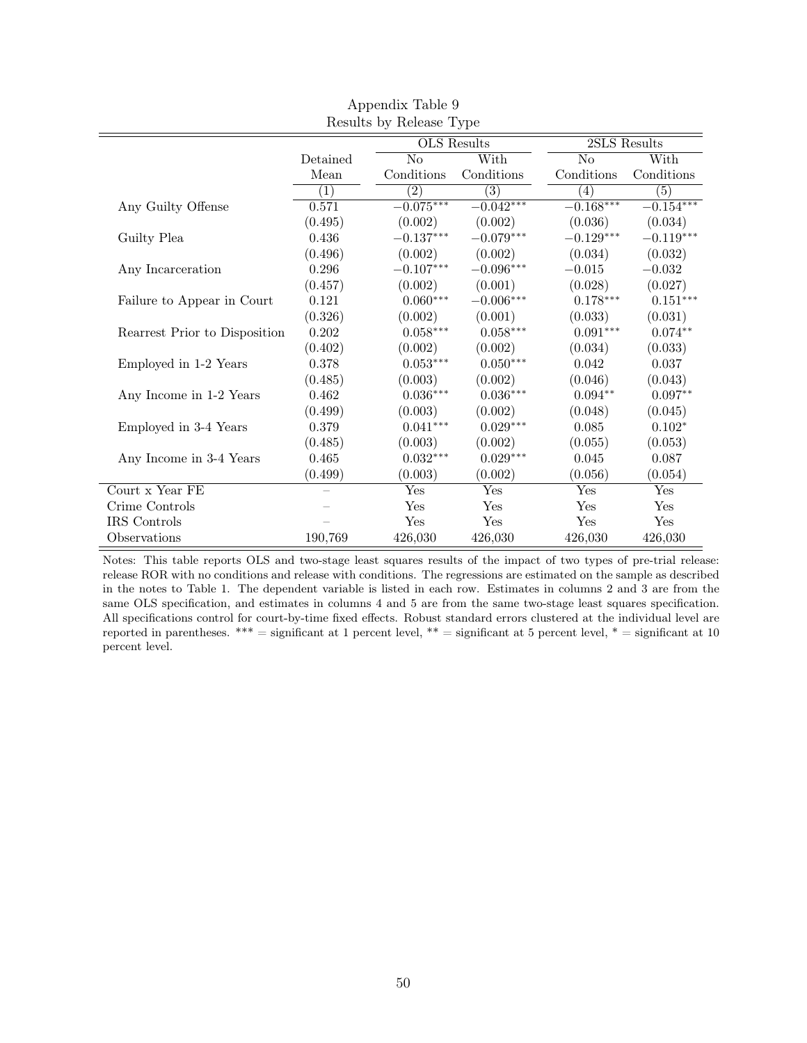Appendix Table 9
Results by Release Type

| | Detained Mean | OLS Results | | 2SLS Results | |
|---|---|---|---|---|---|
| | | No Conditions | With Conditions | No Conditions | With Conditions |
| | (1) | (2) | (3) | (4) | (5) |
| Any Guilty Offense | 0.571 | $-0.075^{***}$ | $-0.042^{***}$ | $-0.168^{***}$ | $-0.154^{***}$ |
| | (0.495) | (0.002) | (0.002) | (0.036) | (0.034) |
| Guilty Plea | 0.436 | $-0.137^{***}$ | $-0.079^{***}$ | $-0.129^{***}$ | $-0.119^{***}$ |
| | (0.496) | (0.002) | (0.002) | (0.034) | (0.032) |
| Any Incarceration | 0.296 | $-0.107^{***}$ | $-0.096^{***}$ | $-0.015$ | $-0.032$ |
| | (0.457) | (0.002) | (0.001) | (0.028) | (0.027) |
| Failure to Appear in Court | 0.121 | $0.060^{***}$ | $-0.006^{***}$ | $0.178^{***}$ | $0.151^{***}$ |
| | (0.326) | (0.002) | (0.001) | (0.033) | (0.031) |
| Rearrest Prior to Disposition | 0.202 | $0.058^{***}$ | $0.058^{***}$ | $0.091^{***}$ | $0.074^{**}$ |
| | (0.402) | (0.002) | (0.002) | (0.034) | (0.033) |
| Employed in 1-2 Years | 0.378 | $0.053^{***}$ | $0.050^{***}$ | 0.042 | 0.037 |
| | (0.485) | (0.003) | (0.002) | (0.046) | (0.043) |
| Any Income in 1-2 Years | 0.462 | $0.036^{***}$ | $0.036^{***}$ | $0.094^{**}$ | $0.097^{**}$ |
| | (0.499) | (0.003) | (0.002) | (0.048) | (0.045) |
| Employed in 3-4 Years | 0.379 | $0.041^{***}$ | $0.029^{***}$ | 0.085 | $0.102^{*}$ |
| | (0.485) | (0.003) | (0.002) | (0.055) | (0.053) |
| Any Income in 3-4 Years | 0.465 | $0.032^{***}$ | $0.029^{***}$ | 0.045 | 0.087 |
| | (0.499) | (0.003) | (0.002) | (0.056) | (0.054) |
| Court x Year FE | – | Yes | Yes | Yes | Yes |
| Crime Controls | – | Yes | Yes | Yes | Yes |
| IRS Controls | – | Yes | Yes | Yes | Yes |
| Observations | 190,769 | 426,030 | 426,030 | 426,030 | 426,030 |

Notes: This table reports OLS and two-stage least squares results of the impact of two types of pre-trial release: release ROR with no conditions and release with conditions. The regressions are estimated on the sample as described in the notes to Table 1. The dependent variable is listed in each row. Estimates in columns 2 and 3 are from the same OLS specification, and estimates in columns 4 and 5 are from the same two-stage least squares specification. All specifications control for court-by-time fixed effects. Robust standard errors clustered at the individual level are reported in parentheses. *** = significant at 1 percent level, ** = significant at 5 percent level, * = significant at 10 percent level.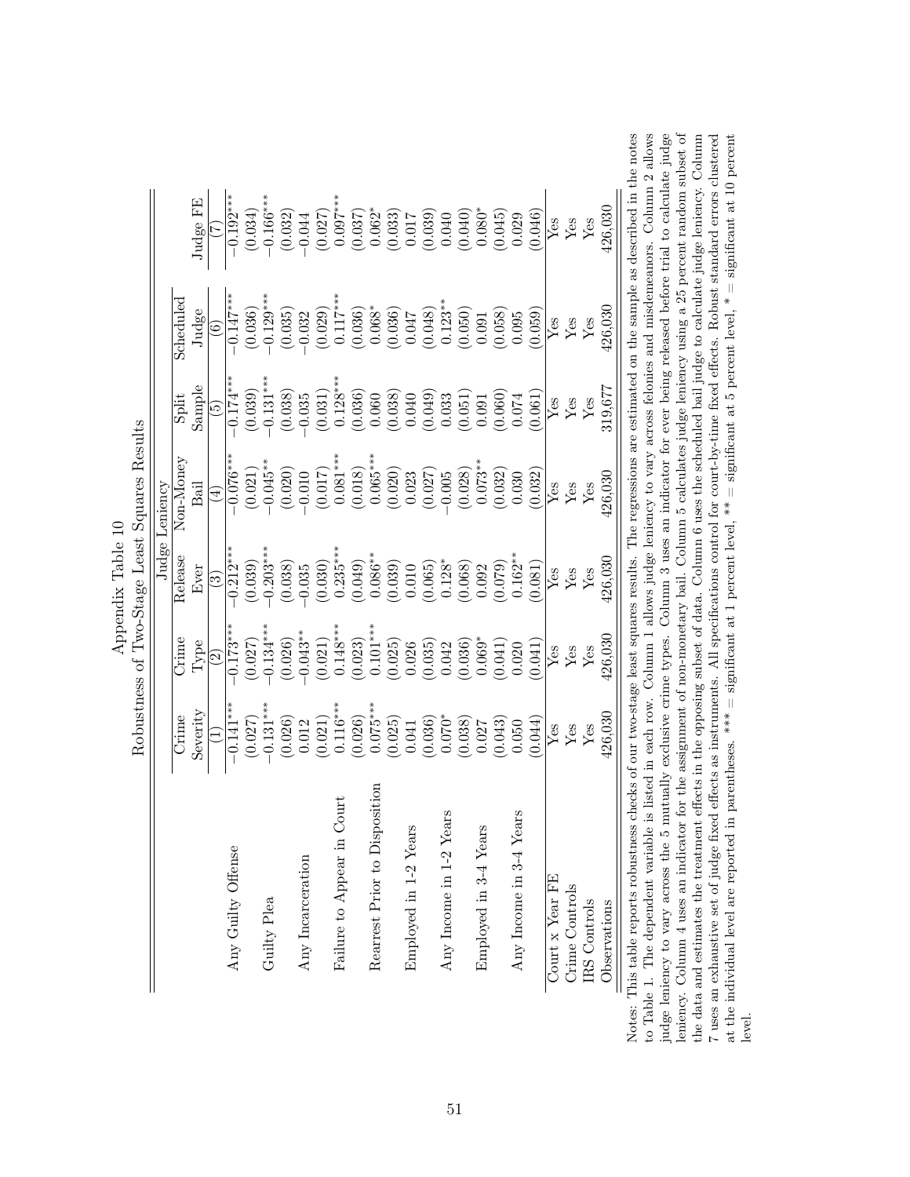Appendix Table 10

Robustness of Two-Stage Least Squares Results

| | Judge Leniency | | | | | | |
|---|---|---|---|---|---|---|---|
| | Crime Severity | Crime Type | Release Ever | Non-Money Bail | Split Sample | Scheduled Judge | Judge FE |
| | (1) | (2) | (3) | (4) | (5) | (6) | (7) |
| Any Guilty Offense | −0.141*** | −0.173*** | −0.212*** | −0.076*** | −0.174*** | −0.147*** | −0.192*** |
| | (0.027) | (0.027) | (0.039) | (0.021) | (0.039) | (0.036) | (0.034) |
| Guilty Plea | −0.131*** | −0.134*** | −0.203*** | −0.045** | −0.131*** | −0.129*** | −0.166*** |
| | (0.026) | (0.026) | (0.038) | (0.020) | (0.038) | (0.035) | (0.032) |
| Any Incarceration | 0.012 | −0.043** | −0.035 | −0.010 | −0.035 | −0.032 | −0.044 |
| | (0.021) | (0.021) | (0.030) | (0.017) | (0.031) | (0.029) | (0.027) |
| Failure to Appear in Court | 0.116*** | 0.148*** | 0.235*** | 0.081*** | 0.128*** | 0.117*** | 0.097*** |
| | (0.026) | (0.023) | (0.049) | (0.018) | (0.036) | (0.036) | (0.037) |
| Rearrest Prior to Disposition | 0.075*** | 0.101*** | 0.086** | 0.065*** | 0.060 | 0.068* | 0.062* |
| | (0.025) | (0.025) | (0.039) | (0.020) | (0.038) | (0.036) | (0.033) |
| Employed in 1-2 Years | 0.041 | 0.026 | 0.010 | 0.023 | 0.040 | 0.047 | 0.017 |
| | (0.036) | (0.035) | (0.065) | (0.027) | (0.049) | (0.048) | (0.039) |
| Any Income in 1-2 Years | 0.070* | 0.042 | 0.128* | −0.005 | 0.033 | 0.123** | 0.040 |
| | (0.038) | (0.036) | (0.068) | (0.028) | (0.051) | (0.050) | (0.040) |
| Employed in 3-4 Years | 0.027 | 0.069* | 0.092 | 0.073** | 0.091 | 0.091 | 0.080* |
| | (0.043) | (0.041) | (0.079) | (0.032) | (0.060) | (0.058) | (0.045) |
| Any Income in 3-4 Years | 0.050 | 0.020 | 0.162** | 0.030 | 0.074 | 0.095 | 0.029 |
| | (0.044) | (0.041) | (0.081) | (0.032) | (0.061) | (0.059) | (0.046) |
| Court x Year FE | Yes | Yes | Yes | Yes | Yes | Yes | Yes |
| Crime Controls | Yes | Yes | Yes | Yes | Yes | Yes | Yes |
| IRS Controls | Yes | Yes | Yes | Yes | Yes | Yes | Yes |
| Observations | 426,030 | 426,030 | 426,030 | 426,030 | 319,677 | 426,030 | 426,030 |

Notes: This table reports robustness checks of our two-stage least squares results. The regressions are estimated on the sample as described in the notes to Table 1. The dependent variable is listed in each row. Column 1 allows judge leniency to vary across felonies and misdemeanors. Column 2 allows judge leniency to vary across the 5 mutually exclusive crime types. Column 3 uses an indicator for ever being released before trial to calculate judge leniency. Column 4 uses an indicator for the assignment of non-monetary bail. Column 5 calculates judge leniency using a 25 percent random subset of the data and estimates the treatment effects in the opposing subset of data. Column 6 uses the scheduled bail judge to calculate judge leniency. Column 7 uses an exhaustive set of judge fixed effects as instruments. All specifications control for court-by-time fixed effects. Robust standard errors clustered at the individual level are reported in parentheses. *** = significant at 1 percent level, ** = significant at 5 percent level, * = significant at 10 percent level.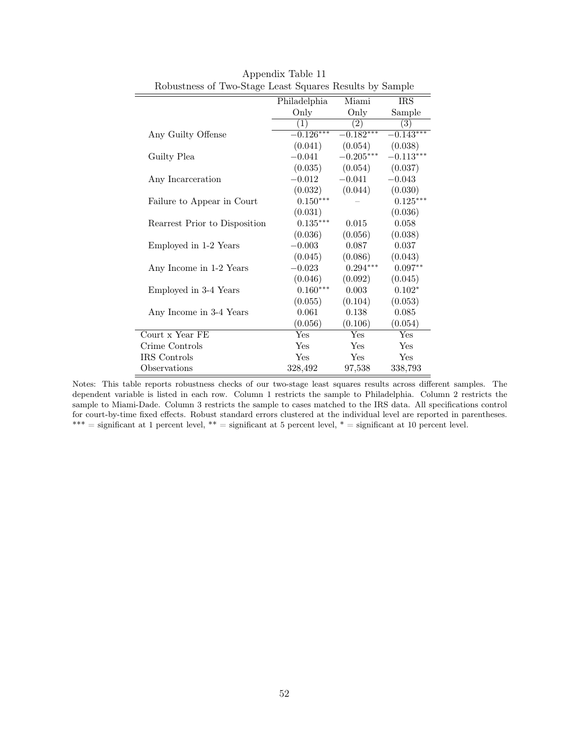Appendix Table 11

Robustness of Two-Stage Least Squares Results by Sample

| | Philadelphia Only | Miami Only | IRS Sample |
|---|---|---|---|
| | (1) | (2) | (3) |
| Any Guilty Offense | $-0.126^{***}$ | $-0.182^{***}$ | $-0.143^{***}$ |
| | (0.041) | (0.054) | (0.038) |
| Guilty Plea | $-0.041$ | $-0.205^{***}$ | $-0.113^{***}$ |
| | (0.035) | (0.054) | (0.037) |
| Any Incarceration | $-0.012$ | $-0.041$ | $-0.043$ |
| | (0.032) | (0.044) | (0.030) |
| Failure to Appear in Court | $0.150^{***}$ | – | $0.125^{***}$ |
| | (0.031) | | (0.036) |
| Rearrest Prior to Disposition | $0.135^{***}$ | 0.015 | 0.058 |
| | (0.036) | (0.056) | (0.038) |
| Employed in 1-2 Years | $-0.003$ | 0.087 | 0.037 |
| | (0.045) | (0.086) | (0.043) |
| Any Income in 1-2 Years | $-0.023$ | $0.294^{***}$ | $0.097^{**}$ |
| | (0.046) | (0.092) | (0.045) |
| Employed in 3-4 Years | $0.160^{***}$ | 0.003 | $0.102^{*}$ |
| | (0.055) | (0.104) | (0.053) |
| Any Income in 3-4 Years | 0.061 | 0.138 | 0.085 |
| | (0.056) | (0.106) | (0.054) |
| Court x Year FE | Yes | Yes | Yes |
| Crime Controls | Yes | Yes | Yes |
| IRS Controls | Yes | Yes | Yes |
| Observations | 328,492 | 97,538 | 338,793 |

Notes: This table reports robustness checks of our two-stage least squares results across different samples. The dependent variable is listed in each row. Column 1 restricts the sample to Philadelphia. Column 2 restricts the sample to Miami-Dade. Column 3 restricts the sample to cases matched to the IRS data. All specifications control for court-by-time fixed effects. Robust standard errors clustered at the individual level are reported in parentheses. *** = significant at 1 percent level, ** = significant at 5 percent level, * = significant at 10 percent level.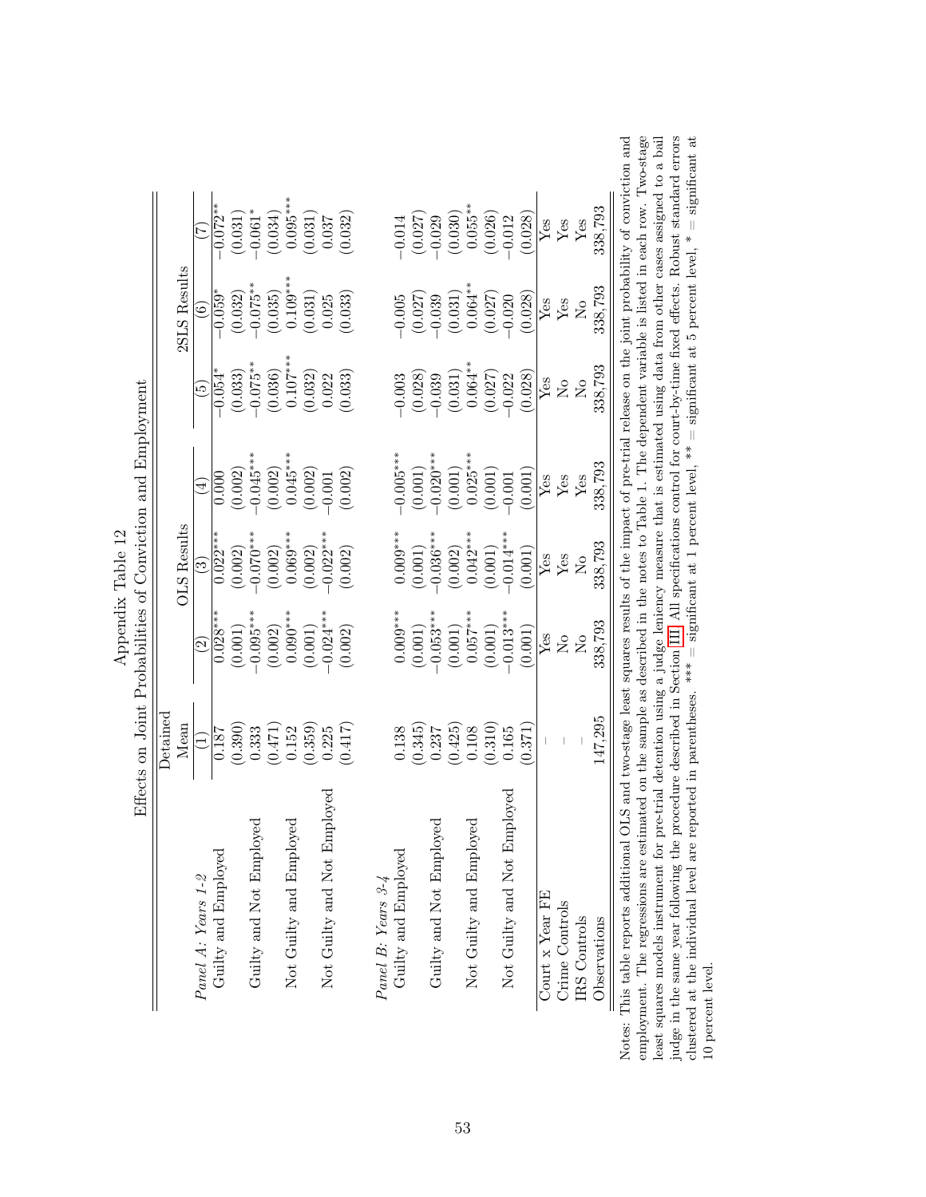# Appendix Table 12

## Effects on Joint Probabilities of Conviction and Employment

| | Detained Mean | OLS Results | | | 2SLS Results | | |
|---|---|---|---|---|---|---|---|
| | (1) | (2) | (3) | (4) | (5) | (6) | (7) |
| *Panel A: Years 1-2* | | | | | | | |
| Guilty and Employed | 0.187 | 0.028*** | 0.022*** | 0.000 | −0.054* | −0.059* | −0.072** |
| | (0.390) | (0.001) | (0.002) | (0.002) | (0.033) | (0.032) | (0.031) |
| Guilty and Not Employed | 0.333 | −0.095*** | −0.070*** | −0.045*** | −0.075** | −0.075** | −0.061* |
| | (0.471) | (0.002) | (0.002) | (0.002) | (0.036) | (0.035) | (0.034) |
| Not Guilty and Employed | 0.152 | 0.090*** | 0.069*** | 0.045*** | 0.107*** | 0.109*** | 0.095*** |
| | (0.359) | (0.001) | (0.002) | (0.002) | (0.032) | (0.031) | (0.031) |
| Not Guilty and Not Employed | 0.225 | −0.024*** | −0.022*** | −0.001 | 0.022 | 0.025 | 0.037 |
| | (0.417) | (0.002) | (0.002) | (0.002) | (0.033) | (0.033) | (0.032) |
| *Panel B: Years 3-4* | | | | | | | |
| Guilty and Employed | 0.138 | 0.009*** | 0.009*** | −0.005*** | −0.003 | −0.005 | −0.014 |
| | (0.345) | (0.001) | (0.001) | (0.001) | (0.028) | (0.027) | (0.027) |
| Guilty and Not Employed | 0.237 | −0.053*** | −0.036*** | −0.020*** | −0.039 | −0.039 | −0.029 |
| | (0.425) | (0.001) | (0.002) | (0.001) | (0.031) | (0.031) | (0.030) |
| Not Guilty and Employed | 0.108 | 0.057*** | 0.042*** | 0.025*** | 0.064** | 0.064** | 0.055** |
| | (0.310) | (0.001) | (0.001) | (0.001) | (0.027) | (0.027) | (0.026) |
| Not Guilty and Not Employed | 0.165 | −0.013*** | −0.014*** | −0.001 | −0.022 | −0.020 | −0.012 |
| | (0.371) | (0.001) | (0.001) | (0.001) | (0.028) | (0.028) | (0.028) |
| Court x Year FE | – | Yes | Yes | Yes | Yes | Yes | Yes |
| Crime Controls | – | No | Yes | Yes | No | Yes | Yes |
| IRS Controls | – | No | No | Yes | No | No | Yes |
| Observations | 147,295 | 338,793 | 338,793 | 338,793 | 338,793 | 338,793 | 338,793 |

Notes: This table reports additional OLS and two-stage least squares results of the impact of pre-trial release on the joint probability of conviction and employment. The regressions are estimated on the sample as described in the notes to Table 1. The dependent variable is listed in each row. Two-stage least squares models instrument for pre-trial detention using a judge leniency measure that is estimated using data from other cases assigned to a bail judge in the same year following the procedure described in Section III. All specifications control for court-by-time fixed effects. Robust standard errors clustered at the individual level are reported in parentheses. *** = significant at 1 percent level, ** = significant at 5 percent level, * = significant at 10 percent level.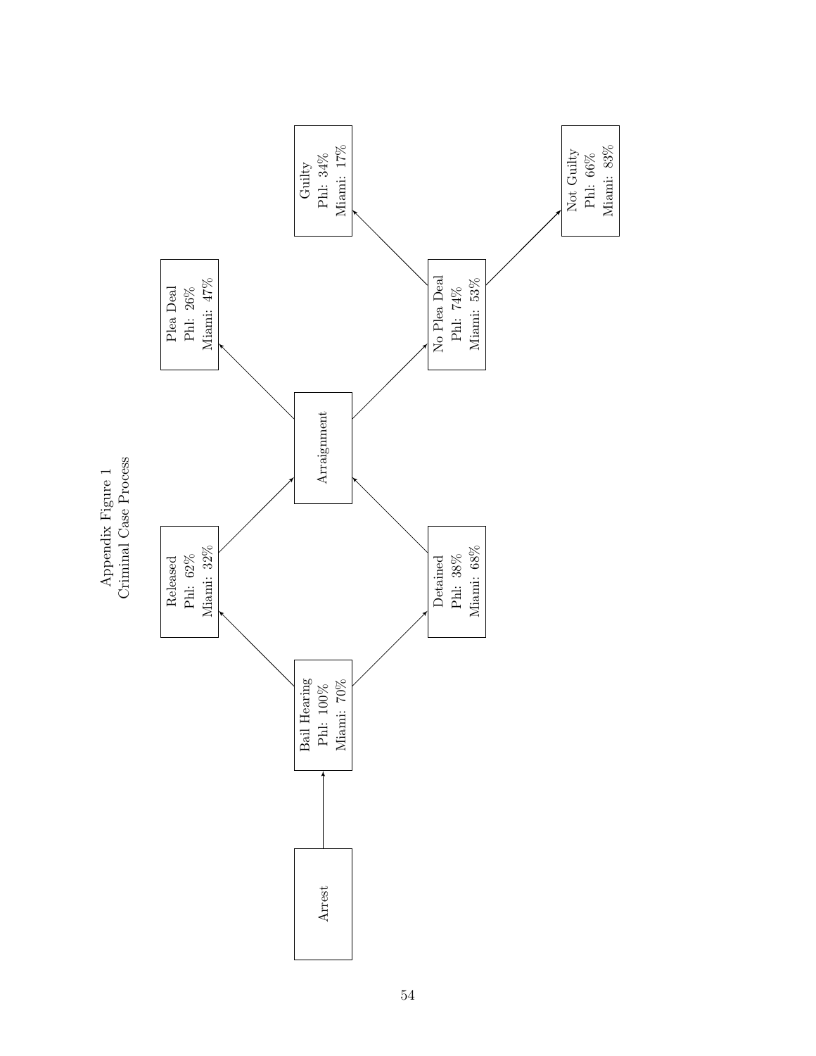Appendix Figure 1
Criminal Case Process

Arrest

Bail Hearing
Phl: 100%
Miami: 70%

Released
Phl: 62%
Miami: 32%

Detained
Phl: 38%
Miami: 68%

Arraignment

Plea Deal
Phl: 26%
Miami: 47%

No Plea Deal
Phl: 74%
Miami: 53%

Guilty
Phl: 34%
Miami: 17%

Not Guilty
Phl: 66%
Miami: 83%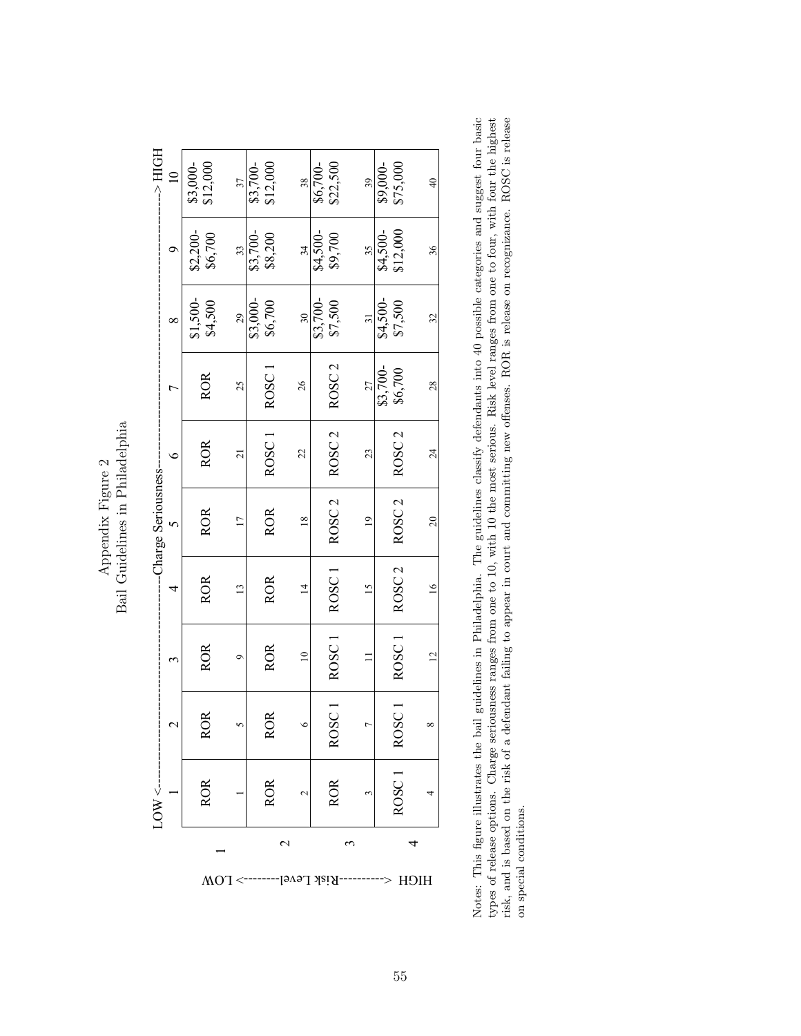Appendix Figure 2
Bail Guidelines in Philadelphia

| Risk Level (LOW → HIGH) \ Charge Seriousness (LOW → HIGH) | 1 | 2 | 3 | 4 | 5 | 6 | 7 | 8 | 9 | 10 |
|---|---|---|---|---|---|---|---|---|---|---|
| 1 | ROR (1) | ROR (5) | ROR (9) | ROR (13) | ROR (17) | ROR (21) | ROR (25) | \$1,500-\$4,500 (29) | \$2,200-\$6,700 (33) | \$3,000-\$12,000 (37) |
| 2 | ROR (2) | ROR (6) | ROR (10) | ROR (14) | ROR (18) | ROSC 1 (22) | ROSC 1 (26) | \$3,000-\$6,700 (30) | \$3,700-\$8,200 (34) | \$3,700-\$12,000 (38) |
| 3 | ROR (3) | ROSC 1 (7) | ROSC 1 (11) | ROSC 1 (15) | ROSC 2 (19) | ROSC 2 (23) | ROSC 2 (27) | \$3,700-\$7,500 (31) | \$4,500-\$9,700 (35) | \$6,700-\$22,500 (39) |
| 4 | ROSC 1 (4) | ROSC 1 (8) | ROSC 1 (12) | ROSC 2 (16) | ROSC 2 (20) | ROSC 2 (24) | \$3,700-\$6,700 (28) | \$4,500-\$7,500 (32) | \$4,500-\$12,000 (36) | \$9,000-\$75,000 (40) |

Notes: This figure illustrates the bail guidelines in Philadelphia. The guidelines classify defendants into 40 possible categories and suggest four basic types of release options. Charge seriousness ranges from one to 10, with 10 the most serious. Risk level ranges from one to four, with four the highest risk, and is based on the risk of a defendant failing to appear in court and committing new offenses. ROR is release on recognizance. ROSC is release on special conditions.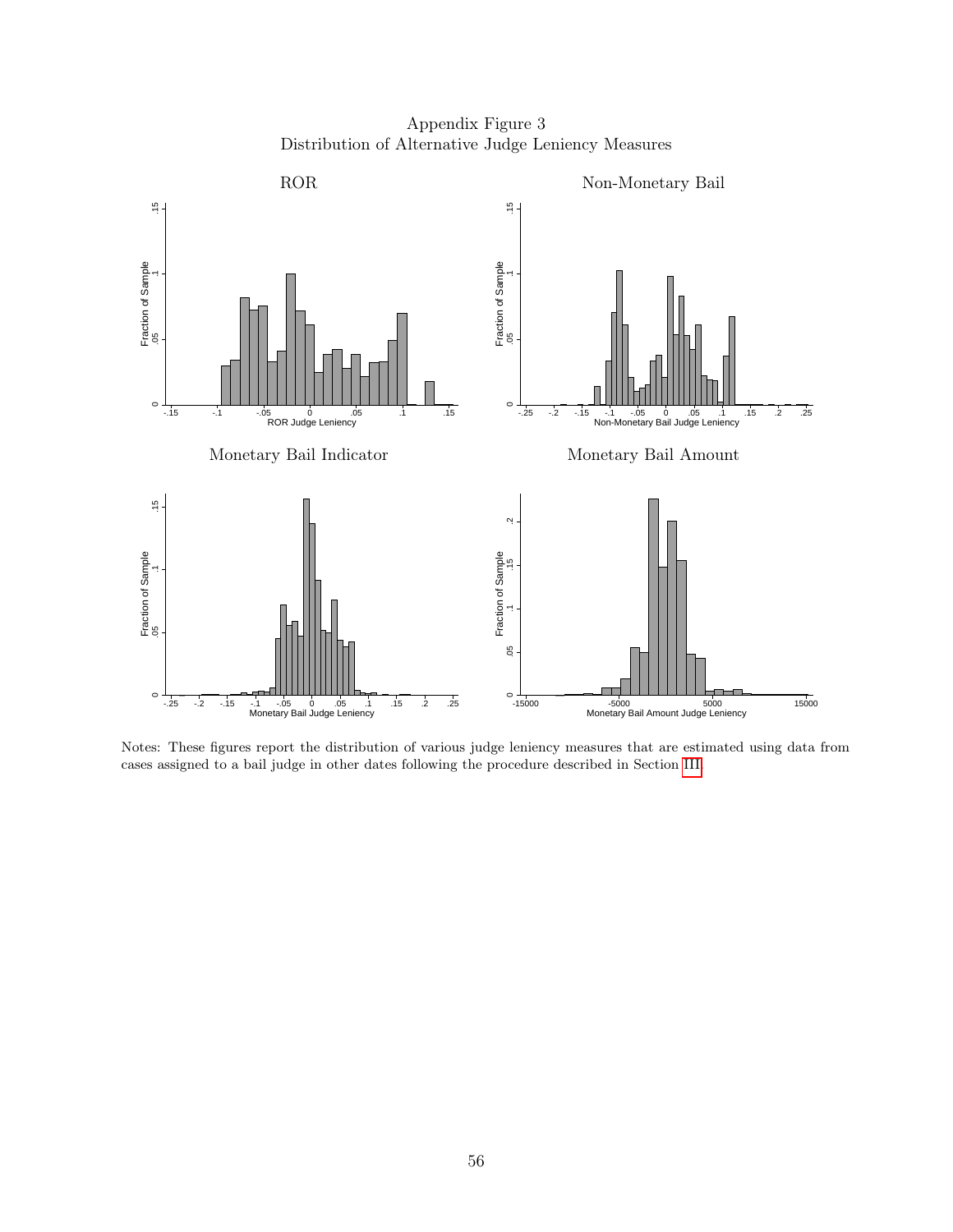Appendix Figure 3
Distribution of Alternative Judge Leniency Measures

Notes: These figures report the distribution of various judge leniency measures that are estimated using data from cases assigned to a bail judge in other dates following the procedure described in Section III.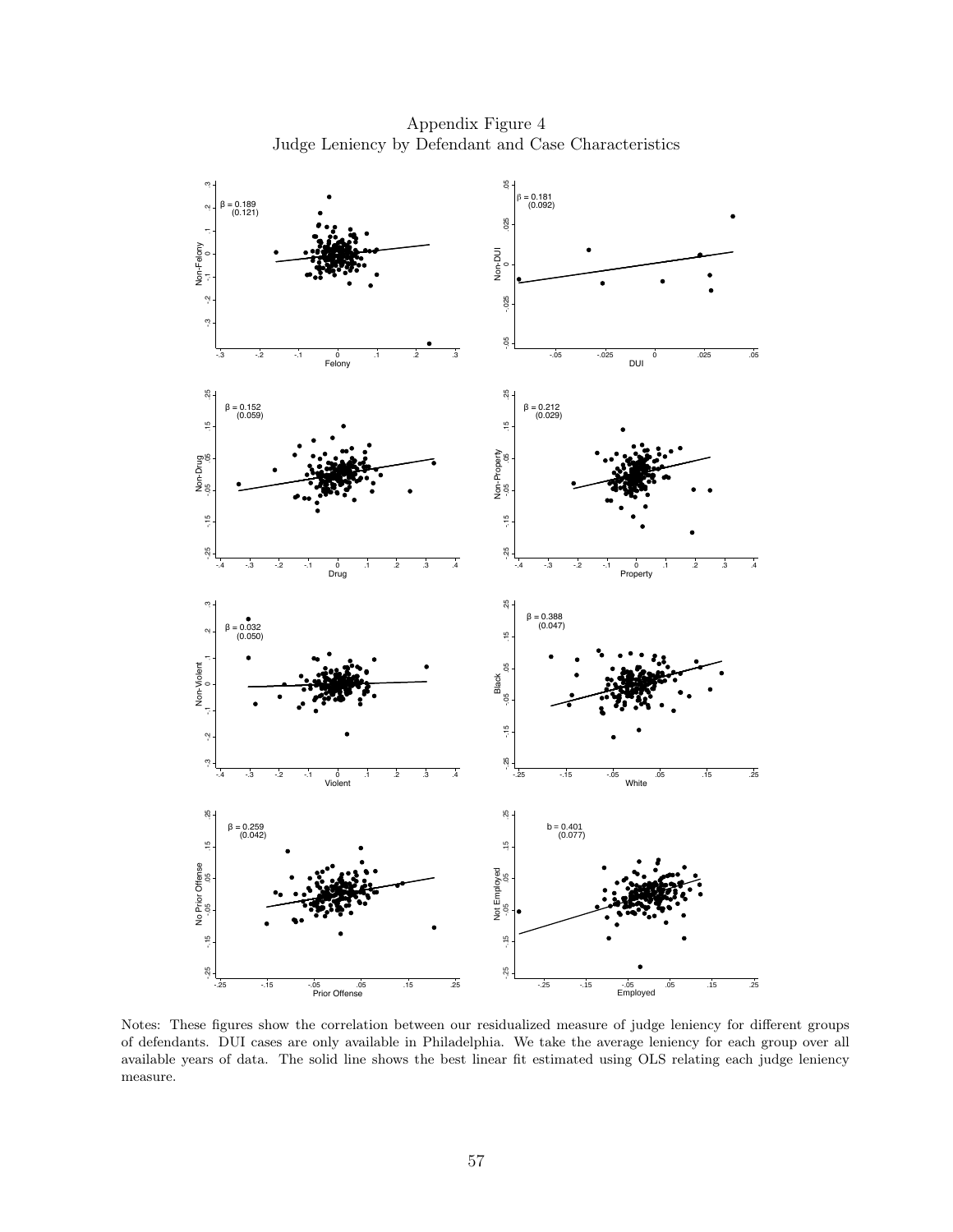Appendix Figure 4
Judge Leniency by Defendant and Case Characteristics

β = 0.189
(0.121)

Non-Felony

Felony

β = 0.181
(0.092)

Non-DUI

DUI

β = 0.152
(0.059)

Non-Drug

Drug

β = 0.212
(0.029)

Non-Property

Property

β = 0.032
(0.050)

Non-Violent

Violent

β = 0.388
(0.047)

Black

White

β = 0.259
(0.042)

No Prior Offense

Prior Offense

b = 0.401
(0.077)

Not Employed

Employed

Notes: These figures show the correlation between our residualized measure of judge leniency for different groups of defendants. DUI cases are only available in Philadelphia. We take the average leniency for each group over all available years of data. The solid line shows the best linear fit estimated using OLS relating each judge leniency measure.